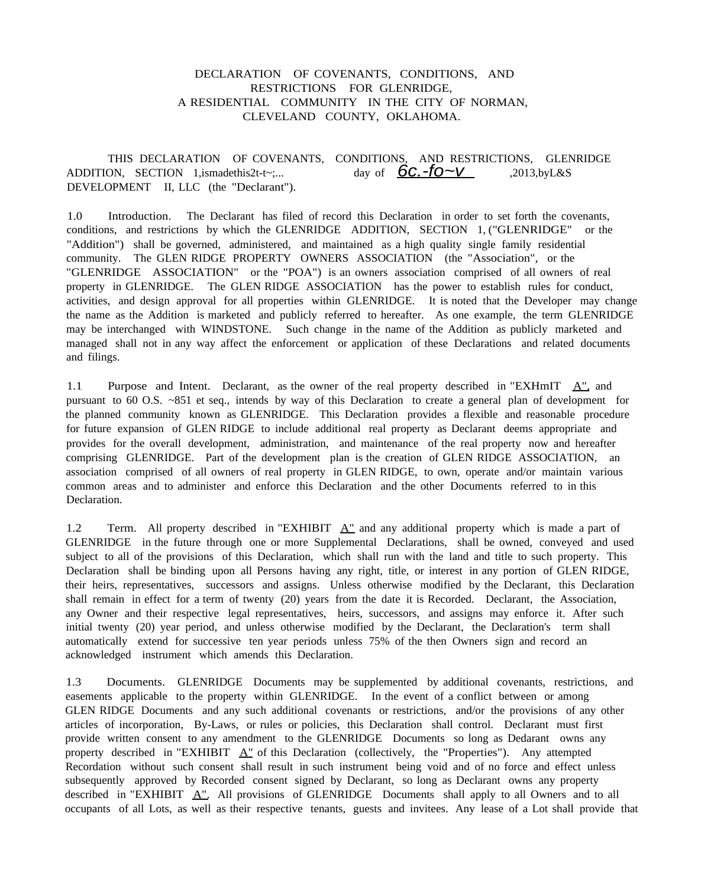# DECLARATION OF COVENANTS, CONDITIONS, AND RESTRICTIONS FOR GLENRIDGE, A RESIDENTIAL COMMUNITY IN THE CITY OF NORMAN, CLEVELAND COUNTY, OKLAHOMA.

THIS DECLARATION OF COVENANTS, CONDITIONS, AND RESTRICTIONS, GLENRIDGE ADDITION, SECTION 1,ismadethis2t-t~;... day of 6c.-fo~v ,2013,byL&S DEVELOPMENT II, LLC (the "Declarant").

1.0 Introduction. The Declarant has filed of record this Declaration in order to set forth the covenants, conditions, and restrictions by which the GLENRIDGE ADDITION, SECTION 1, ("GLENRIDGE" or the "Addition") shall be governed, administered, and maintained as a high quality single family residential community. The GLEN RIDGE PROPERTY OWNERS ASSOCIATION (the "Association", or the "GLENRIDGE ASSOCIATION" or the "POA") is an owners association comprised of all owners of real property in GLENRIDGE. The GLEN RIDGE ASSOCIATION has the power to establish rules for conduct, activities, and design approval for all properties within GLENRIDGE. It is noted that the Developer may change the name as the Addition is marketed and publicly referred to hereafter. As one example, the term GLENRIDGE may be interchanged with WINDSTONE. Such change in the name of the Addition as publicly marketed and managed shall not in any way affect the enforcement or application of these Declarations and related documents and filings.

1.1 Purpose and Intent. Declarant, as the owner of the real property described in "EXHmIT A", and pursuant to 60 O.S. ~851 et seq., intends by way of this Declaration to create a general plan of development for the planned community known as GLENRIDGE. This Declaration provides a flexible and reasonable procedure for future expansion of GLEN RIDGE to include additional real property as Declarant deems appropriate and provides for the overall development, administration, and maintenance of the real property now and hereafter comprising GLENRIDGE. Part of the development plan is the creation of GLEN RIDGE ASSOCIATION, an association comprised of all owners of real property in GLEN RIDGE, to own, operate and/or maintain various common areas and to administer and enforce this Declaration and the other Documents referred to in this Declaration.

1.2 Term. All property described in "EXHIBIT A" and any additional property which is made a part of GLENRIDGE in the future through one or more Supplemental Declarations, shall be owned, conveyed and used subject to all of the provisions of this Declaration, which shall run with the land and title to such property. This Declaration shall be binding upon all Persons having any right, title, or interest in any portion of GLEN RIDGE, their heirs, representatives, successors and assigns. Unless otherwise modified by the Declarant, this Declaration shall remain in effect for a term of twenty (20) years from the date it is Recorded. Declarant, the Association, any Owner and their respective legal representatives, heirs, successors, and assigns may enforce it. After such initial twenty (20) year period, and unless otherwise modified by the Declarant, the Declaration's term shall automatically extend for successive ten year periods unless 75% of the then Owners sign and record an acknowledged instrument which amends this Declaration.

1.3 Documents. GLENRIDGE Documents may be supplemented by additional covenants, restrictions, and easements applicable to the property within GLENRIDGE. In the event of a conflict between or among GLEN RIDGE Documents and any such additional covenants or restrictions, and/or the provisions of any other articles of incorporation, By-Laws, or rules or policies, this Declaration shall control. Declarant must first provide written consent to any amendment to the GLENRIDGE Documents so long as Dedarant owns any property described in "EXHIBIT A" of this Declaration (collectively, the "Properties"). Any attempted Recordation without such consent shall result in such instrument being void and of no force and effect unless subsequently approved by Recorded consent signed by Declarant, so long as Declarant owns any property described in "EXHIBIT A". All provisions of GLENRIDGE Documents shall apply to all Owners and to all occupants of all Lots, as well as their respective tenants, guests and invitees. Any lease of a Lot shall provide that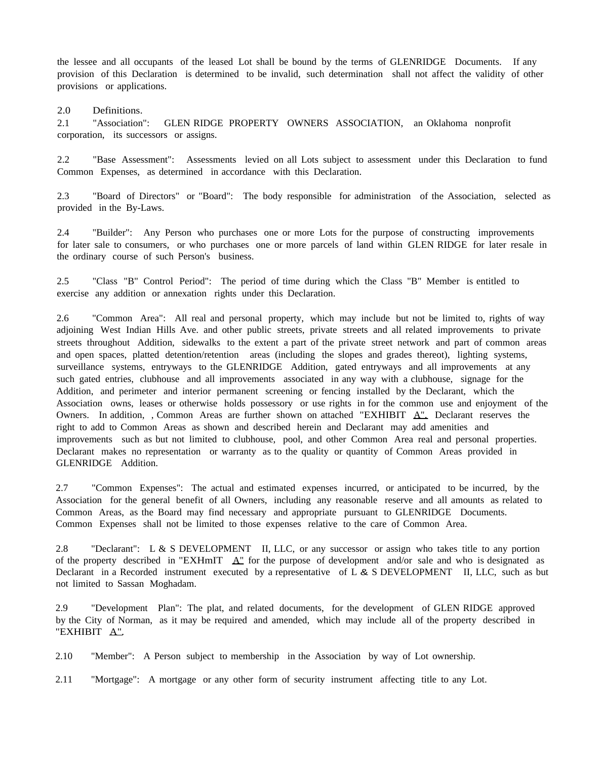the lessee and all occupants of the leased Lot shall be bound by the terms of GLENRIDGE Documents. If any provision of this Declaration is determined to be invalid, such determination shall not affect the validity of other provisions or applications.

2.0 Definitions.

2.1 "Association": GLEN RIDGE PROPERTY OWNERS ASSOCIATION, an Oklahoma nonprofit corporation, its successors or assigns.

2.2 "Base Assessment": Assessments levied on all Lots subject to assessment under this Declaration to fund Common Expenses, as determined in accordance with this Declaration.

2.3 "Board of Directors" or "Board": The body responsible for administration of the Association, selected as provided in the By-Laws.

2.4 "Builder": Any Person who purchases one or more Lots for the purpose of constructing improvements for later sale to consumers, or who purchases one or more parcels of land within GLEN RIDGE for later resale in the ordinary course of such Person's business.

2.5 "Class "B" Control Period": The period of time during which the Class "B" Member is entitled to exercise any addition or annexation rights under this Declaration.

2.6 "Common Area": All real and personal property, which may include but not be limited to, rights of way adjoining West Indian Hills Ave. and other public streets, private streets and all related improvements to private streets throughout Addition, sidewalks to the extent a part of the private street network and part of common areas and open spaces, platted detention/retention areas (including the slopes and grades thereot), lighting systems, surveillance systems, entryways to the GLENRIDGE Addition, gated entryways and all improvements at any such gated entries, clubhouse and all improvements associated in any way with a clubhouse, signage for the Addition, and perimeter and interior permanent screening or fencing installed by the Declarant, which the Association owns, leases or otherwise holds possessory or use rights in for the common use and enjoyment of the Owners. In addition, , Common Areas are further shown on attached "EXHIBIT A". Declarant reserves the right to add to Common Areas as shown and described herein and Declarant may add amenities and improvements such as but not limited to clubhouse, pool, and other Common Area real and personal properties. Declarant makes no representation or warranty as to the quality or quantity of Common Areas provided in GLENRIDGE Addition.

2.7 "Common Expenses": The actual and estimated expenses incurred, or anticipated to be incurred, by the Association for the general benefit of all Owners, including any reasonable reserve and all amounts as related to Common Areas, as the Board may find necessary and appropriate pursuant to GLENRIDGE Documents. Common Expenses shall not be limited to those expenses relative to the care of Common Area.

2.8 "Declarant": L & S DEVELOPMENT II, LLC, or any successor or assign who takes title to any portion of the property described in "EXHmIT A" for the purpose of development and/or sale and who is designated as Declarant in a Recorded instrument executed by a representative of L & S DEVELOPMENT II, LLC, such as but not limited to Sassan Moghadam.

2.9 "Development Plan": The plat, and related documents, for the development of GLEN RIDGE approved by the City of Norman, as it may be required and amended, which may include all of the property described in "EXHIBIT A".

2.10 "Member": A Person subject to membership in the Association by way of Lot ownership.

2.11 "Mortgage": A mortgage or any other form of security instrument affecting title to any Lot.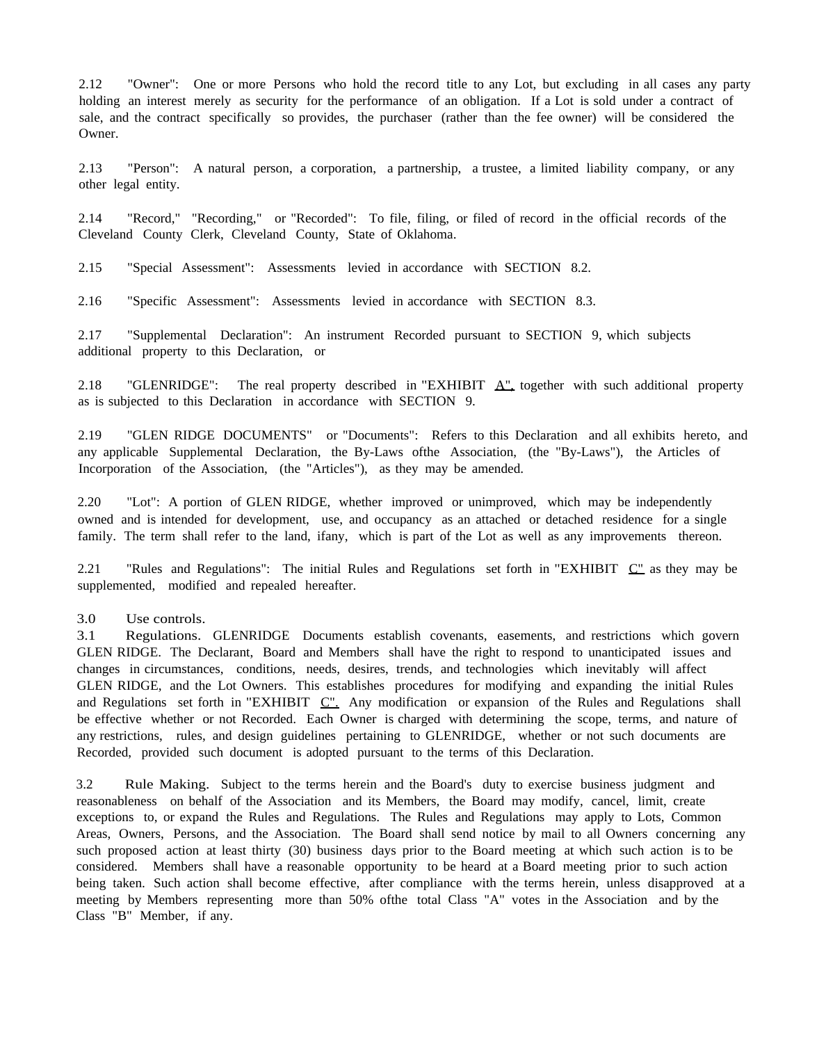2.12 "Owner": One or more Persons who hold the record title to any Lot, but excluding in all cases any party holding an interest merely as security for the performance of an obligation. If a Lot is sold under a contract of sale, and the contract specifically so provides, the purchaser (rather than the fee owner) will be considered the Owner.

2.13 "Person": A natural person, a corporation, a partnership, a trustee, a limited liability company, or any other legal entity.

2.14 "Record," "Recording," or "Recorded": To file, filing, or filed of record in the official records of the Cleveland County Clerk, Cleveland County, State of Oklahoma.

2.15 "Special Assessment": Assessments levied in accordance with SECTION 8.2.

2.16 "Specific Assessment": Assessments levied in accordance with SECTION 8.3.

2.17 "Supplemental Declaration": An instrument Recorded pursuant to SECTION 9, which subjects additional property to this Declaration, or

2.18 "GLENRIDGE": The real property described in "EXHIBIT A", together with such additional property as is subjected to this Declaration in accordance with SECTION 9.

2.19 "GLEN RIDGE DOCUMENTS" or "Documents": Refers to this Declaration and all exhibits hereto, and any applicable Supplemental Declaration, the By-Laws ofthe Association, (the "By-Laws"), the Articles of Incorporation of the Association, (the "Articles"), as they may be amended.

2.20 "Lot": A portion of GLEN RIDGE, whether improved or unimproved, which may be independently owned and is intended for development, use, and occupancy as an attached or detached residence for a single family. The term shall refer to the land, ifany, which is part of the Lot as well as any improvements thereon.

2.21 "Rules and Regulations": The initial Rules and Regulations set forth in "EXHIBIT C" as they may be supplemented, modified and repealed hereafter.

3.0 Use controls.

3.1 Regulations. GLENRIDGE Documents establish covenants, easements, and restrictions which govern GLEN RIDGE. The Declarant, Board and Members shall have the right to respond to unanticipated issues and changes in circumstances, conditions, needs, desires, trends, and technologies which inevitably will affect GLEN RIDGE, and the Lot Owners. This establishes procedures for modifying and expanding the initial Rules and Regulations set forth in "EXHIBIT C". Any modification or expansion of the Rules and Regulations shall be effective whether or not Recorded. Each Owner is charged with determining the scope, terms, and nature of any restrictions, rules, and design guidelines pertaining to GLENRIDGE, whether or not such documents are Recorded, provided such document is adopted pursuant to the terms of this Declaration.

3.2 Rule Making. Subject to the terms herein and the Board's duty to exercise business judgment and reasonableness on behalf of the Association and its Members, the Board may modify, cancel, limit, create exceptions to, or expand the Rules and Regulations. The Rules and Regulations may apply to Lots, Common Areas, Owners, Persons, and the Association. The Board shall send notice by mail to all Owners concerning any such proposed action at least thirty (30) business days prior to the Board meeting at which such action is to be considered. Members shall have a reasonable opportunity to be heard at a Board meeting prior to such action being taken. Such action shall become effective, after compliance with the terms herein, unless disapproved at a meeting by Members representing more than 50% ofthe total Class "A" votes in the Association and by the Class "B" Member, if any.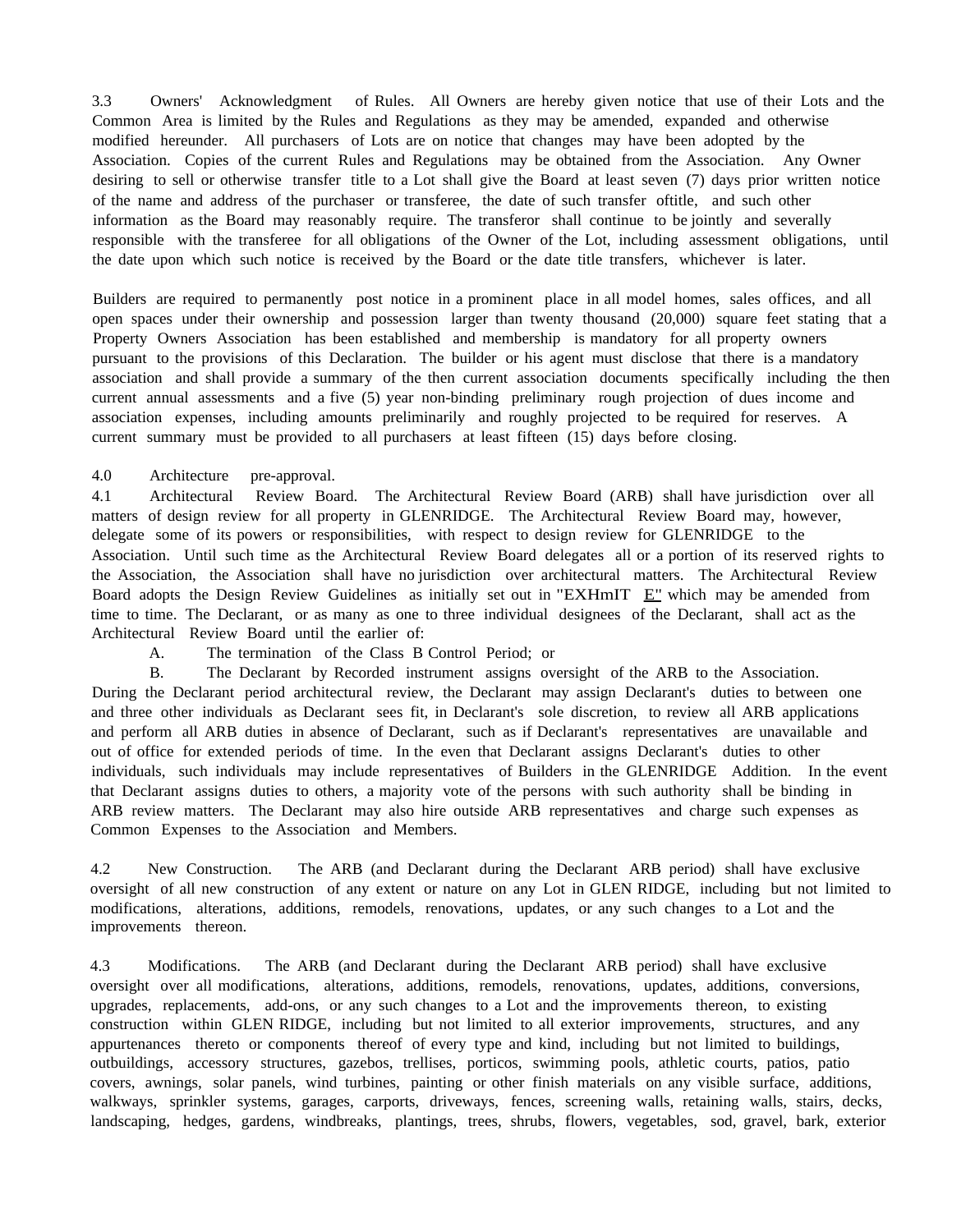3.3 Owners' Acknowledgment of Rules. All Owners are hereby given notice that use of their Lots and the Common Area is limited by the Rules and Regulations as they may be amended, expanded and otherwise modified hereunder. All purchasers of Lots are on notice that changes may have been adopted by the Association. Copies of the current Rules and Regulations may be obtained from the Association. Any Owner desiring to sell or otherwise transfer title to a Lot shall give the Board at least seven (7) days prior written notice of the name and address of the purchaser or transferee, the date of such transfer oftitle, and such other information as the Board may reasonably require. The transferor shall continue to be jointly and severally responsible with the transferee for all obligations of the Owner of the Lot, including assessment obligations, until the date upon which such notice is received by the Board or the date title transfers, whichever is later.

Builders are required to permanently post notice in a prominent place in all model homes, sales offices, and all open spaces under their ownership and possession larger than twenty thousand (20,000) square feet stating that a Property Owners Association has been established and membership is mandatory for all property owners pursuant to the provisions of this Declaration. The builder or his agent must disclose that there is a mandatory association and shall provide a summary of the then current association documents specifically including the then current annual assessments and a five (5) year non-binding preliminary rough projection of dues income and association expenses, including amounts preliminarily and roughly projected to be required for reserves. A current summary must be provided to all purchasers at least fifteen (15) days before closing.

4.0 Architecture pre-approval.

4.1 Architectural Review Board. The Architectural Review Board (ARB) shall have jurisdiction over all matters of design review for all property in GLENRIDGE. The Architectural Review Board may, however, delegate some of its powers or responsibilities, with respect to design review for GLENRIDGE to the Association. Until such time as the Architectural Review Board delegates all or a portion of its reserved rights to the Association, the Association shall have no jurisdiction over architectural matters. The Architectural Review Board adopts the Design Review Guidelines as initially set out in "EXHmIT E" which may be amended from time to time. The Declarant, or as many as one to three individual designees of the Declarant, shall act as the Architectural Review Board until the earlier of:

A. The termination of the Class B Control Period; or

B. The Declarant by Recorded instrument assigns oversight of the ARB to the Association.

During the Declarant period architectural review, the Declarant may assign Declarant's duties to between one and three other individuals as Declarant sees fit, in Declarant's sole discretion, to review all ARB applications and perform all ARB duties in absence of Declarant, such as if Declarant's representatives are unavailable and out of office for extended periods of time. In the even that Declarant assigns Declarant's duties to other individuals, such individuals may include representatives of Builders in the GLENRIDGE Addition. In the event that Declarant assigns duties to others, a majority vote of the persons with such authority shall be binding in ARB review matters. The Declarant may also hire outside ARB representatives and charge such expenses as Common Expenses to the Association and Members.

4.2 New Construction. The ARB (and Declarant during the Declarant ARB period) shall have exclusive oversight of all new construction of any extent or nature on any Lot in GLEN RIDGE, including but not limited to modifications, alterations, additions, remodels, renovations, updates, or any such changes to a Lot and the improvements thereon.

4.3 Modifications. The ARB (and Declarant during the Declarant ARB period) shall have exclusive oversight over all modifications, alterations, additions, remodels, renovations, updates, additions, conversions, upgrades, replacements, add-ons, or any such changes to a Lot and the improvements thereon, to existing construction within GLEN RIDGE, including but not limited to all exterior improvements, structures, and any appurtenances thereto or components thereof of every type and kind, including but not limited to buildings, outbuildings, accessory structures, gazebos, trellises, porticos, swimming pools, athletic courts, patios, patio covers, awnings, solar panels, wind turbines, painting or other finish materials on any visible surface, additions, walkways, sprinkler systems, garages, carports, driveways, fences, screening walls, retaining walls, stairs, decks, landscaping, hedges, gardens, windbreaks, plantings, trees, shrubs, flowers, vegetables, sod, gravel, bark, exterior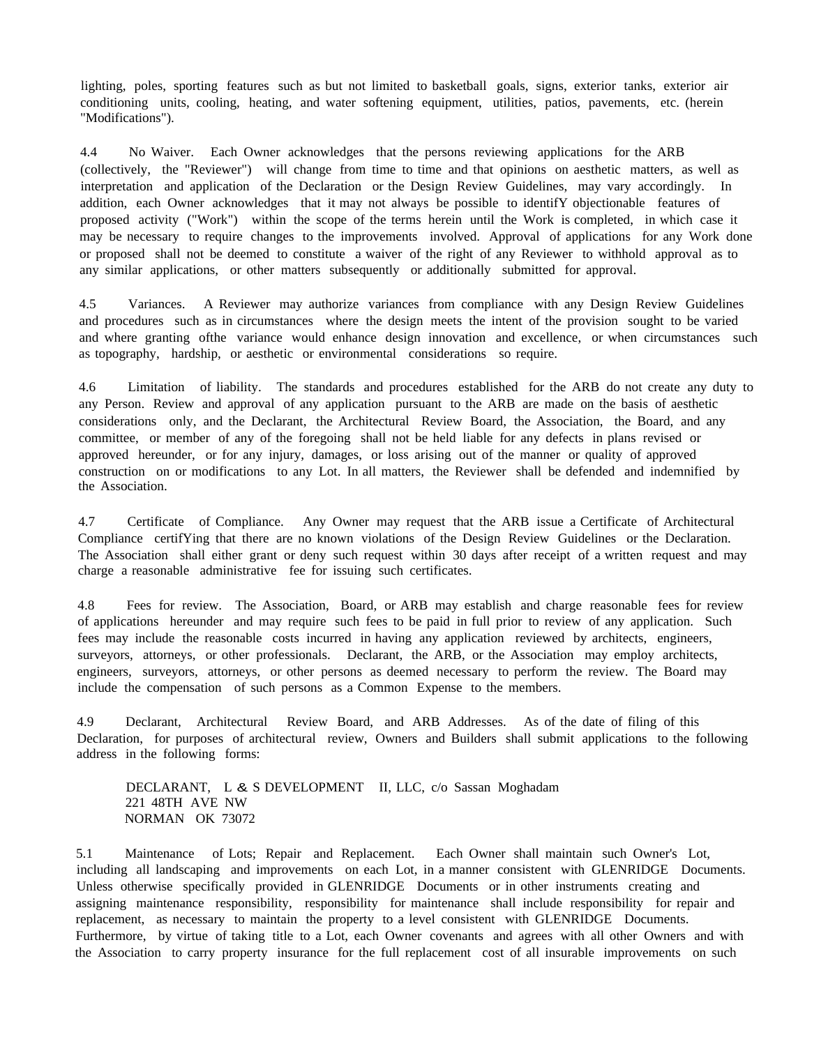lighting, poles, sporting features such as but not limited to basketball goals, signs, exterior tanks, exterior air conditioning units, cooling, heating, and water softening equipment, utilities, patios, pavements, etc. (herein "Modifications").

4.4 No Waiver. Each Owner acknowledges that the persons reviewing applications for the ARB (collectively, the "Reviewer") will change from time to time and that opinions on aesthetic matters, as well as interpretation and application of the Declaration or the Design Review Guidelines, may vary accordingly. In addition, each Owner acknowledges that it may not always be possible to identifY objectionable features of proposed activity ("Work") within the scope of the terms herein until the Work is completed, in which case it may be necessary to require changes to the improvements involved. Approval of applications for any Work done or proposed shall not be deemed to constitute a waiver of the right of any Reviewer to withhold approval as to any similar applications, or other matters subsequently or additionally submitted for approval.

4.5 Variances. A Reviewer may authorize variances from compliance with any Design Review Guidelines and procedures such as in circumstances where the design meets the intent of the provision sought to be varied and where granting ofthe variance would enhance design innovation and excellence, or when circumstances such as topography, hardship, or aesthetic or environmental considerations so require.

4.6 Limitation of liability. The standards and procedures established for the ARB do not create any duty to any Person. Review and approval of any application pursuant to the ARB are made on the basis of aesthetic considerations only, and the Declarant, the Architectural Review Board, the Association, the Board, and any committee, or member of any of the foregoing shall not be held liable for any defects in plans revised or approved hereunder, or for any injury, damages, or loss arising out of the manner or quality of approved construction on or modifications to any Lot. In all matters, the Reviewer shall be defended and indemnified by the Association.

4.7 Certificate of Compliance. Any Owner may request that the ARB issue a Certificate of Architectural Compliance certifYing that there are no known violations of the Design Review Guidelines or the Declaration. The Association shall either grant or deny such request within 30 days after receipt of a written request and may charge a reasonable administrative fee for issuing such certificates.

4.8 Fees for review. The Association, Board, or ARB may establish and charge reasonable fees for review of applications hereunder and may require such fees to be paid in full prior to review of any application. Such fees may include the reasonable costs incurred in having any application reviewed by architects, engineers, surveyors, attorneys, or other professionals. Declarant, the ARB, or the Association may employ architects, engineers, surveyors, attorneys, or other persons as deemed necessary to perform the review. The Board may include the compensation of such persons as a Common Expense to the members.

4.9 Declarant, Architectural Review Board, and ARB Addresses. As of the date of filing of this Declaration, for purposes of architectural review, Owners and Builders shall submit applications to the following address in the following forms:

DECLARANT, L & S DEVELOPMENT II, LLC, c/o Sassan Moghadam
221 48TH AVE NW
NORMAN OK 73072

5.1 Maintenance of Lots; Repair and Replacement. Each Owner shall maintain such Owner's Lot, including all landscaping and improvements on each Lot, in a manner consistent with GLENRIDGE Documents. Unless otherwise specifically provided in GLENRIDGE Documents or in other instruments creating and assigning maintenance responsibility, responsibility for maintenance shall include responsibility for repair and replacement, as necessary to maintain the property to a level consistent with GLENRIDGE Documents. Furthermore, by virtue of taking title to a Lot, each Owner covenants and agrees with all other Owners and with the Association to carry property insurance for the full replacement cost of all insurable improvements on such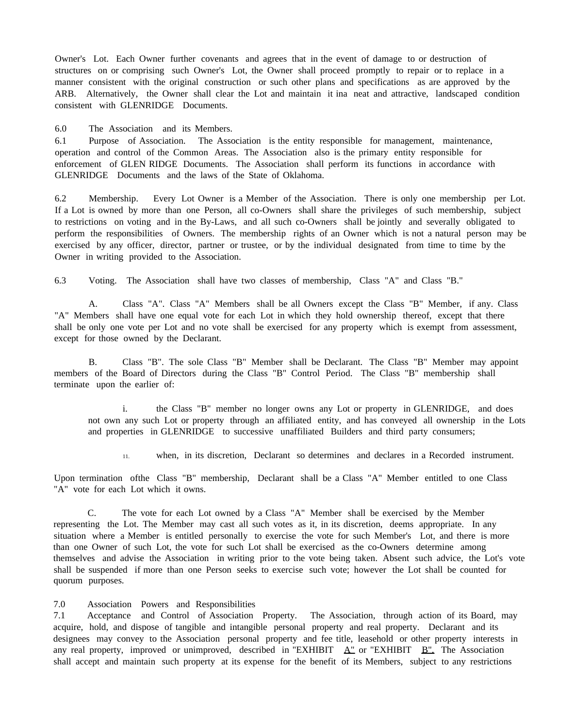Owner's Lot. Each Owner further covenants and agrees that in the event of damage to or destruction of structures on or comprising such Owner's Lot, the Owner shall proceed promptly to repair or to replace in a manner consistent with the original construction or such other plans and specifications as are approved by the ARB. Alternatively, the Owner shall clear the Lot and maintain it ina neat and attractive, landscaped condition consistent with GLENRIDGE Documents.

6.0 The Association and its Members.

6.1 Purpose of Association. The Association is the entity responsible for management, maintenance, operation and control of the Common Areas. The Association also is the primary entity responsible for enforcement of GLEN RIDGE Documents. The Association shall perform its functions in accordance with GLENRIDGE Documents and the laws of the State of Oklahoma.

6.2 Membership. Every Lot Owner is a Member of the Association. There is only one membership per Lot. If a Lot is owned by more than one Person, all co-Owners shall share the privileges of such membership, subject to restrictions on voting and in the By-Laws, and all such co-Owners shall be jointly and severally obligated to perform the responsibilities of Owners. The membership rights of an Owner which is not a natural person may be exercised by any officer, director, partner or trustee, or by the individual designated from time to time by the Owner in writing provided to the Association.

6.3 Voting. The Association shall have two classes of membership, Class "A" and Class "B."

A. Class "A". Class "A" Members shall be all Owners except the Class "B" Member, if any. Class "A" Members shall have one equal vote for each Lot in which they hold ownership thereof, except that there shall be only one vote per Lot and no vote shall be exercised for any property which is exempt from assessment, except for those owned by the Declarant.

B. Class "B". The sole Class "B" Member shall be Declarant. The Class "B" Member may appoint members of the Board of Directors during the Class "B" Control Period. The Class "B" membership shall terminate upon the earlier of:

i. the Class "B" member no longer owns any Lot or property in GLENRIDGE, and does not own any such Lot or property through an affiliated entity, and has conveyed all ownership in the Lots and properties in GLENRIDGE to successive unaffiliated Builders and third party consumers;

11. when, in its discretion, Declarant so determines and declares in a Recorded instrument.

Upon termination ofthe Class "B" membership, Declarant shall be a Class "A" Member entitled to one Class "A" vote for each Lot which it owns.

C. The vote for each Lot owned by a Class "A" Member shall be exercised by the Member representing the Lot. The Member may cast all such votes as it, in its discretion, deems appropriate. In any situation where a Member is entitled personally to exercise the vote for such Member's Lot, and there is more than one Owner of such Lot, the vote for such Lot shall be exercised as the co-Owners determine among themselves and advise the Association in writing prior to the vote being taken. Absent such advice, the Lot's vote shall be suspended if more than one Person seeks to exercise such vote; however the Lot shall be counted for quorum purposes.

7.0 Association Powers and Responsibilities

7.1 Acceptance and Control of Association Property. The Association, through action of its Board, may acquire, hold, and dispose of tangible and intangible personal property and real property. Declarant and its designees may convey to the Association personal property and fee title, leasehold or other property interests in any real property, improved or unimproved, described in "EXHIBIT A" or "EXHIBIT B". The Association shall accept and maintain such property at its expense for the benefit of its Members, subject to any restrictions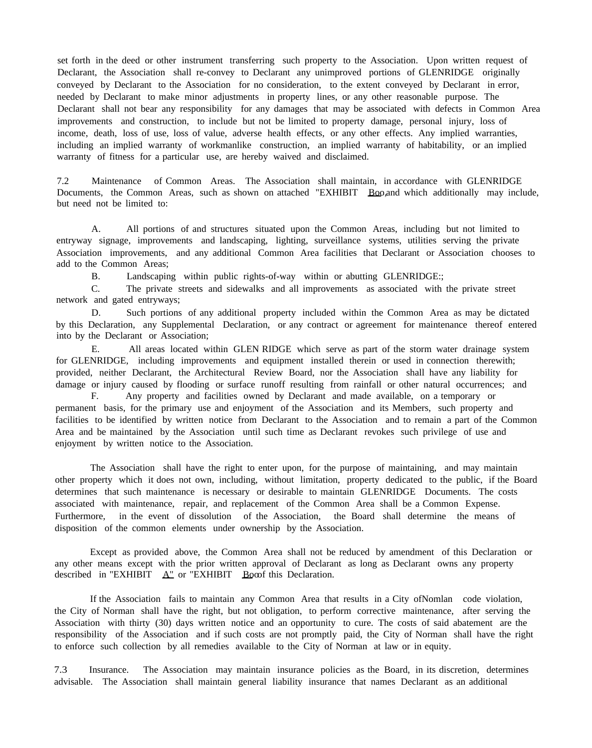set forth in the deed or other instrument transferring such property to the Association. Upon written request of Declarant, the Association shall re-convey to Declarant any unimproved portions of GLENRIDGE originally conveyed by Declarant to the Association for no consideration, to the extent conveyed by Declarant in error, needed by Declarant to make minor adjustments in property lines, or any other reasonable purpose. The Declarant shall not bear any responsibility for any damages that may be associated with defects in Common Area improvements and construction, to include but not be limited to property damage, personal injury, loss of income, death, loss of use, loss of value, adverse health effects, or any other effects. Any implied warranties, including an implied warranty of workmanlike construction, an implied warranty of habitability, or an implied warranty of fitness for a particular use, are hereby waived and disclaimed.

7.2 Maintenance of Common Areas. The Association shall maintain, in accordance with GLENRIDGE Documents, the Common Areas, such as shown on attached "EXHIBIT Boo,and which additionally may include, but need not be limited to:

A. All portions of and structures situated upon the Common Areas, including but not limited to entryway signage, improvements and landscaping, lighting, surveillance systems, utilities serving the private Association improvements, and any additional Common Area facilities that Declarant or Association chooses to add to the Common Areas;

B. Landscaping within public rights-of-way within or abutting GLENRIDGE:;

C. The private streets and sidewalks and all improvements as associated with the private street network and gated entryways;

D. Such portions of any additional property included within the Common Area as may be dictated by this Declaration, any Supplemental Declaration, or any contract or agreement for maintenance thereof entered into by the Declarant or Association;

E. All areas located within GLEN RIDGE which serve as part of the storm water drainage system for GLENRIDGE, including improvements and equipment installed therein or used in connection therewith; provided, neither Declarant, the Architectural Review Board, nor the Association shall have any liability for damage or injury caused by flooding or surface runoff resulting from rainfall or other natural occurrences; and

F. Any property and facilities owned by Declarant and made available, on a temporary or permanent basis, for the primary use and enjoyment of the Association and its Members, such property and facilities to be identified by written notice from Declarant to the Association and to remain a part of the Common Area and be maintained by the Association until such time as Declarant revokes such privilege of use and enjoyment by written notice to the Association.

The Association shall have the right to enter upon, for the purpose of maintaining, and may maintain other property which it does not own, including, without limitation, property dedicated to the public, if the Board determines that such maintenance is necessary or desirable to maintain GLENRIDGE Documents. The costs associated with maintenance, repair, and replacement of the Common Area shall be a Common Expense. Furthermore, in the event of dissolution of the Association, the Board shall determine the means of disposition of the common elements under ownership by the Association.

Except as provided above, the Common Area shall not be reduced by amendment of this Declaration or any other means except with the prior written approval of Declarant as long as Declarant owns any property described in "EXHIBIT A" or "EXHIBIT Boof this Declaration.

If the Association fails to maintain any Common Area that results in a City ofNomlan code violation, the City of Norman shall have the right, but not obligation, to perform corrective maintenance, after serving the Association with thirty (30) days written notice and an opportunity to cure. The costs of said abatement are the responsibility of the Association and if such costs are not promptly paid, the City of Norman shall have the right to enforce such collection by all remedies available to the City of Norman at law or in equity.

7.3 Insurance. The Association may maintain insurance policies as the Board, in its discretion, determines advisable. The Association shall maintain general liability insurance that names Declarant as an additional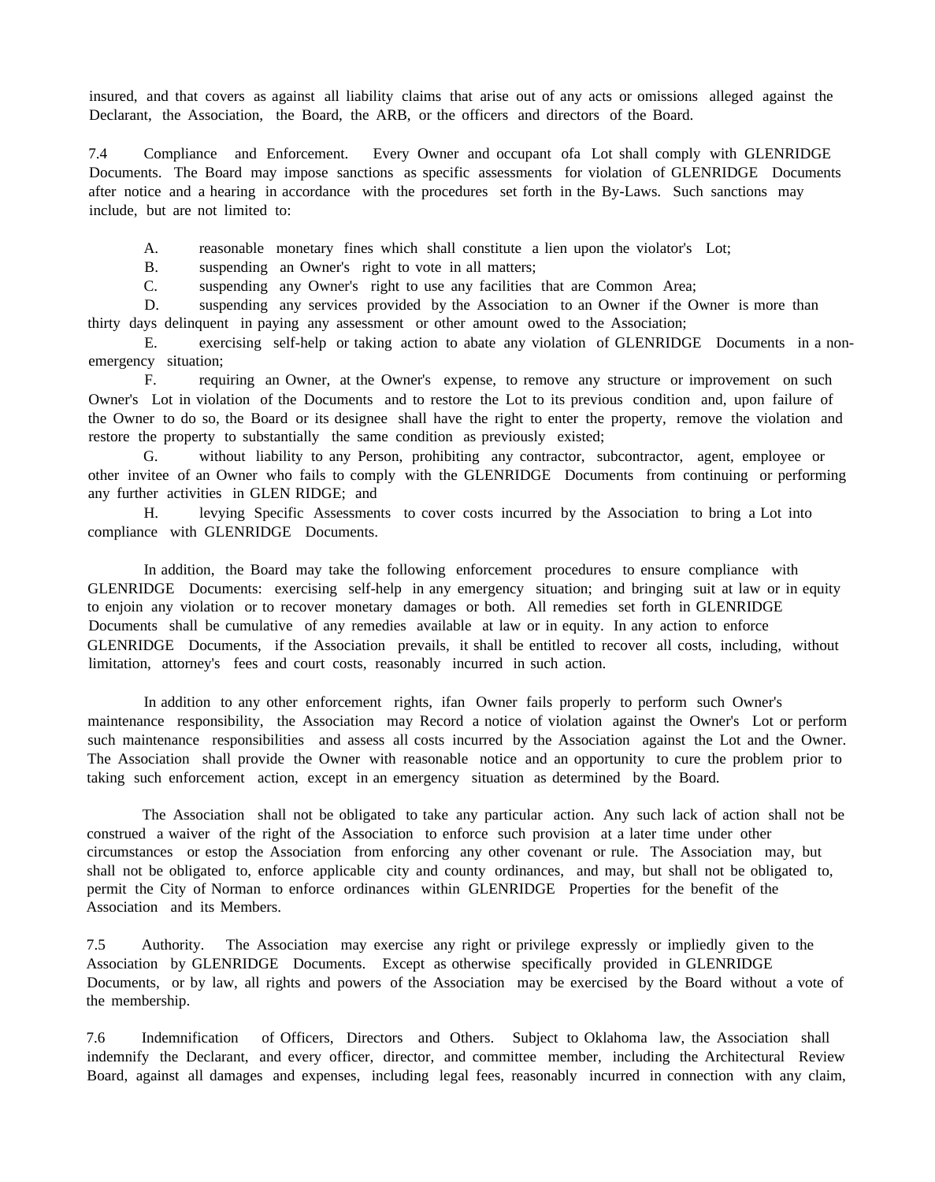insured, and that covers as against all liability claims that arise out of any acts or omissions alleged against the Declarant, the Association, the Board, the ARB, or the officers and directors of the Board.

7.4 Compliance and Enforcement. Every Owner and occupant ofa Lot shall comply with GLENRIDGE Documents. The Board may impose sanctions as specific assessments for violation of GLENRIDGE Documents after notice and a hearing in accordance with the procedures set forth in the By-Laws. Such sanctions may include, but are not limited to:

A. reasonable monetary fines which shall constitute a lien upon the violator's Lot;

B. suspending an Owner's right to vote in all matters;

C. suspending any Owner's right to use any facilities that are Common Area;

D. suspending any services provided by the Association to an Owner if the Owner is more than thirty days delinquent in paying any assessment or other amount owed to the Association;

E. exercising self-help or taking action to abate any violation of GLENRIDGE Documents in a non-emergency situation;

F. requiring an Owner, at the Owner's expense, to remove any structure or improvement on such Owner's Lot in violation of the Documents and to restore the Lot to its previous condition and, upon failure of the Owner to do so, the Board or its designee shall have the right to enter the property, remove the violation and restore the property to substantially the same condition as previously existed;

G. without liability to any Person, prohibiting any contractor, subcontractor, agent, employee or other invitee of an Owner who fails to comply with the GLENRIDGE Documents from continuing or performing any further activities in GLEN RIDGE; and

H. levying Specific Assessments to cover costs incurred by the Association to bring a Lot into compliance with GLENRIDGE Documents.

In addition, the Board may take the following enforcement procedures to ensure compliance with GLENRIDGE Documents: exercising self-help in any emergency situation; and bringing suit at law or in equity to enjoin any violation or to recover monetary damages or both. All remedies set forth in GLENRIDGE Documents shall be cumulative of any remedies available at law or in equity. In any action to enforce GLENRIDGE Documents, if the Association prevails, it shall be entitled to recover all costs, including, without limitation, attorney's fees and court costs, reasonably incurred in such action.

In addition to any other enforcement rights, ifan Owner fails properly to perform such Owner's maintenance responsibility, the Association may Record a notice of violation against the Owner's Lot or perform such maintenance responsibilities and assess all costs incurred by the Association against the Lot and the Owner. The Association shall provide the Owner with reasonable notice and an opportunity to cure the problem prior to taking such enforcement action, except in an emergency situation as determined by the Board.

The Association shall not be obligated to take any particular action. Any such lack of action shall not be construed a waiver of the right of the Association to enforce such provision at a later time under other circumstances or estop the Association from enforcing any other covenant or rule. The Association may, but shall not be obligated to, enforce applicable city and county ordinances, and may, but shall not be obligated to, permit the City of Norman to enforce ordinances within GLENRIDGE Properties for the benefit of the Association and its Members.

7.5 Authority. The Association may exercise any right or privilege expressly or impliedly given to the Association by GLENRIDGE Documents. Except as otherwise specifically provided in GLENRIDGE Documents, or by law, all rights and powers of the Association may be exercised by the Board without a vote of the membership.

7.6 Indemnification of Officers, Directors and Others. Subject to Oklahoma law, the Association shall indemnify the Declarant, and every officer, director, and committee member, including the Architectural Review Board, against all damages and expenses, including legal fees, reasonably incurred in connection with any claim,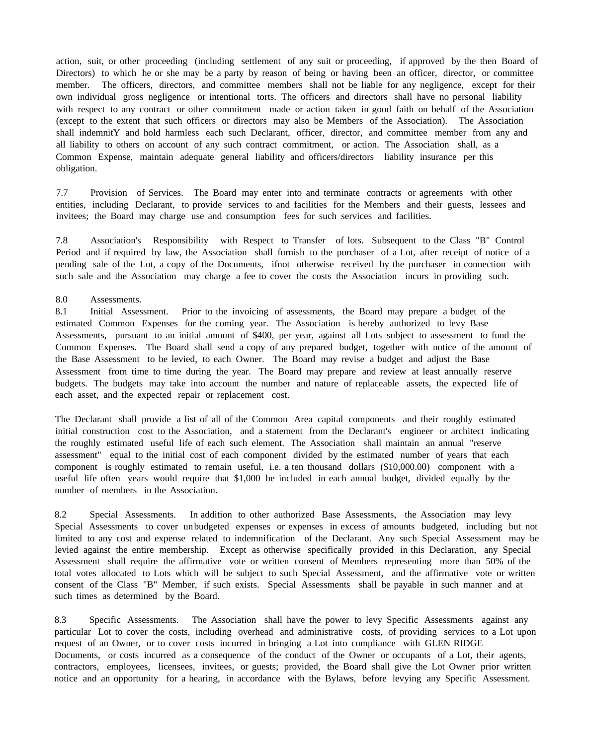action, suit, or other proceeding (including settlement of any suit or proceeding, if approved by the then Board of Directors) to which he or she may be a party by reason of being or having been an officer, director, or committee member. The officers, directors, and committee members shall not be liable for any negligence, except for their own individual gross negligence or intentional torts. The officers and directors shall have no personal liability with respect to any contract or other commitment made or action taken in good faith on behalf of the Association (except to the extent that such officers or directors may also be Members of the Association). The Association shall indemnitY and hold harmless each such Declarant, officer, director, and committee member from any and all liability to others on account of any such contract commitment, or action. The Association shall, as a Common Expense, maintain adequate general liability and officers/directors liability insurance per this obligation.

7.7 Provision of Services. The Board may enter into and terminate contracts or agreements with other entities, including Declarant, to provide services to and facilities for the Members and their guests, lessees and invitees; the Board may charge use and consumption fees for such services and facilities.

7.8 Association's Responsibility with Respect to Transfer of lots. Subsequent to the Class "B" Control Period and if required by law, the Association shall furnish to the purchaser of a Lot, after receipt of notice of a pending sale of the Lot, a copy of the Documents, ifnot otherwise received by the purchaser in connection with such sale and the Association may charge a fee to cover the costs the Association incurs in providing such.

8.0 Assessments.

8.1 Initial Assessment. Prior to the invoicing of assessments, the Board may prepare a budget of the estimated Common Expenses for the coming year. The Association is hereby authorized to levy Base Assessments, pursuant to an initial amount of $400, per year, against all Lots subject to assessment to fund the Common Expenses. The Board shall send a copy of any prepared budget, together with notice of the amount of the Base Assessment to be levied, to each Owner. The Board may revise a budget and adjust the Base Assessment from time to time during the year. The Board may prepare and review at least annually reserve budgets. The budgets may take into account the number and nature of replaceable assets, the expected life of each asset, and the expected repair or replacement cost.

The Declarant shall provide a list of all of the Common Area capital components and their roughly estimated initial construction cost to the Association, and a statement from the Declarant's engineer or architect indicating the roughly estimated useful life of each such element. The Association shall maintain an annual "reserve assessment" equal to the initial cost of each component divided by the estimated number of years that each component is roughly estimated to remain useful, i.e. a ten thousand dollars ($10,000.00) component with a useful life often years would require that $1,000 be included in each annual budget, divided equally by the number of members in the Association.

8.2 Special Assessments. In addition to other authorized Base Assessments, the Association may levy Special Assessments to cover unbudgeted expenses or expenses in excess of amounts budgeted, including but not limited to any cost and expense related to indemnification of the Declarant. Any such Special Assessment may be levied against the entire membership. Except as otherwise specifically provided in this Declaration, any Special Assessment shall require the affirmative vote or written consent of Members representing more than 50% of the total votes allocated to Lots which will be subject to such Special Assessment, and the affirmative vote or written consent of the Class "B" Member, if such exists. Special Assessments shall be payable in such manner and at such times as determined by the Board.

8.3 Specific Assessments. The Association shall have the power to levy Specific Assessments against any particular Lot to cover the costs, including overhead and administrative costs, of providing services to a Lot upon request of an Owner, or to cover costs incurred in bringing a Lot into compliance with GLEN RIDGE Documents, or costs incurred as a consequence of the conduct of the Owner or occupants of a Lot, their agents, contractors, employees, licensees, invitees, or guests; provided, the Board shall give the Lot Owner prior written notice and an opportunity for a hearing, in accordance with the Bylaws, before levying any Specific Assessment.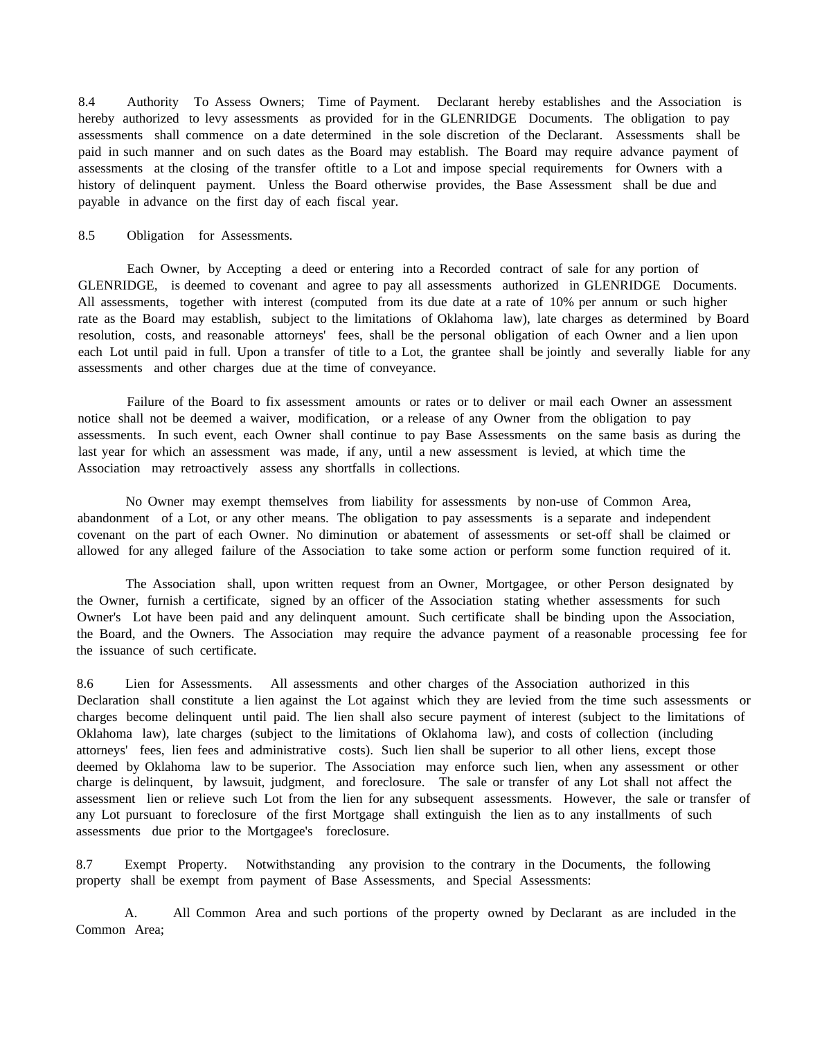8.4 Authority To Assess Owners; Time of Payment. Declarant hereby establishes and the Association is hereby authorized to levy assessments as provided for in the GLENRIDGE Documents. The obligation to pay assessments shall commence on a date determined in the sole discretion of the Declarant. Assessments shall be paid in such manner and on such dates as the Board may establish. The Board may require advance payment of assessments at the closing of the transfer oftitle to a Lot and impose special requirements for Owners with a history of delinquent payment. Unless the Board otherwise provides, the Base Assessment shall be due and payable in advance on the first day of each fiscal year.

8.5 Obligation for Assessments.

Each Owner, by Accepting a deed or entering into a Recorded contract of sale for any portion of GLENRIDGE, is deemed to covenant and agree to pay all assessments authorized in GLENRIDGE Documents. All assessments, together with interest (computed from its due date at a rate of 10% per annum or such higher rate as the Board may establish, subject to the limitations of Oklahoma law), late charges as determined by Board resolution, costs, and reasonable attorneys' fees, shall be the personal obligation of each Owner and a lien upon each Lot until paid in full. Upon a transfer of title to a Lot, the grantee shall be jointly and severally liable for any assessments and other charges due at the time of conveyance.

Failure of the Board to fix assessment amounts or rates or to deliver or mail each Owner an assessment notice shall not be deemed a waiver, modification, or a release of any Owner from the obligation to pay assessments. In such event, each Owner shall continue to pay Base Assessments on the same basis as during the last year for which an assessment was made, if any, until a new assessment is levied, at which time the Association may retroactively assess any shortfalls in collections.

No Owner may exempt themselves from liability for assessments by non-use of Common Area, abandonment of a Lot, or any other means. The obligation to pay assessments is a separate and independent covenant on the part of each Owner. No diminution or abatement of assessments or set-off shall be claimed or allowed for any alleged failure of the Association to take some action or perform some function required of it.

The Association shall, upon written request from an Owner, Mortgagee, or other Person designated by the Owner, furnish a certificate, signed by an officer of the Association stating whether assessments for such Owner's Lot have been paid and any delinquent amount. Such certificate shall be binding upon the Association, the Board, and the Owners. The Association may require the advance payment of a reasonable processing fee for the issuance of such certificate.

8.6 Lien for Assessments. All assessments and other charges of the Association authorized in this Declaration shall constitute a lien against the Lot against which they are levied from the time such assessments or charges become delinquent until paid. The lien shall also secure payment of interest (subject to the limitations of Oklahoma law), late charges (subject to the limitations of Oklahoma law), and costs of collection (including attorneys' fees, lien fees and administrative costs). Such lien shall be superior to all other liens, except those deemed by Oklahoma law to be superior. The Association may enforce such lien, when any assessment or other charge is delinquent, by lawsuit, judgment, and foreclosure. The sale or transfer of any Lot shall not affect the assessment lien or relieve such Lot from the lien for any subsequent assessments. However, the sale or transfer of any Lot pursuant to foreclosure of the first Mortgage shall extinguish the lien as to any installments of such assessments due prior to the Mortgagee's foreclosure.

8.7 Exempt Property. Notwithstanding any provision to the contrary in the Documents, the following property shall be exempt from payment of Base Assessments, and Special Assessments:

A. All Common Area and such portions of the property owned by Declarant as are included in the Common Area;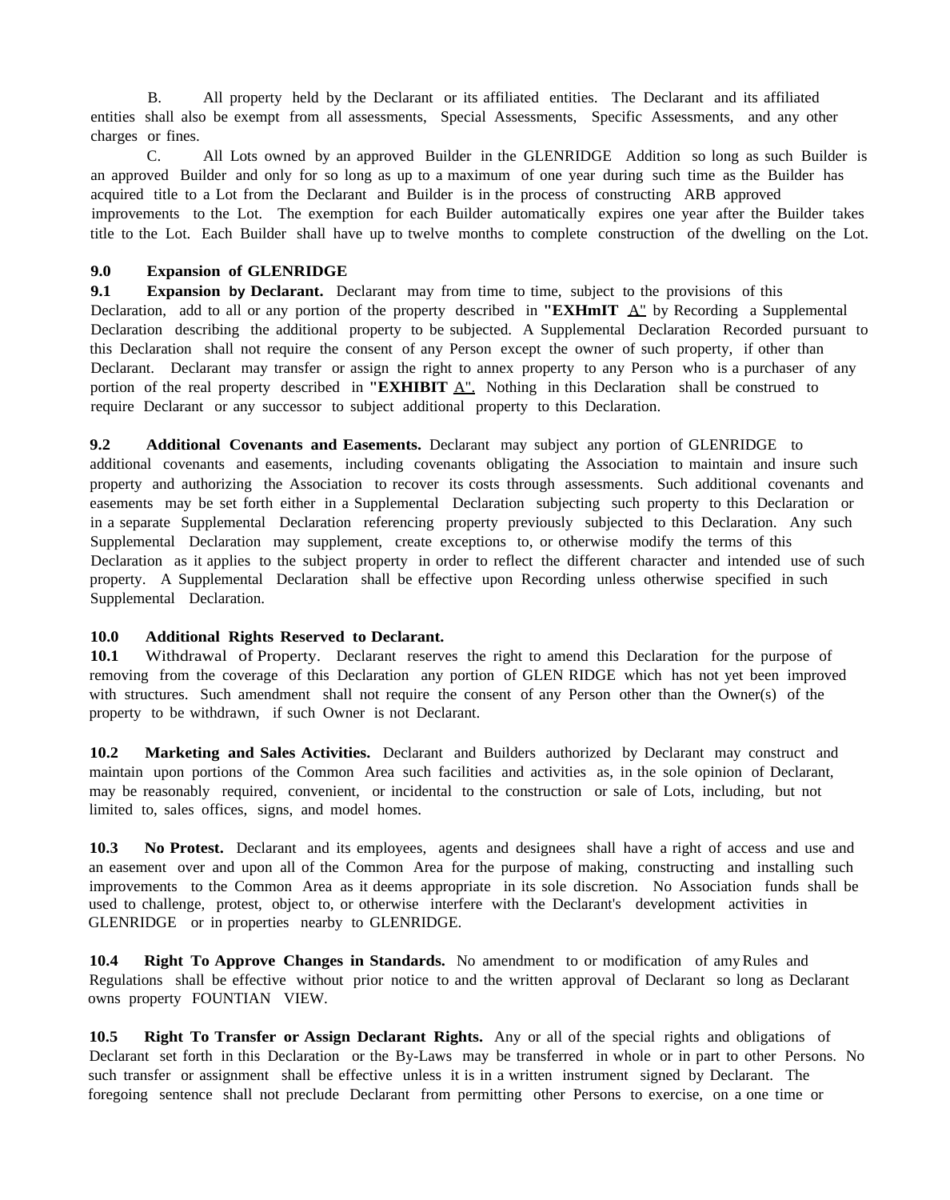B. All property held by the Declarant or its affiliated entities. The Declarant and its affiliated entities shall also be exempt from all assessments, Special Assessments, Specific Assessments, and any other charges or fines.

C. All Lots owned by an approved Builder in the GLENRIDGE Addition so long as such Builder is an approved Builder and only for so long as up to a maximum of one year during such time as the Builder has acquired title to a Lot from the Declarant and Builder is in the process of constructing ARB approved improvements to the Lot. The exemption for each Builder automatically expires one year after the Builder takes title to the Lot. Each Builder shall have up to twelve months to complete construction of the dwelling on the Lot.

**9.0 Expansion of GLENRIDGE**

**9.1 Expansion by Declarant.** Declarant may from time to time, subject to the provisions of this Declaration, add to all or any portion of the property described in **"EXHmIT** A" by Recording a Supplemental Declaration describing the additional property to be subjected. A Supplemental Declaration Recorded pursuant to this Declaration shall not require the consent of any Person except the owner of such property, if other than Declarant. Declarant may transfer or assign the right to annex property to any Person who is a purchaser of any portion of the real property described in **"EXHIBIT** A". Nothing in this Declaration shall be construed to require Declarant or any successor to subject additional property to this Declaration.

**9.2 Additional Covenants and Easements.** Declarant may subject any portion of GLENRIDGE to additional covenants and easements, including covenants obligating the Association to maintain and insure such property and authorizing the Association to recover its costs through assessments. Such additional covenants and easements may be set forth either in a Supplemental Declaration subjecting such property to this Declaration or in a separate Supplemental Declaration referencing property previously subjected to this Declaration. Any such Supplemental Declaration may supplement, create exceptions to, or otherwise modify the terms of this Declaration as it applies to the subject property in order to reflect the different character and intended use of such property. A Supplemental Declaration shall be effective upon Recording unless otherwise specified in such Supplemental Declaration.

**10.0 Additional Rights Reserved to Declarant.**

**10.1** Withdrawal of Property. Declarant reserves the right to amend this Declaration for the purpose of removing from the coverage of this Declaration any portion of GLEN RIDGE which has not yet been improved with structures. Such amendment shall not require the consent of any Person other than the Owner(s) of the property to be withdrawn, if such Owner is not Declarant.

**10.2 Marketing and Sales Activities.** Declarant and Builders authorized by Declarant may construct and maintain upon portions of the Common Area such facilities and activities as, in the sole opinion of Declarant, may be reasonably required, convenient, or incidental to the construction or sale of Lots, including, but not limited to, sales offices, signs, and model homes.

**10.3 No Protest.** Declarant and its employees, agents and designees shall have a right of access and use and an easement over and upon all of the Common Area for the purpose of making, constructing and installing such improvements to the Common Area as it deems appropriate in its sole discretion. No Association funds shall be used to challenge, protest, object to, or otherwise interfere with the Declarant's development activities in GLENRIDGE or in properties nearby to GLENRIDGE.

**10.4 Right To Approve Changes in Standards.** No amendment to or modification of amy Rules and Regulations shall be effective without prior notice to and the written approval of Declarant so long as Declarant owns property FOUNTIAN VIEW.

**10.5 Right To Transfer or Assign Declarant Rights.** Any or all of the special rights and obligations of Declarant set forth in this Declaration or the By-Laws may be transferred in whole or in part to other Persons. No such transfer or assignment shall be effective unless it is in a written instrument signed by Declarant. The foregoing sentence shall not preclude Declarant from permitting other Persons to exercise, on a one time or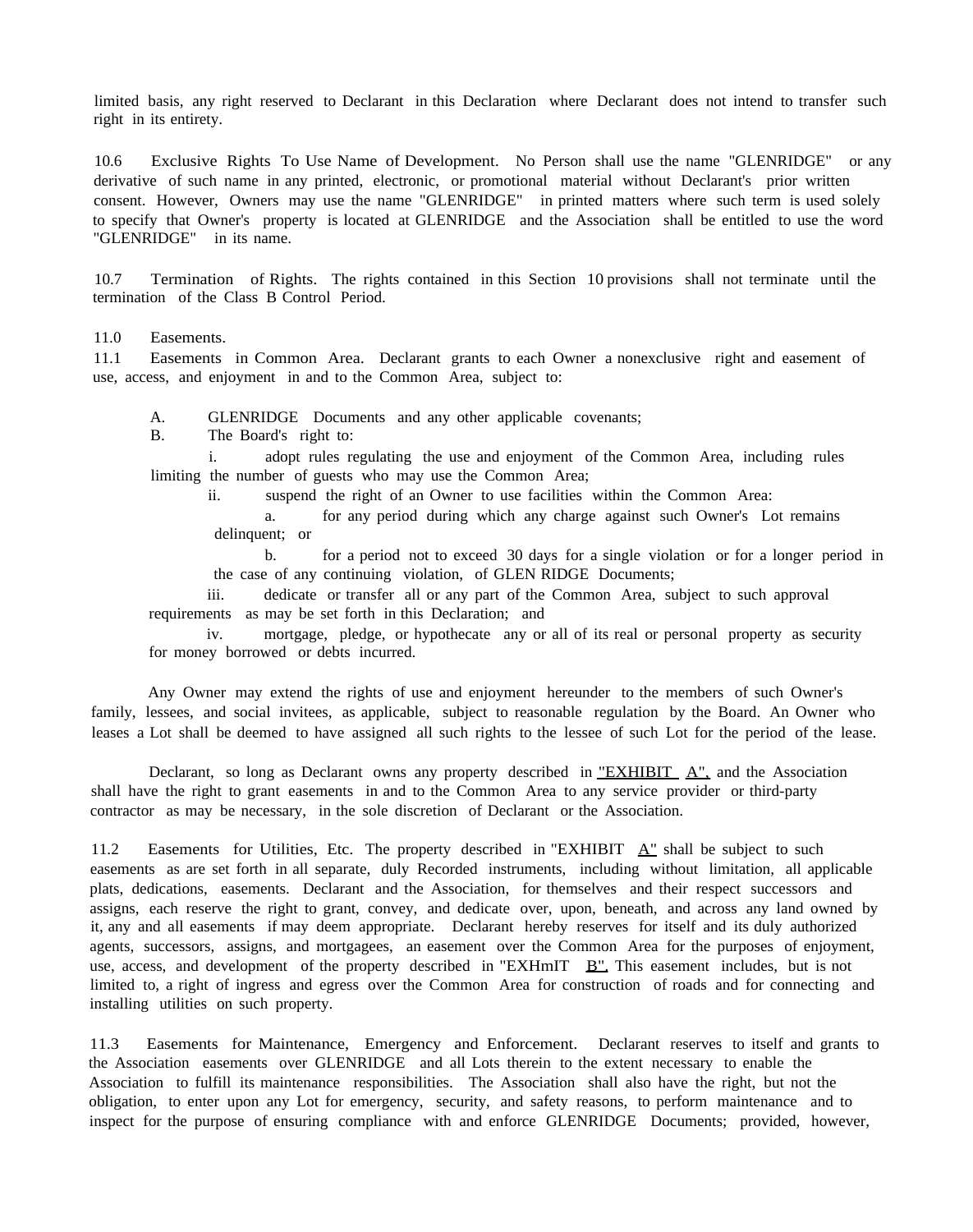limited basis, any right reserved to Declarant in this Declaration where Declarant does not intend to transfer such right in its entirety.

10.6 Exclusive Rights To Use Name of Development. No Person shall use the name "GLENRIDGE" or any derivative of such name in any printed, electronic, or promotional material without Declarant's prior written consent. However, Owners may use the name "GLENRIDGE" in printed matters where such term is used solely to specify that Owner's property is located at GLENRIDGE and the Association shall be entitled to use the word "GLENRIDGE" in its name.

10.7 Termination of Rights. The rights contained in this Section 10 provisions shall not terminate until the termination of the Class B Control Period.

11.0 Easements.

11.1 Easements in Common Area. Declarant grants to each Owner a nonexclusive right and easement of use, access, and enjoyment in and to the Common Area, subject to:

A. GLENRIDGE Documents and any other applicable covenants;

B. The Board's right to:

i. adopt rules regulating the use and enjoyment of the Common Area, including rules limiting the number of guests who may use the Common Area;

ii. suspend the right of an Owner to use facilities within the Common Area:

a. for any period during which any charge against such Owner's Lot remains delinquent; or

b. for a period not to exceed 30 days for a single violation or for a longer period in the case of any continuing violation, of GLEN RIDGE Documents;

iii. dedicate or transfer all or any part of the Common Area, subject to such approval requirements as may be set forth in this Declaration; and

iv. mortgage, pledge, or hypothecate any or all of its real or personal property as security for money borrowed or debts incurred.

Any Owner may extend the rights of use and enjoyment hereunder to the members of such Owner's family, lessees, and social invitees, as applicable, subject to reasonable regulation by the Board. An Owner who leases a Lot shall be deemed to have assigned all such rights to the lessee of such Lot for the period of the lease.

Declarant, so long as Declarant owns any property described in "EXHIBIT A", and the Association shall have the right to grant easements in and to the Common Area to any service provider or third-party contractor as may be necessary, in the sole discretion of Declarant or the Association.

11.2 Easements for Utilities, Etc. The property described in "EXHIBIT A" shall be subject to such easements as are set forth in all separate, duly Recorded instruments, including without limitation, all applicable plats, dedications, easements. Declarant and the Association, for themselves and their respect successors and assigns, each reserve the right to grant, convey, and dedicate over, upon, beneath, and across any land owned by it, any and all easements if may deem appropriate. Declarant hereby reserves for itself and its duly authorized agents, successors, assigns, and mortgagees, an easement over the Common Area for the purposes of enjoyment, use, access, and development of the property described in "EXHmIT B". This easement includes, but is not limited to, a right of ingress and egress over the Common Area for construction of roads and for connecting and installing utilities on such property.

11.3 Easements for Maintenance, Emergency and Enforcement. Declarant reserves to itself and grants to the Association easements over GLENRIDGE and all Lots therein to the extent necessary to enable the Association to fulfill its maintenance responsibilities. The Association shall also have the right, but not the obligation, to enter upon any Lot for emergency, security, and safety reasons, to perform maintenance and to inspect for the purpose of ensuring compliance with and enforce GLENRIDGE Documents; provided, however,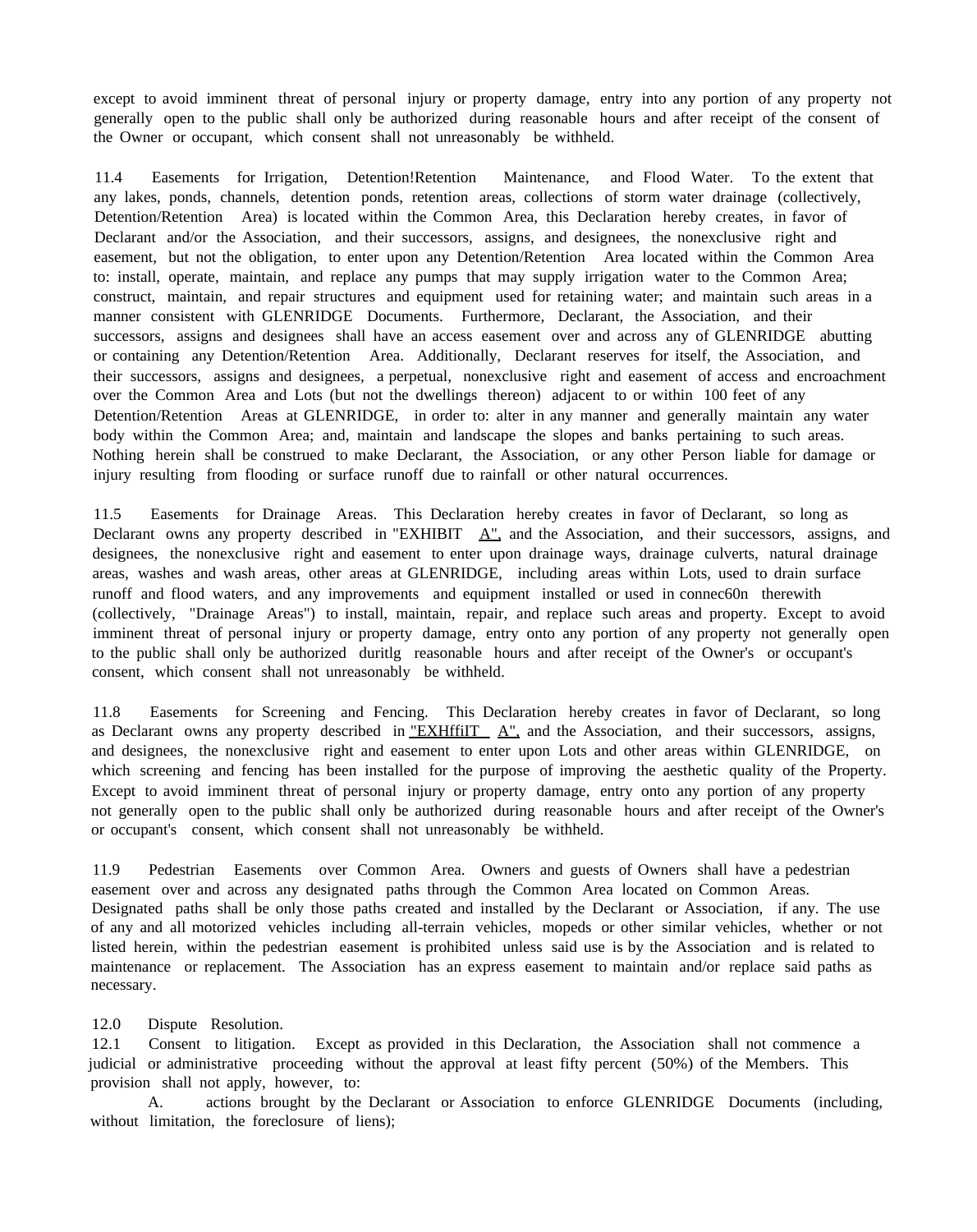except to avoid imminent threat of personal injury or property damage, entry into any portion of any property not generally open to the public shall only be authorized during reasonable hours and after receipt of the consent of the Owner or occupant, which consent shall not unreasonably be withheld.

11.4 Easements for Irrigation, Detention!Retention Maintenance, and Flood Water. To the extent that any lakes, ponds, channels, detention ponds, retention areas, collections of storm water drainage (collectively, Detention/Retention Area) is located within the Common Area, this Declaration hereby creates, in favor of Declarant and/or the Association, and their successors, assigns, and designees, the nonexclusive right and easement, but not the obligation, to enter upon any Detention/Retention Area located within the Common Area to: install, operate, maintain, and replace any pumps that may supply irrigation water to the Common Area; construct, maintain, and repair structures and equipment used for retaining water; and maintain such areas in a manner consistent with GLENRIDGE Documents. Furthermore, Declarant, the Association, and their successors, assigns and designees shall have an access easement over and across any of GLENRIDGE abutting or containing any Detention/Retention Area. Additionally, Declarant reserves for itself, the Association, and their successors, assigns and designees, a perpetual, nonexclusive right and easement of access and encroachment over the Common Area and Lots (but not the dwellings thereon) adjacent to or within 100 feet of any Detention/Retention Areas at GLENRIDGE, in order to: alter in any manner and generally maintain any water body within the Common Area; and, maintain and landscape the slopes and banks pertaining to such areas. Nothing herein shall be construed to make Declarant, the Association, or any other Person liable for damage or injury resulting from flooding or surface runoff due to rainfall or other natural occurrences.

11.5 Easements for Drainage Areas. This Declaration hereby creates in favor of Declarant, so long as Declarant owns any property described in "EXHIBIT A", and the Association, and their successors, assigns, and designees, the nonexclusive right and easement to enter upon drainage ways, drainage culverts, natural drainage areas, washes and wash areas, other areas at GLENRIDGE, including areas within Lots, used to drain surface runoff and flood waters, and any improvements and equipment installed or used in connec60n therewith (collectively, "Drainage Areas") to install, maintain, repair, and replace such areas and property. Except to avoid imminent threat of personal injury or property damage, entry onto any portion of any property not generally open to the public shall only be authorized duritlg reasonable hours and after receipt of the Owner's or occupant's consent, which consent shall not unreasonably be withheld.

11.8 Easements for Screening and Fencing. This Declaration hereby creates in favor of Declarant, so long as Declarant owns any property described in "EXHffiIT A", and the Association, and their successors, assigns, and designees, the nonexclusive right and easement to enter upon Lots and other areas within GLENRIDGE, on which screening and fencing has been installed for the purpose of improving the aesthetic quality of the Property. Except to avoid imminent threat of personal injury or property damage, entry onto any portion of any property not generally open to the public shall only be authorized during reasonable hours and after receipt of the Owner's or occupant's consent, which consent shall not unreasonably be withheld.

11.9 Pedestrian Easements over Common Area. Owners and guests of Owners shall have a pedestrian easement over and across any designated paths through the Common Area located on Common Areas. Designated paths shall be only those paths created and installed by the Declarant or Association, if any. The use of any and all motorized vehicles including all-terrain vehicles, mopeds or other similar vehicles, whether or not listed herein, within the pedestrian easement is prohibited unless said use is by the Association and is related to maintenance or replacement. The Association has an express easement to maintain and/or replace said paths as necessary.

12.0 Dispute Resolution.

12.1 Consent to litigation. Except as provided in this Declaration, the Association shall not commence a judicial or administrative proceeding without the approval at least fifty percent (50%) of the Members. This provision shall not apply, however, to:

A. actions brought by the Declarant or Association to enforce GLENRIDGE Documents (including, without limitation, the foreclosure of liens);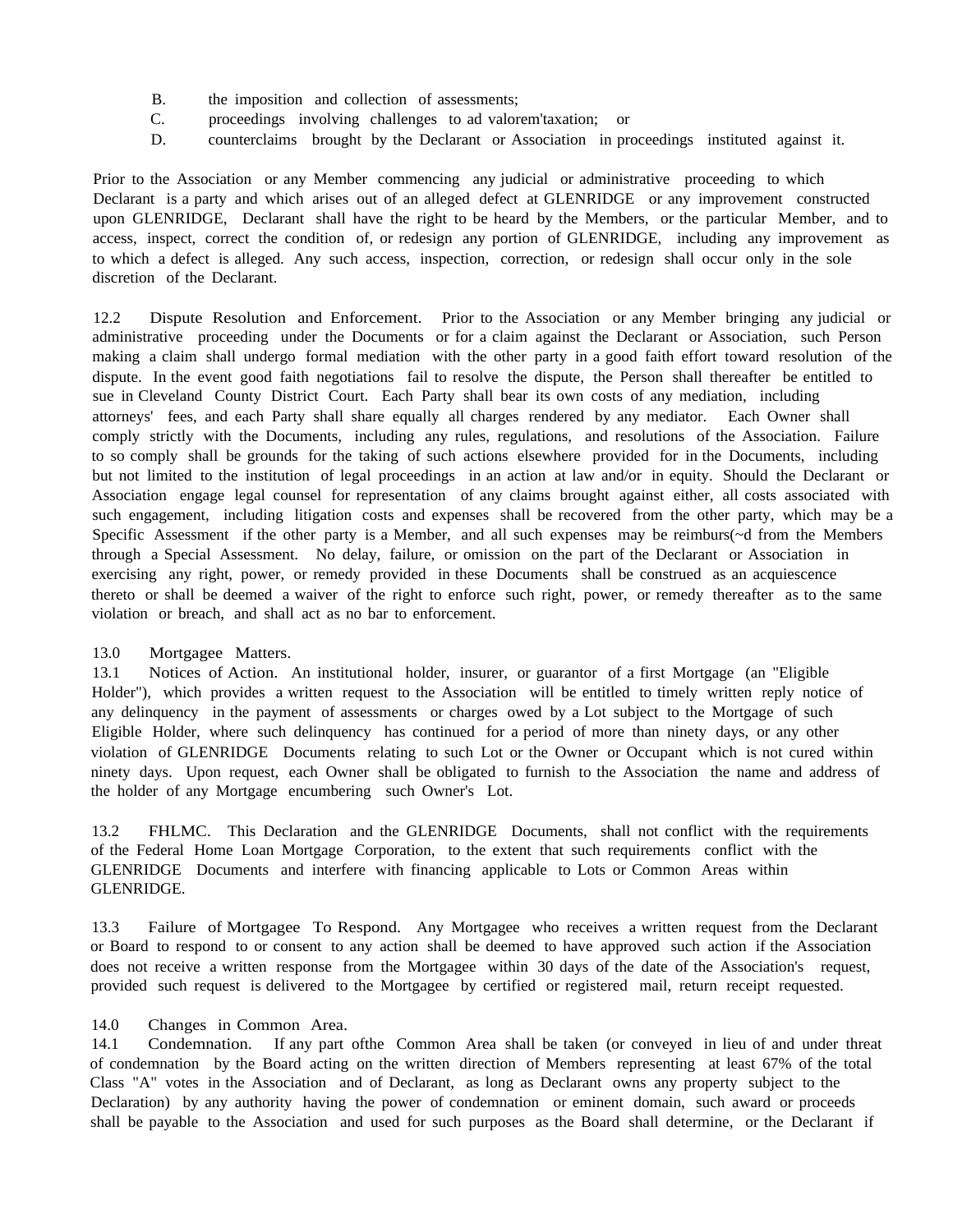B. the imposition and collection of assessments;
C. proceedings involving challenges to ad valorem'taxation; or
D. counterclaims brought by the Declarant or Association in proceedings instituted against it.

Prior to the Association or any Member commencing any judicial or administrative proceeding to which Declarant is a party and which arises out of an alleged defect at GLENRIDGE or any improvement constructed upon GLENRIDGE, Declarant shall have the right to be heard by the Members, or the particular Member, and to access, inspect, correct the condition of, or redesign any portion of GLENRIDGE, including any improvement as to which a defect is alleged. Any such access, inspection, correction, or redesign shall occur only in the sole discretion of the Declarant.

12.2 Dispute Resolution and Enforcement. Prior to the Association or any Member bringing any judicial or administrative proceeding under the Documents or for a claim against the Declarant or Association, such Person making a claim shall undergo formal mediation with the other party in a good faith effort toward resolution of the dispute. In the event good faith negotiations fail to resolve the dispute, the Person shall thereafter be entitled to sue in Cleveland County District Court. Each Party shall bear its own costs of any mediation, including attorneys' fees, and each Party shall share equally all charges rendered by any mediator. Each Owner shall comply strictly with the Documents, including any rules, regulations, and resolutions of the Association. Failure to so comply shall be grounds for the taking of such actions elsewhere provided for in the Documents, including but not limited to the institution of legal proceedings in an action at law and/or in equity. Should the Declarant or Association engage legal counsel for representation of any claims brought against either, all costs associated with such engagement, including litigation costs and expenses shall be recovered from the other party, which may be a Specific Assessment if the other party is a Member, and all such expenses may be reimburs(~d from the Members through a Special Assessment. No delay, failure, or omission on the part of the Declarant or Association in exercising any right, power, or remedy provided in these Documents shall be construed as an acquiescence thereto or shall be deemed a waiver of the right to enforce such right, power, or remedy thereafter as to the same violation or breach, and shall act as no bar to enforcement.

## 13.0 Mortgagee Matters.

13.1 Notices of Action. An institutional holder, insurer, or guarantor of a first Mortgage (an "Eligible Holder"), which provides a written request to the Association will be entitled to timely written reply notice of any delinquency in the payment of assessments or charges owed by a Lot subject to the Mortgage of such Eligible Holder, where such delinquency has continued for a period of more than ninety days, or any other violation of GLENRIDGE Documents relating to such Lot or the Owner or Occupant which is not cured within ninety days. Upon request, each Owner shall be obligated to furnish to the Association the name and address of the holder of any Mortgage encumbering such Owner's Lot.

13.2 FHLMC. This Declaration and the GLENRIDGE Documents, shall not conflict with the requirements of the Federal Home Loan Mortgage Corporation, to the extent that such requirements conflict with the GLENRIDGE Documents and interfere with financing applicable to Lots or Common Areas within GLENRIDGE.

13.3 Failure of Mortgagee To Respond. Any Mortgagee who receives a written request from the Declarant or Board to respond to or consent to any action shall be deemed to have approved such action if the Association does not receive a written response from the Mortgagee within 30 days of the date of the Association's request, provided such request is delivered to the Mortgagee by certified or registered mail, return receipt requested.

## 14.0 Changes in Common Area.

14.1 Condemnation. If any part ofthe Common Area shall be taken (or conveyed in lieu of and under threat of condemnation by the Board acting on the written direction of Members representing at least 67% of the total Class "A" votes in the Association and of Declarant, as long as Declarant owns any property subject to the Declaration) by any authority having the power of condemnation or eminent domain, such award or proceeds shall be payable to the Association and used for such purposes as the Board shall determine, or the Declarant if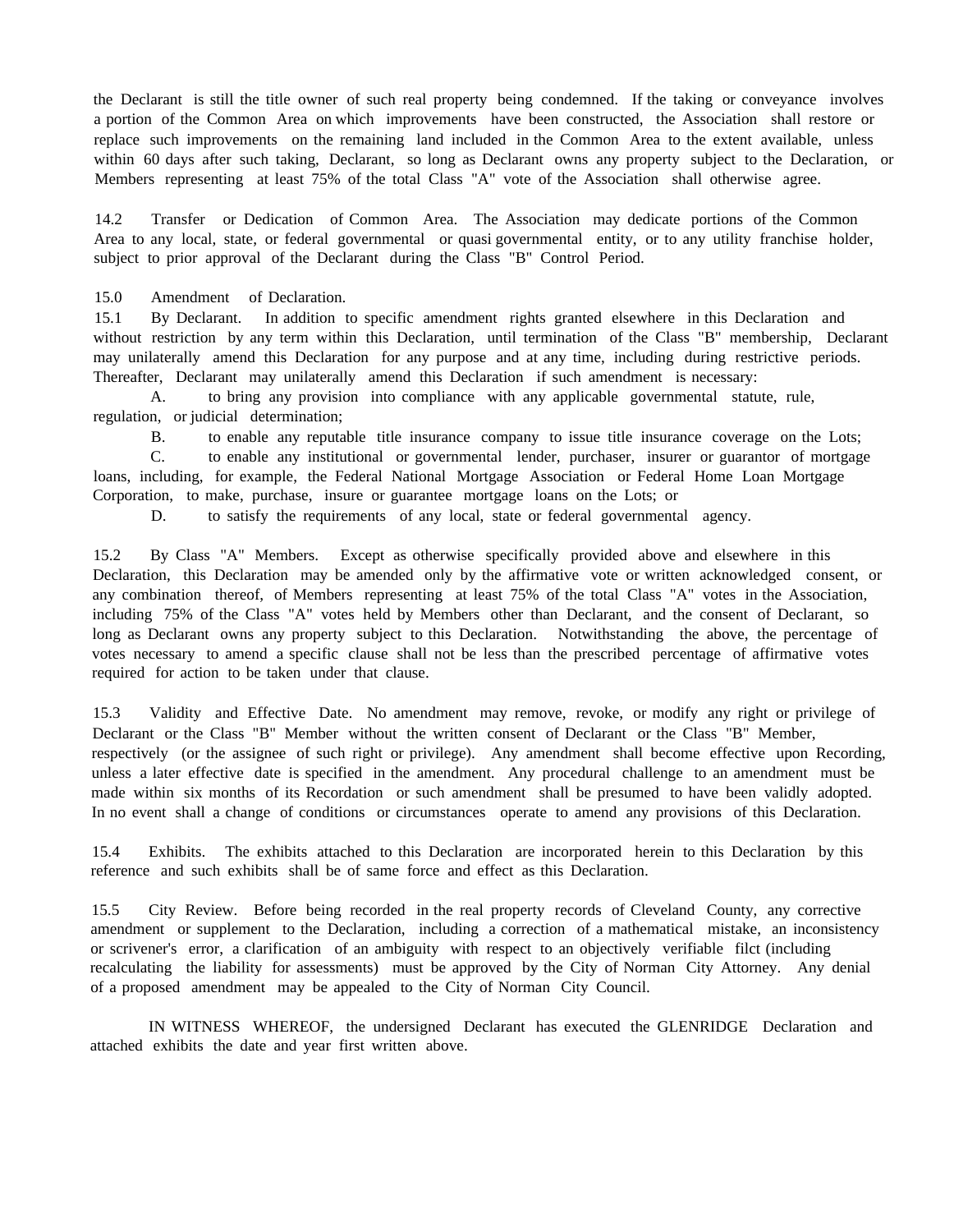the Declarant is still the title owner of such real property being condemned. If the taking or conveyance involves a portion of the Common Area on which improvements have been constructed, the Association shall restore or replace such improvements on the remaining land included in the Common Area to the extent available, unless within 60 days after such taking, Declarant, so long as Declarant owns any property subject to the Declaration, or Members representing at least 75% of the total Class "A" vote of the Association shall otherwise agree.

14.2 Transfer or Dedication of Common Area. The Association may dedicate portions of the Common Area to any local, state, or federal governmental or quasi governmental entity, or to any utility franchise holder, subject to prior approval of the Declarant during the Class "B" Control Period.

15.0 Amendment of Declaration.

15.1 By Declarant. In addition to specific amendment rights granted elsewhere in this Declaration and without restriction by any term within this Declaration, until termination of the Class "B" membership, Declarant may unilaterally amend this Declaration for any purpose and at any time, including during restrictive periods. Thereafter, Declarant may unilaterally amend this Declaration if such amendment is necessary:

A. to bring any provision into compliance with any applicable governmental statute, rule, regulation, or judicial determination;

B. to enable any reputable title insurance company to issue title insurance coverage on the Lots;

C. to enable any institutional or governmental lender, purchaser, insurer or guarantor of mortgage loans, including, for example, the Federal National Mortgage Association or Federal Home Loan Mortgage Corporation, to make, purchase, insure or guarantee mortgage loans on the Lots; or

D. to satisfy the requirements of any local, state or federal governmental agency.

15.2 By Class "A" Members. Except as otherwise specifically provided above and elsewhere in this Declaration, this Declaration may be amended only by the affirmative vote or written acknowledged consent, or any combination thereof, of Members representing at least 75% of the total Class "A" votes in the Association, including 75% of the Class "A" votes held by Members other than Declarant, and the consent of Declarant, so long as Declarant owns any property subject to this Declaration. Notwithstanding the above, the percentage of votes necessary to amend a specific clause shall not be less than the prescribed percentage of affirmative votes required for action to be taken under that clause.

15.3 Validity and Effective Date. No amendment may remove, revoke, or modify any right or privilege of Declarant or the Class "B" Member without the written consent of Declarant or the Class "B" Member, respectively (or the assignee of such right or privilege). Any amendment shall become effective upon Recording, unless a later effective date is specified in the amendment. Any procedural challenge to an amendment must be made within six months of its Recordation or such amendment shall be presumed to have been validly adopted. In no event shall a change of conditions or circumstances operate to amend any provisions of this Declaration.

15.4 Exhibits. The exhibits attached to this Declaration are incorporated herein to this Declaration by this reference and such exhibits shall be of same force and effect as this Declaration.

15.5 City Review. Before being recorded in the real property records of Cleveland County, any corrective amendment or supplement to the Declaration, including a correction of a mathematical mistake, an inconsistency or scrivener's error, a clarification of an ambiguity with respect to an objectively verifiable filct (including recalculating the liability for assessments) must be approved by the City of Norman City Attorney. Any denial of a proposed amendment may be appealed to the City of Norman City Council.

IN WITNESS WHEREOF, the undersigned Declarant has executed the GLENRIDGE Declaration and attached exhibits the date and year first written above.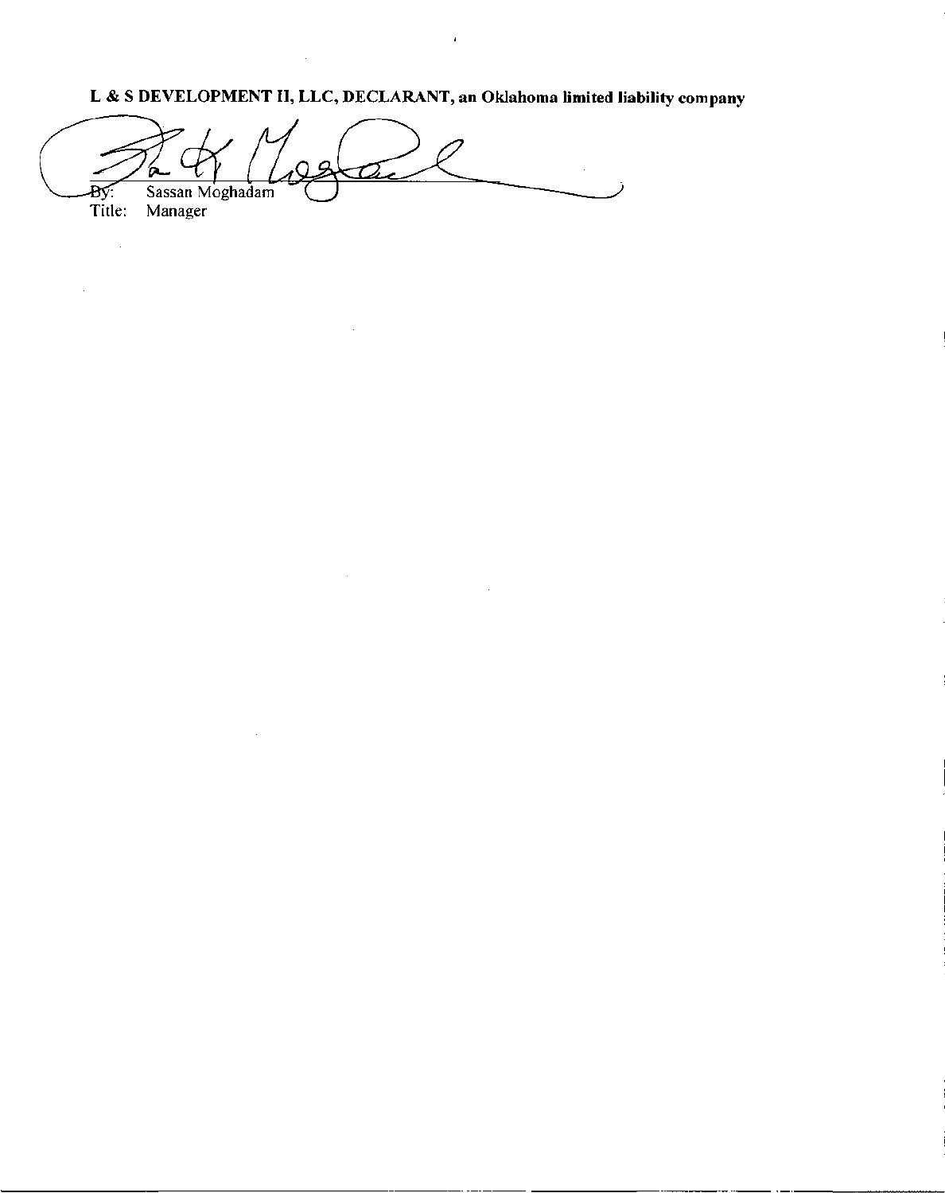**L & S DEVELOPMENT II, LLC, DECLARANT, an Oklahoma limited liability company**

By: Sassan Moghadam
Title: Manager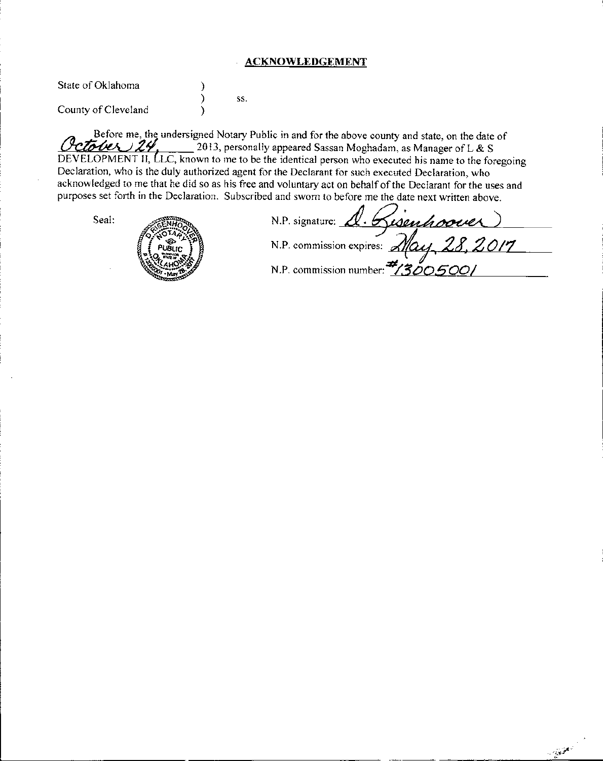## ACKNOWLEDGEMENT

State of Oklahoma )
) ss.
County of Cleveland )

Before me, the undersigned Notary Public in and for the above county and state, on the date of October 24, 2013, personally appeared Sassan Moghadam, as Manager of L & S DEVELOPMENT II, LLC, known to me to be the identical person who executed his name to the foregoing Declaration, who is the duly authorized agent for the Declarant for such executed Declaration, who acknowledged to me that he did so as his free and voluntary act on behalf of the Declarant for the uses and purposes set forth in the Declaration. Subscribed and sworn to before me the date next written above.

Seal: D. RISENHOOVER NOTARY PUBLIC IN AND FOR STATE OF OKLAHOMA # 13005001 • May 28, 2017

N.P. signature: D. Risenhoover

N.P. commission expires: May 28, 2017

N.P. commission number: #13005001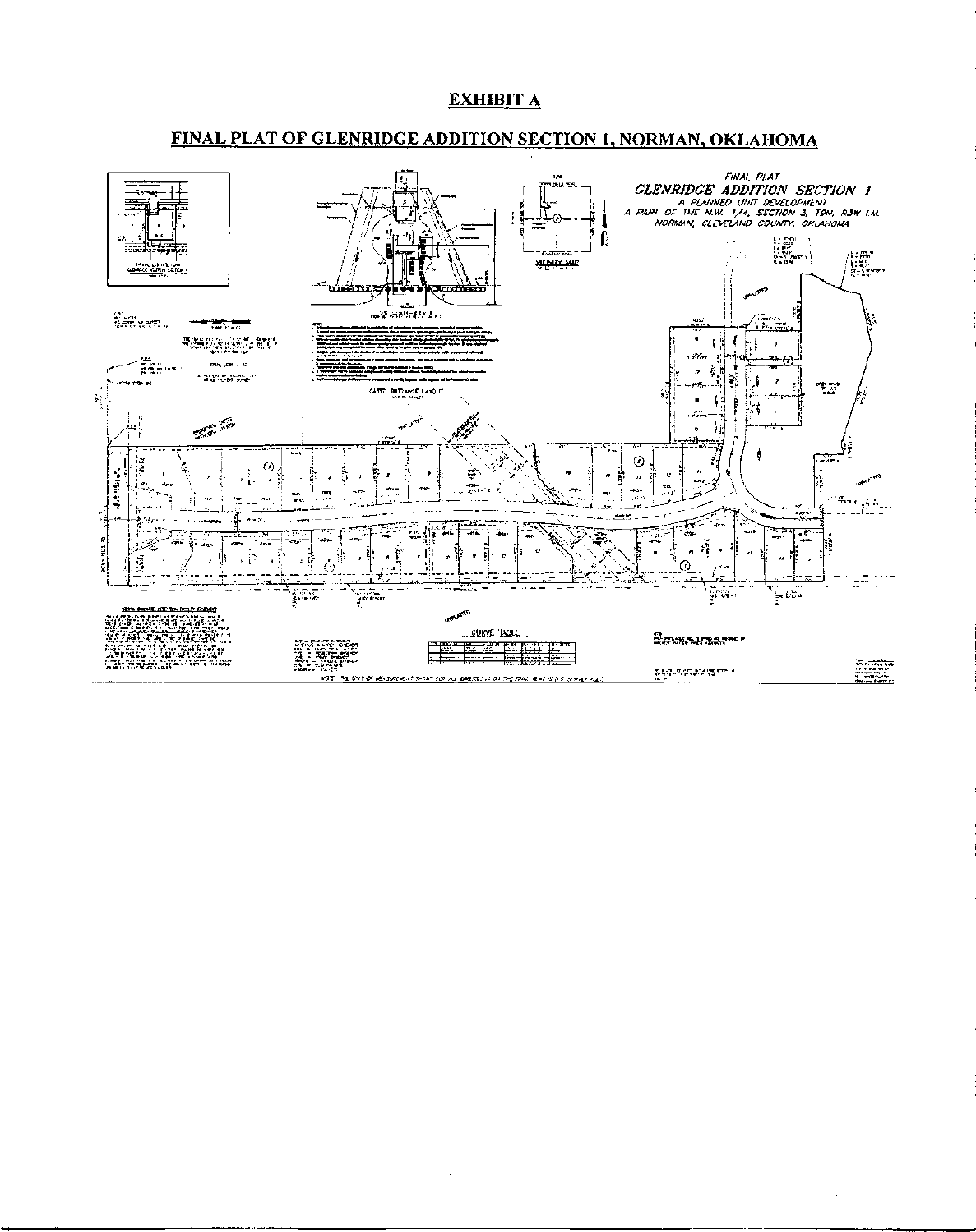# EXHIBIT A

## FINAL PLAT OF GLENRIDGE ADDITION SECTION 1, NORMAN, OKLAHOMA

FINAL PLAT

GLENRIDGE ADDITION SECTION 1

A PLANNED UNIT DEVELOPMENT

A PART OF THE N.W. 1/4, SECTION 3, T9N, R3W I.M.

NORMAN, CLEVELAND COUNTY, OKLAHOMA

VICINITY MAP

GATED ENTRANCE LAYOUT

UNPLATTED

CURVE TABLE

NOTE: THE UNIT OF MEASUREMENT SHOWN FOR ALL DIMENSIONS ON THE FINAL PLAT IS U.S. SURVEY FEET.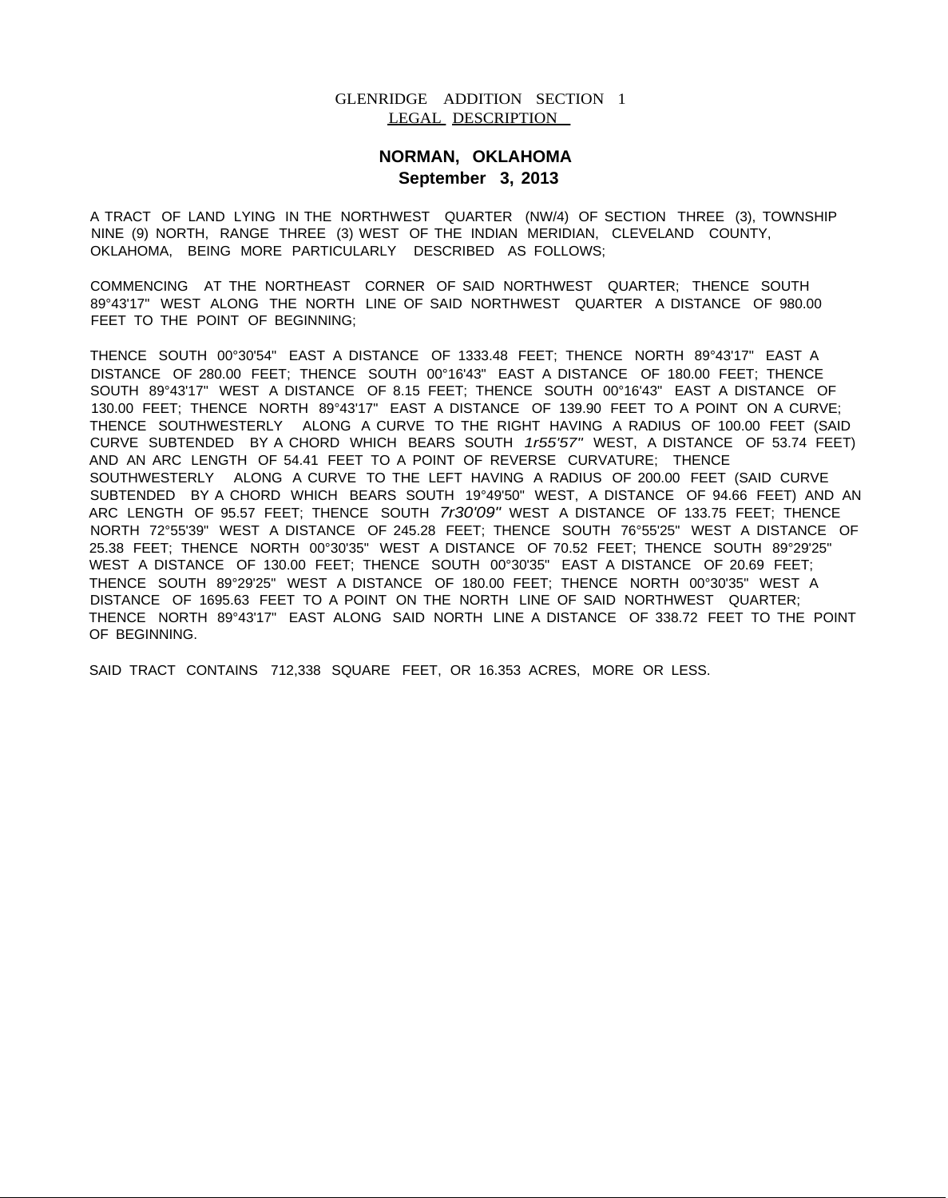GLENRIDGE ADDITION SECTION 1
LEGAL DESCRIPTION

**NORMAN, OKLAHOMA**
**September 3, 2013**

A TRACT OF LAND LYING IN THE NORTHWEST QUARTER (NW/4) OF SECTION THREE (3), TOWNSHIP NINE (9) NORTH, RANGE THREE (3) WEST OF THE INDIAN MERIDIAN, CLEVELAND COUNTY, OKLAHOMA, BEING MORE PARTICULARLY DESCRIBED AS FOLLOWS;

COMMENCING AT THE NORTHEAST CORNER OF SAID NORTHWEST QUARTER; THENCE SOUTH 89°43'17" WEST ALONG THE NORTH LINE OF SAID NORTHWEST QUARTER A DISTANCE OF 980.00 FEET TO THE POINT OF BEGINNING;

THENCE SOUTH 00°30'54" EAST A DISTANCE OF 1333.48 FEET; THENCE NORTH 89°43'17" EAST A DISTANCE OF 280.00 FEET; THENCE SOUTH 00°16'43" EAST A DISTANCE OF 180.00 FEET; THENCE SOUTH 89°43'17" WEST A DISTANCE OF 8.15 FEET; THENCE SOUTH 00°16'43" EAST A DISTANCE OF 130.00 FEET; THENCE NORTH 89°43'17" EAST A DISTANCE OF 139.90 FEET TO A POINT ON A CURVE; THENCE SOUTHWESTERLY ALONG A CURVE TO THE RIGHT HAVING A RADIUS OF 100.00 FEET (SAID CURVE SUBTENDED BY A CHORD WHICH BEARS SOUTH *1r55'57"* WEST, A DISTANCE OF 53.74 FEET) AND AN ARC LENGTH OF 54.41 FEET TO A POINT OF REVERSE CURVATURE; THENCE SOUTHWESTERLY ALONG A CURVE TO THE LEFT HAVING A RADIUS OF 200.00 FEET (SAID CURVE SUBTENDED BY A CHORD WHICH BEARS SOUTH 19°49'50" WEST, A DISTANCE OF 94.66 FEET) AND AN ARC LENGTH OF 95.57 FEET; THENCE SOUTH *7r30'09"* WEST A DISTANCE OF 133.75 FEET; THENCE NORTH 72°55'39" WEST A DISTANCE OF 245.28 FEET; THENCE SOUTH 76°55'25" WEST A DISTANCE OF 25.38 FEET; THENCE NORTH 00°30'35" WEST A DISTANCE OF 70.52 FEET; THENCE SOUTH 89°29'25" WEST A DISTANCE OF 130.00 FEET; THENCE SOUTH 00°30'35" EAST A DISTANCE OF 20.69 FEET; THENCE SOUTH 89°29'25" WEST A DISTANCE OF 180.00 FEET; THENCE NORTH 00°30'35" WEST A DISTANCE OF 1695.63 FEET TO A POINT ON THE NORTH LINE OF SAID NORTHWEST QUARTER; THENCE NORTH 89°43'17" EAST ALONG SAID NORTH LINE A DISTANCE OF 338.72 FEET TO THE POINT OF BEGINNING.

SAID TRACT CONTAINS 712,338 SQUARE FEET, OR 16.353 ACRES, MORE OR LESS.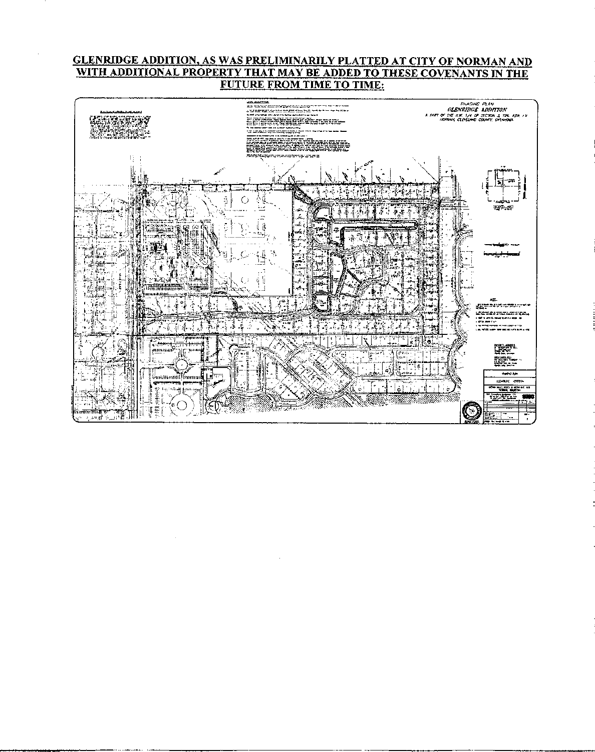**GLENRIDGE ADDITION, AS WAS PRELIMINARILY PLATTED AT CITY OF NORMAN AND WITH ADDITIONAL PROPERTY THAT MAY BE ADDED TO THESE COVENANTS IN THE FUTURE FROM TIME TO TIME:**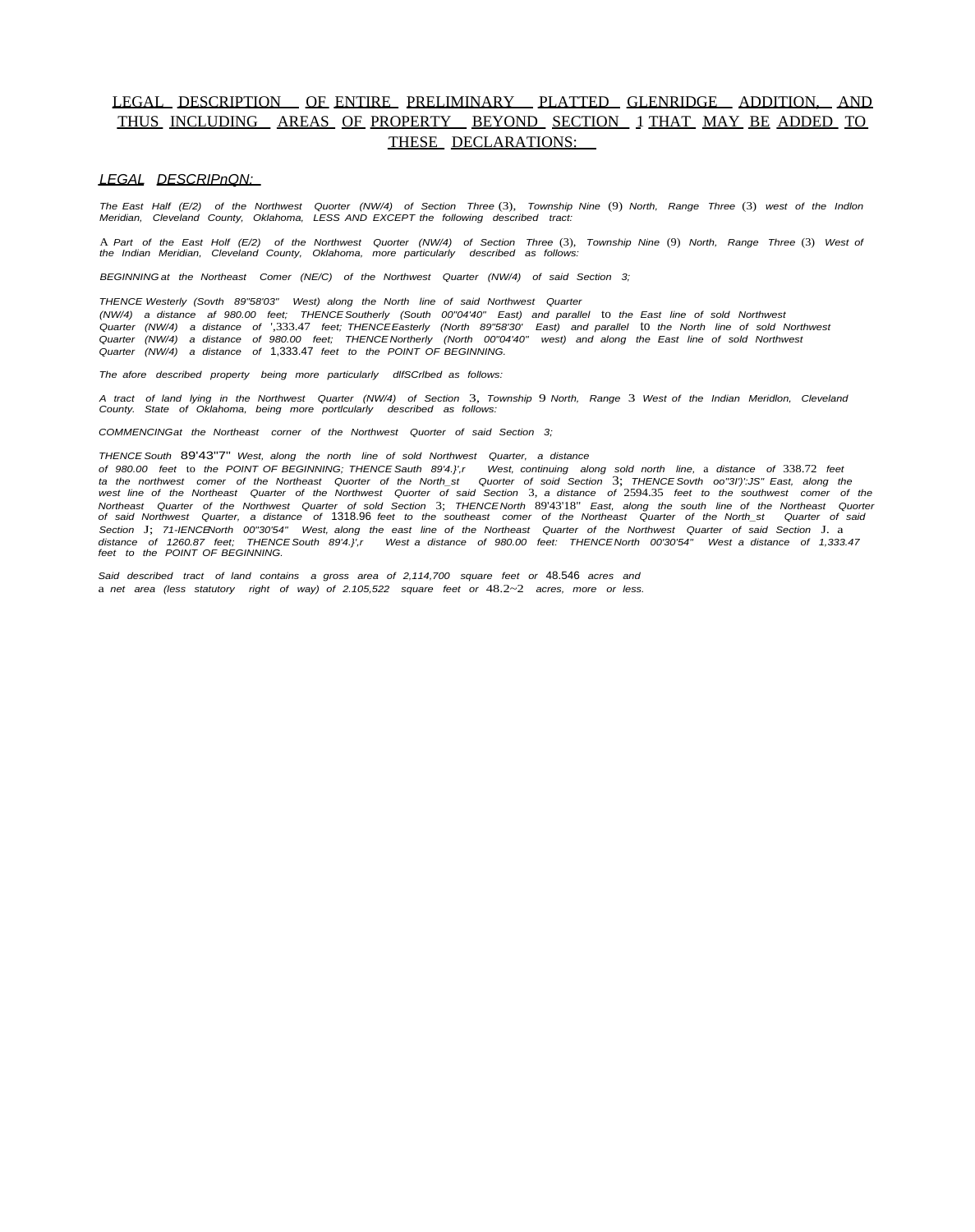## LEGAL DESCRIPTION OF ENTIRE PRELIMINARY PLATTED GLENRIDGE ADDITION, AND THUS INCLUDING AREAS OF PROPERTY BEYOND SECTION 1 THAT MAY BE ADDED TO THESE DECLARATIONS:

*LEGAL DESCRIPnQN:*

*The East Half (E/2) of the Northwest Quorter (NW/4) of Section Three (3), Township Nine (9) North, Range Three (3) west of the Indlon Meridian, Cleveland County, Oklahoma, LESS AND EXCEPT the following described tract:*

*A Part of the East Holf (E/2) of the Northwest Quorter (NW/4) of Section Three (3), Township Nine (9) North, Range Three (3) West of the Indian Meridian, Cleveland County, Oklahoma, more particularly described as follows:*

*BEGINNING at the Northeast Comer (NE/C) of the Northwest Quarter (NW/4) of said Section 3;*

*THENCE Westerly (Sovth 89"58'03" West) along the North line of said Northwest Quarter (NW/4) a distance af 980.00 feet; THENCE Southerly (South 00"04'40" East) and parallel to the East line of sold Northwest Quarter (NW/4) a distance of ',333.47 feet; THENCE Easterly (North 89"58'30' East) and parallel to the North line of sold Northwest Quarter (NW/4) a distance of 980.00 feet; THENCE Northerly (North 00"04'40" west) and along the East line of sold Northwest Quarter (NW/4) a distance of 1,333.47 feet to the POINT OF BEGINNING.*

*The afore described property being more particularly dlfSCrlbed as follows:*

*A tract of land lying in the Northwest Quarter (NW/4) of Section 3, Township 9 North, Range 3 West of the Indian Meridlon, Cleveland County. State of Oklahoma, being more portlcularly described as follows:*

*COMMENCING at the Northeast corner of the Northwest Quorter of said Section 3;*

*THENCE South 89'43"7" West, along the north line of sold Northwest Quarter, a distance of 980.00 feet to the POINT OF BEGINNING; THENCE Sauth 89'4.}',r West, continuing along sold north line, a distance of 338.72 feet ta the northwest comer of the Northeast Quorter of the North_st Quarter of soid Section 3; THENCE Sovth oo"3I')':JS" East, along the west line of the Northeast Quarter of the Northwest Quorter of said Section 3, a distance of 2594.35 feet to the southwest comer of the Northeast Quarter of the Northwest Quarter of sold Section 3; THENCE North 89'43'18" East, along the south line of the Northeast Quorter of said Northwest Quarter, a distance of 1318.96 feet to the southeast comer of the Northeast Quarter of the North_st Quarter of said Section J; 71-IENCE North 00"30'54" West, along the east line of the Northeast Quarter of the Northwest Quarter of said Section J. a distance of 1260.87 feet; THENCE South 89'4.}',r West a distance of 980.00 feet: THENCE North 00'30'54" West a distance of 1,333.47 feet to the POINT OF BEGINNING.*

*Said described tract of land contains a gross area of 2,114,700 square feet or 48.546 acres and a net area (less statutory right of way) of 2.105,522 square feet or 48.2~2 acres, more or less.*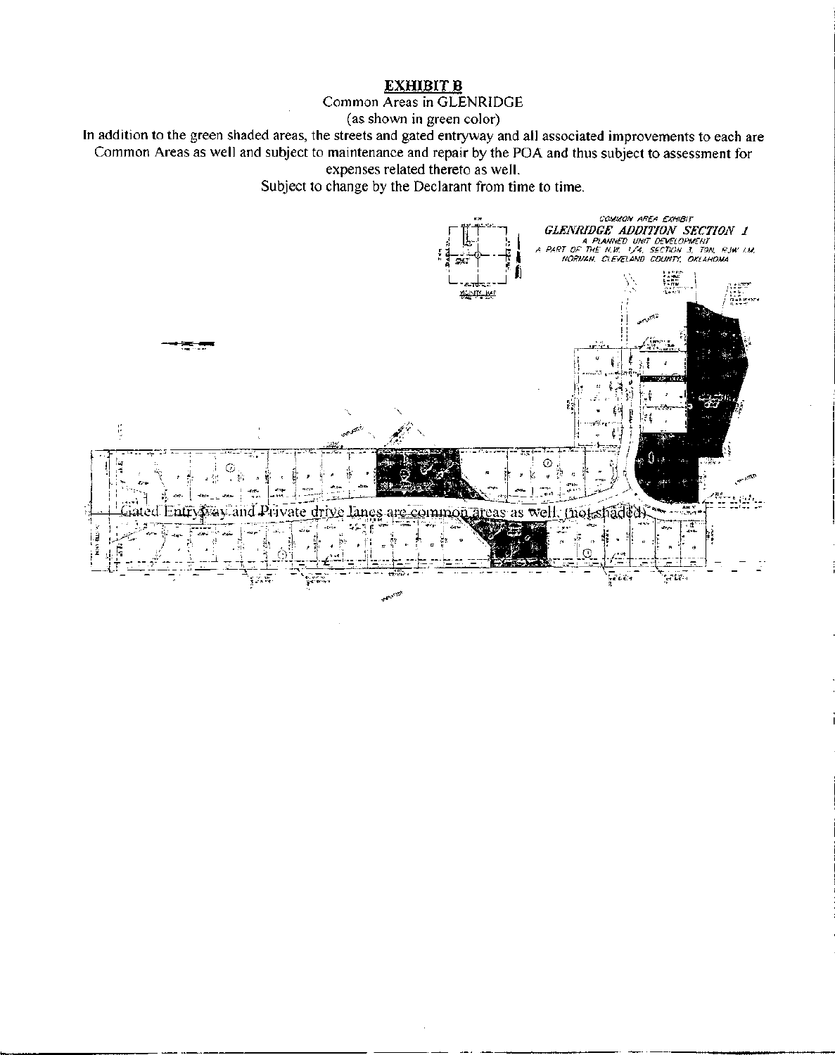**EXHIBIT B**

Common Areas in GLENRIDGE

(as shown in green color)

In addition to the green shaded areas, the streets and gated entryway and all associated improvements to each are Common Areas as well and subject to maintenance and repair by the POA and thus subject to assessment for expenses related thereto as well.

Subject to change by the Declarant from time to time.

COMMON AREA EXHIBIT

*GLENRIDGE ADDITION SECTION 1*

*A PLANNED UNIT DEVELOPMENT*

*A PART OF THE N.W. 1/4, SECTION 3, T9N, R3W I.M.*

*NORMAN, CLEVELAND COUNTY, OKLAHOMA*

Gated Entryway and Private drive lanes are common areas as well. (not shaded)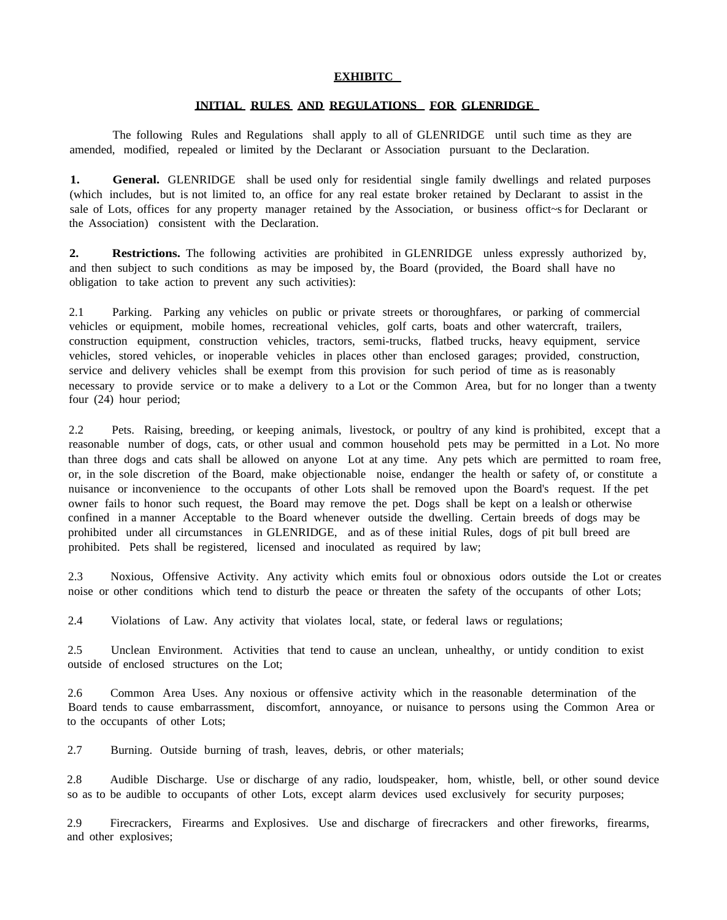**EXHIBITC**

**INITIAL RULES AND REGULATIONS FOR GLENRIDGE**

The following Rules and Regulations shall apply to all of GLENRIDGE until such time as they are amended, modified, repealed or limited by the Declarant or Association pursuant to the Declaration.

**1. General.** GLENRIDGE shall be used only for residential single family dwellings and related purposes (which includes, but is not limited to, an office for any real estate broker retained by Declarant to assist in the sale of Lots, offices for any property manager retained by the Association, or business offict~s for Declarant or the Association) consistent with the Declaration.

**2. Restrictions.** The following activities are prohibited in GLENRIDGE unless expressly authorized by, and then subject to such conditions as may be imposed by, the Board (provided, the Board shall have no obligation to take action to prevent any such activities):

2.1 Parking. Parking any vehicles on public or private streets or thoroughfares, or parking of commercial vehicles or equipment, mobile homes, recreational vehicles, golf carts, boats and other watercraft, trailers, construction equipment, construction vehicles, tractors, semi-trucks, flatbed trucks, heavy equipment, service vehicles, stored vehicles, or inoperable vehicles in places other than enclosed garages; provided, construction, service and delivery vehicles shall be exempt from this provision for such period of time as is reasonably necessary to provide service or to make a delivery to a Lot or the Common Area, but for no longer than a twenty four (24) hour period;

2.2 Pets. Raising, breeding, or keeping animals, livestock, or poultry of any kind is prohibited, except that a reasonable number of dogs, cats, or other usual and common household pets may be permitted in a Lot. No more than three dogs and cats shall be allowed on anyone Lot at any time. Any pets which are permitted to roam free, or, in the sole discretion of the Board, make objectionable noise, endanger the health or safety of, or constitute a nuisance or inconvenience to the occupants of other Lots shall be removed upon the Board's request. If the pet owner fails to honor such request, the Board may remove the pet. Dogs shall be kept on a lealsh or otherwise confined in a manner Acceptable to the Board whenever outside the dwelling. Certain breeds of dogs may be prohibited under all circumstances in GLENRIDGE, and as of these initial Rules, dogs of pit bull breed are prohibited. Pets shall be registered, licensed and inoculated as required by law;

2.3 Noxious, Offensive Activity. Any activity which emits foul or obnoxious odors outside the Lot or creates noise or other conditions which tend to disturb the peace or threaten the safety of the occupants of other Lots;

2.4 Violations of Law. Any activity that violates local, state, or federal laws or regulations;

2.5 Unclean Environment. Activities that tend to cause an unclean, unhealthy, or untidy condition to exist outside of enclosed structures on the Lot;

2.6 Common Area Uses. Any noxious or offensive activity which in the reasonable determination of the Board tends to cause embarrassment, discomfort, annoyance, or nuisance to persons using the Common Area or to the occupants of other Lots;

2.7 Burning. Outside burning of trash, leaves, debris, or other materials;

2.8 Audible Discharge. Use or discharge of any radio, loudspeaker, hom, whistle, bell, or other sound device so as to be audible to occupants of other Lots, except alarm devices used exclusively for security purposes;

2.9 Firecrackers, Firearms and Explosives. Use and discharge of firecrackers and other fireworks, firearms, and other explosives;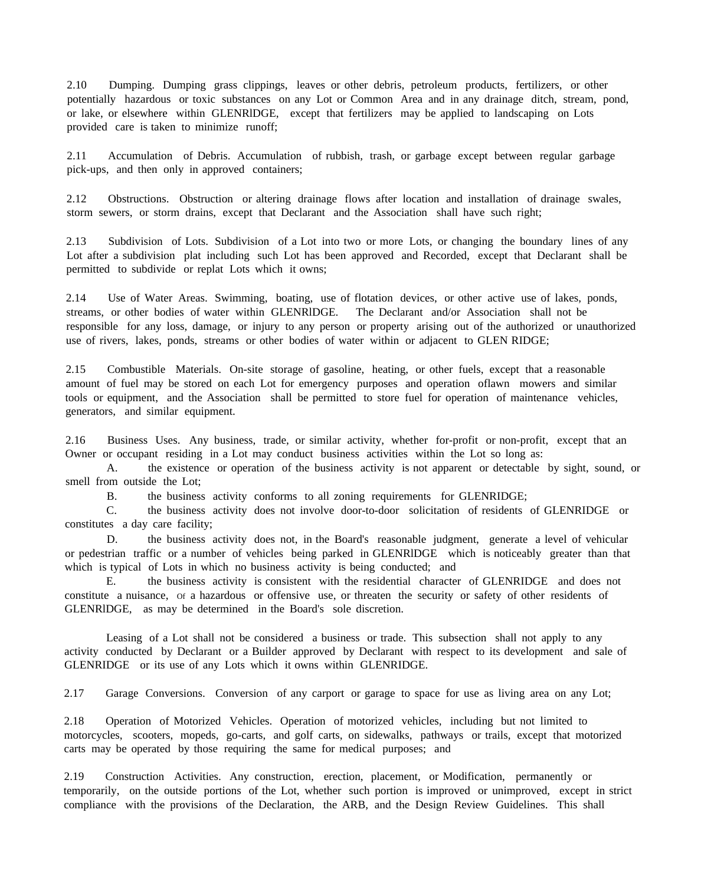2.10 Dumping. Dumping grass clippings, leaves or other debris, petroleum products, fertilizers, or other potentially hazardous or toxic substances on any Lot or Common Area and in any drainage ditch, stream, pond, or lake, or elsewhere within GLENRlDGE, except that fertilizers may be applied to landscaping on Lots provided care is taken to minimize runoff;

2.11 Accumulation of Debris. Accumulation of rubbish, trash, or garbage except between regular garbage pick-ups, and then only in approved containers;

2.12 Obstructions. Obstruction or altering drainage flows after location and installation of drainage swales, storm sewers, or storm drains, except that Declarant and the Association shall have such right;

2.13 Subdivision of Lots. Subdivision of a Lot into two or more Lots, or changing the boundary lines of any Lot after a subdivision plat including such Lot has been approved and Recorded, except that Declarant shall be permitted to subdivide or replat Lots which it owns;

2.14 Use of Water Areas. Swimming, boating, use of flotation devices, or other active use of lakes, ponds, streams, or other bodies of water within GLENRlDGE. The Declarant and/or Association shall not be responsible for any loss, damage, or injury to any person or property arising out of the authorized or unauthorized use of rivers, lakes, ponds, streams or other bodies of water within or adjacent to GLEN RIDGE;

2.15 Combustible Materials. On-site storage of gasoline, heating, or other fuels, except that a reasonable amount of fuel may be stored on each Lot for emergency purposes and operation oflawn mowers and similar tools or equipment, and the Association shall be permitted to store fuel for operation of maintenance vehicles, generators, and similar equipment.

2.16 Business Uses. Any business, trade, or similar activity, whether for-profit or non-profit, except that an Owner or occupant residing in a Lot may conduct business activities within the Lot so long as:

A. the existence or operation of the business activity is not apparent or detectable by sight, sound, or smell from outside the Lot;

B. the business activity conforms to all zoning requirements for GLENRIDGE;

C. the business activity does not involve door-to-door solicitation of residents of GLENRIDGE or constitutes a day care facility;

D. the business activity does not, in the Board's reasonable judgment, generate a level of vehicular or pedestrian traffic or a number of vehicles being parked in GLENRlDGE which is noticeably greater than that which is typical of Lots in which no business activity is being conducted; and

E. the business activity is consistent with the residential character of GLENRIDGE and does not constitute a nuisance, Of a hazardous or offensive use, or threaten the security or safety of other residents of GLENRlDGE, as may be determined in the Board's sole discretion.

Leasing of a Lot shall not be considered a business or trade. This subsection shall not apply to any activity conducted by Declarant or a Builder approved by Declarant with respect to its development and sale of GLENRIDGE or its use of any Lots which it owns within GLENRIDGE.

2.17 Garage Conversions. Conversion of any carport or garage to space for use as living area on any Lot;

2.18 Operation of Motorized Vehicles. Operation of motorized vehicles, including but not limited to motorcycles, scooters, mopeds, go-carts, and golf carts, on sidewalks, pathways or trails, except that motorized carts may be operated by those requiring the same for medical purposes; and

2.19 Construction Activities. Any construction, erection, placement, or Modification, permanently or temporarily, on the outside portions of the Lot, whether such portion is improved or unimproved, except in strict compliance with the provisions of the Declaration, the ARB, and the Design Review Guidelines. This shall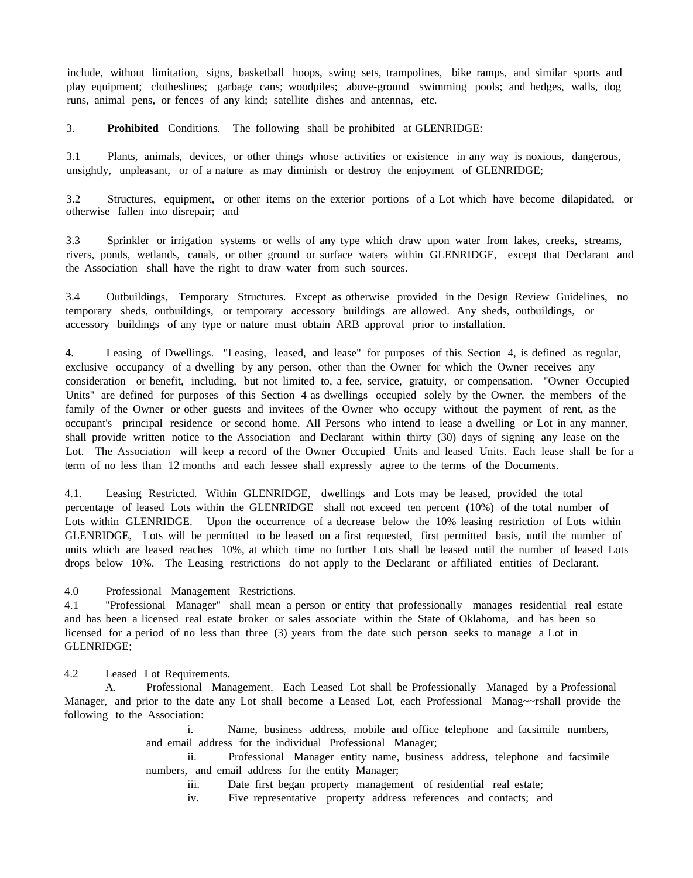include, without limitation, signs, basketball hoops, swing sets, trampolines, bike ramps, and similar sports and play equipment; clotheslines; garbage cans; woodpiles; above-ground swimming pools; and hedges, walls, dog runs, animal pens, or fences of any kind; satellite dishes and antennas, etc.

3. **Prohibited** Conditions. The following shall be prohibited at GLENRIDGE:

3.1 Plants, animals, devices, or other things whose activities or existence in any way is noxious, dangerous, unsightly, unpleasant, or of a nature as may diminish or destroy the enjoyment of GLENRIDGE;

3.2 Structures, equipment, or other items on the exterior portions of a Lot which have become dilapidated, or otherwise fallen into disrepair; and

3.3 Sprinkler or irrigation systems or wells of any type which draw upon water from lakes, creeks, streams, rivers, ponds, wetlands, canals, or other ground or surface waters within GLENRIDGE, except that Declarant and the Association shall have the right to draw water from such sources.

3.4 Outbuildings, Temporary Structures. Except as otherwise provided in the Design Review Guidelines, no temporary sheds, outbuildings, or temporary accessory buildings are allowed. Any sheds, outbuildings, or accessory buildings of any type or nature must obtain ARB approval prior to installation.

4. Leasing of Dwellings. "Leasing, leased, and lease" for purposes of this Section 4, is defined as regular, exclusive occupancy of a dwelling by any person, other than the Owner for which the Owner receives any consideration or benefit, including, but not limited to, a fee, service, gratuity, or compensation. "Owner Occupied Units" are defined for purposes of this Section 4 as dwellings occupied solely by the Owner, the members of the family of the Owner or other guests and invitees of the Owner who occupy without the payment of rent, as the occupant's principal residence or second home. All Persons who intend to lease a dwelling or Lot in any manner, shall provide written notice to the Association and Declarant within thirty (30) days of signing any lease on the Lot. The Association will keep a record of the Owner Occupied Units and leased Units. Each lease shall be for a term of no less than 12 months and each lessee shall expressly agree to the terms of the Documents.

4.1. Leasing Restricted. Within GLENRIDGE, dwellings and Lots may be leased, provided the total percentage of leased Lots within the GLENRIDGE shall not exceed ten percent (10%) of the total number of Lots within GLENRIDGE. Upon the occurrence of a decrease below the 10% leasing restriction of Lots within GLENRIDGE, Lots will be permitted to be leased on a first requested, first permitted basis, until the number of units which are leased reaches 10%, at which time no further Lots shall be leased until the number of leased Lots drops below 10%. The Leasing restrictions do not apply to the Declarant or affiliated entities of Declarant.

4.0 Professional Management Restrictions.

4.1 "Professional Manager" shall mean a person or entity that professionally manages residential real estate and has been a licensed real estate broker or sales associate within the State of Oklahoma, and has been so licensed for a period of no less than three (3) years from the date such person seeks to manage a Lot in GLENRIDGE;

4.2 Leased Lot Requirements.

A. Professional Management. Each Leased Lot shall be Professionally Managed by a Professional Manager, and prior to the date any Lot shall become a Leased Lot, each Professional Manag~~rshall provide the following to the Association:

i. Name, business address, mobile and office telephone and facsimile numbers, and email address for the individual Professional Manager;

ii. Professional Manager entity name, business address, telephone and facsimile numbers, and email address for the entity Manager;

iii. Date first began property management of residential real estate;

iv. Five representative property address references and contacts; and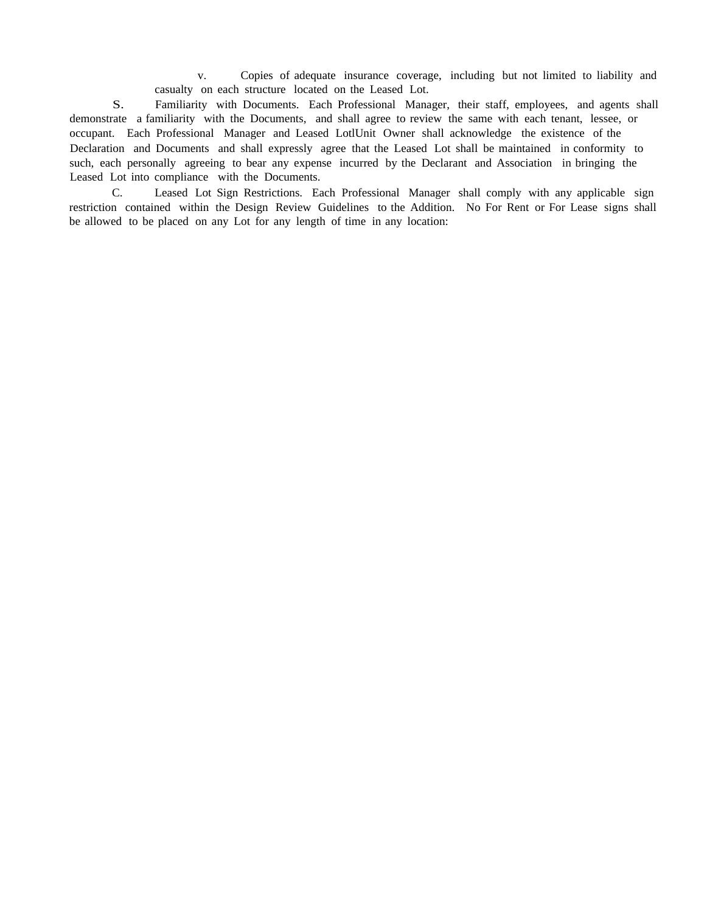v. Copies of adequate insurance coverage, including but not limited to liability and casualty on each structure located on the Leased Lot.

S. Familiarity with Documents. Each Professional Manager, their staff, employees, and agents shall demonstrate a familiarity with the Documents, and shall agree to review the same with each tenant, lessee, or occupant. Each Professional Manager and Leased LotlUnit Owner shall acknowledge the existence of the Declaration and Documents and shall expressly agree that the Leased Lot shall be maintained in conformity to such, each personally agreeing to bear any expense incurred by the Declarant and Association in bringing the Leased Lot into compliance with the Documents.

C. Leased Lot Sign Restrictions. Each Professional Manager shall comply with any applicable sign restriction contained within the Design Review Guidelines to the Addition. No For Rent or For Lease signs shall be allowed to be placed on any Lot for any length of time in any location: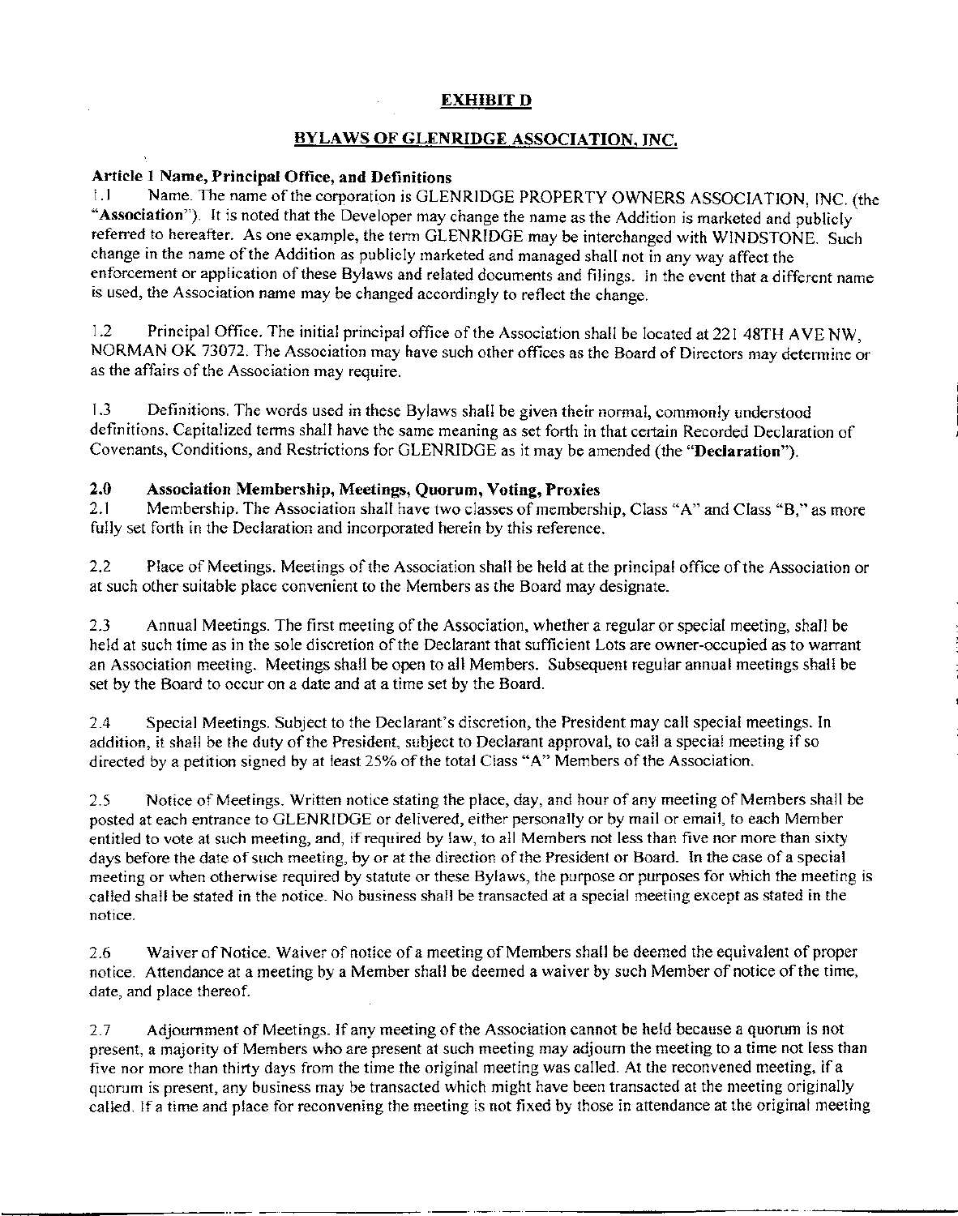**EXHIBIT D**

**BYLAWS OF GLENRIDGE ASSOCIATION, INC.**

**Article 1 Name, Principal Office, and Definitions**

1.1 Name. The name of the corporation is GLENRIDGE PROPERTY OWNERS ASSOCIATION, INC. (the "**Association**"). It is noted that the Developer may change the name as the Addition is marketed and publicly referred to hereafter. As one example, the term GLENRIDGE may be interchanged with WINDSTONE. Such change in the name of the Addition as publicly marketed and managed shall not in any way affect the enforcement or application of these Bylaws and related documents and filings. In the event that a different name is used, the Association name may be changed accordingly to reflect the change.

1.2 Principal Office. The initial principal office of the Association shall be located at 221 48TH AVE NW, NORMAN OK 73072. The Association may have such other offices as the Board of Directors may determine or as the affairs of the Association may require.

1.3 Definitions. The words used in these Bylaws shall be given their normal, commonly understood definitions. Capitalized terms shall have the same meaning as set forth in that certain Recorded Declaration of Covenants, Conditions, and Restrictions for GLENRIDGE as it may be amended (the "**Declaration**").

**2.0 Association Membership, Meetings, Quorum, Voting, Proxies**

2.1 Membership. The Association shall have two classes of membership, Class "A" and Class "B," as more fully set forth in the Declaration and incorporated herein by this reference.

2.2 Place of Meetings. Meetings of the Association shall be held at the principal office of the Association or at such other suitable place convenient to the Members as the Board may designate.

2.3 Annual Meetings. The first meeting of the Association, whether a regular or special meeting, shall be held at such time as in the sole discretion of the Declarant that sufficient Lots are owner-occupied as to warrant an Association meeting. Meetings shall be open to all Members. Subsequent regular annual meetings shall be set by the Board to occur on a date and at a time set by the Board.

2.4 Special Meetings. Subject to the Declarant's discretion, the President may call special meetings. In addition, it shall be the duty of the President, subject to Declarant approval, to call a special meeting if so directed by a petition signed by at least 25% of the total Class "A" Members of the Association.

2.5 Notice of Meetings. Written notice stating the place, day, and hour of any meeting of Members shall be posted at each entrance to GLENRIDGE or delivered, either personally or by mail or email, to each Member entitled to vote at such meeting, and, if required by law, to all Members not less than five nor more than sixty days before the date of such meeting, by or at the direction of the President or Board. In the case of a special meeting or when otherwise required by statute or these Bylaws, the purpose or purposes for which the meeting is called shall be stated in the notice. No business shall be transacted at a special meeting except as stated in the notice.

2.6 Waiver of Notice. Waiver of notice of a meeting of Members shall be deemed the equivalent of proper notice. Attendance at a meeting by a Member shall be deemed a waiver by such Member of notice of the time, date, and place thereof.

2.7 Adjournment of Meetings. If any meeting of the Association cannot be held because a quorum is not present, a majority of Members who are present at such meeting may adjourn the meeting to a time not less than five nor more than thirty days from the time the original meeting was called. At the reconvened meeting, if a quorum is present, any business may be transacted which might have been transacted at the meeting originally called. If a time and place for reconvening the meeting is not fixed by those in attendance at the original meeting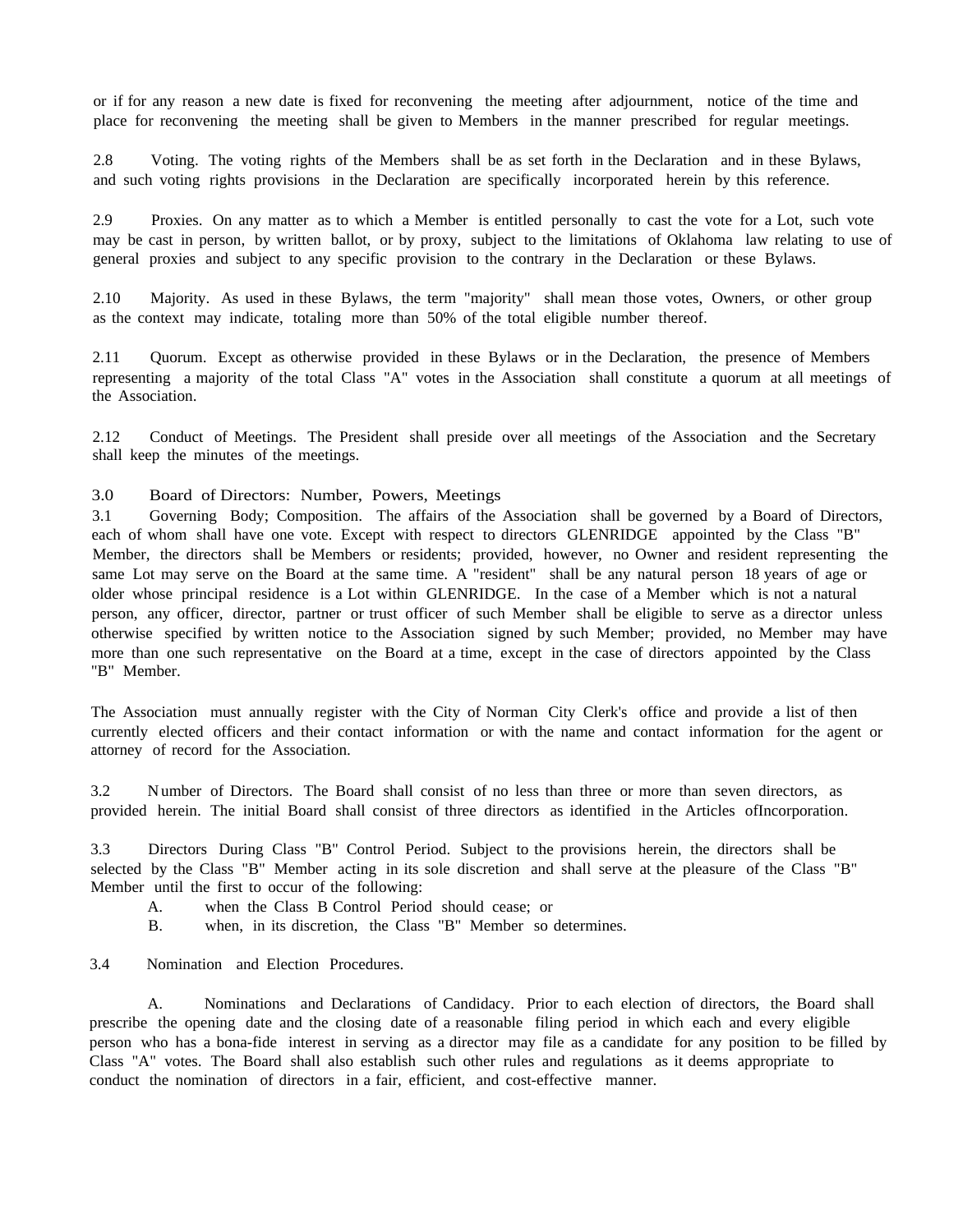or if for any reason a new date is fixed for reconvening the meeting after adjournment, notice of the time and place for reconvening the meeting shall be given to Members in the manner prescribed for regular meetings.

2.8 Voting. The voting rights of the Members shall be as set forth in the Declaration and in these Bylaws, and such voting rights provisions in the Declaration are specifically incorporated herein by this reference.

2.9 Proxies. On any matter as to which a Member is entitled personally to cast the vote for a Lot, such vote may be cast in person, by written ballot, or by proxy, subject to the limitations of Oklahoma law relating to use of general proxies and subject to any specific provision to the contrary in the Declaration or these Bylaws.

2.10 Majority. As used in these Bylaws, the term "majority" shall mean those votes, Owners, or other group as the context may indicate, totaling more than 50% of the total eligible number thereof.

2.11 Quorum. Except as otherwise provided in these Bylaws or in the Declaration, the presence of Members representing a majority of the total Class "A" votes in the Association shall constitute a quorum at all meetings of the Association.

2.12 Conduct of Meetings. The President shall preside over all meetings of the Association and the Secretary shall keep the minutes of the meetings.

## 3.0 Board of Directors: Number, Powers, Meetings

3.1 Governing Body; Composition. The affairs of the Association shall be governed by a Board of Directors, each of whom shall have one vote. Except with respect to directors GLENRIDGE appointed by the Class "B" Member, the directors shall be Members or residents; provided, however, no Owner and resident representing the same Lot may serve on the Board at the same time. A "resident" shall be any natural person 18 years of age or older whose principal residence is a Lot within GLENRIDGE. In the case of a Member which is not a natural person, any officer, director, partner or trust officer of such Member shall be eligible to serve as a director unless otherwise specified by written notice to the Association signed by such Member; provided, no Member may have more than one such representative on the Board at a time, except in the case of directors appointed by the Class "B" Member.

The Association must annually register with the City of Norman City Clerk's office and provide a list of then currently elected officers and their contact information or with the name and contact information for the agent or attorney of record for the Association.

3.2 Number of Directors. The Board shall consist of no less than three or more than seven directors, as provided herein. The initial Board shall consist of three directors as identified in the Articles ofIncorporation.

3.3 Directors During Class "B" Control Period. Subject to the provisions herein, the directors shall be selected by the Class "B" Member acting in its sole discretion and shall serve at the pleasure of the Class "B" Member until the first to occur of the following:

A. when the Class B Control Period should cease; or

B. when, in its discretion, the Class "B" Member so determines.

3.4 Nomination and Election Procedures.

A. Nominations and Declarations of Candidacy. Prior to each election of directors, the Board shall prescribe the opening date and the closing date of a reasonable filing period in which each and every eligible person who has a bona-fide interest in serving as a director may file as a candidate for any position to be filled by Class "A" votes. The Board shall also establish such other rules and regulations as it deems appropriate to conduct the nomination of directors in a fair, efficient, and cost-effective manner.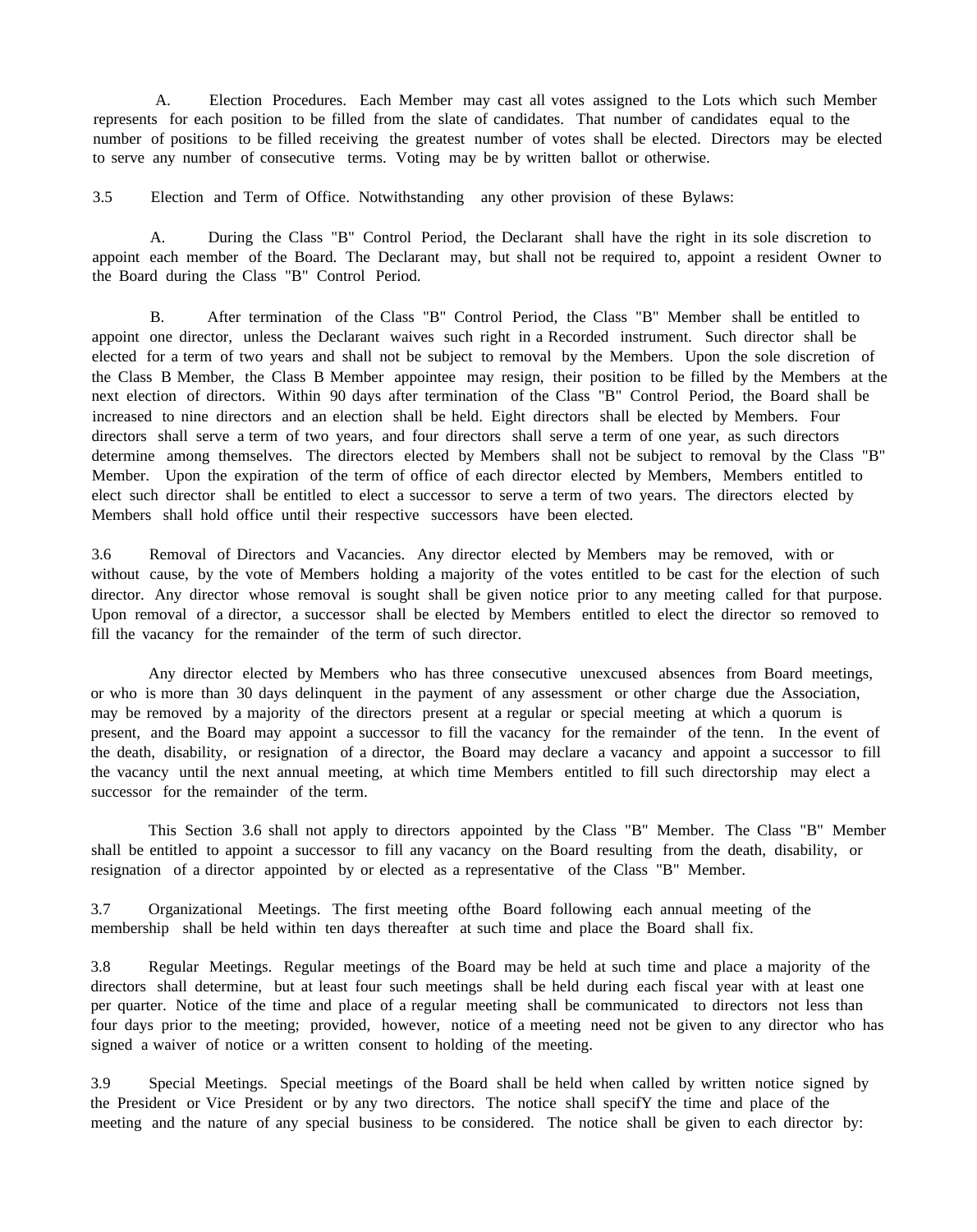A. Election Procedures. Each Member may cast all votes assigned to the Lots which such Member represents for each position to be filled from the slate of candidates. That number of candidates equal to the number of positions to be filled receiving the greatest number of votes shall be elected. Directors may be elected to serve any number of consecutive terms. Voting may be by written ballot or otherwise.

3.5 Election and Term of Office. Notwithstanding any other provision of these Bylaws:

A. During the Class "B" Control Period, the Declarant shall have the right in its sole discretion to appoint each member of the Board. The Declarant may, but shall not be required to, appoint a resident Owner to the Board during the Class "B" Control Period.

B. After termination of the Class "B" Control Period, the Class "B" Member shall be entitled to appoint one director, unless the Declarant waives such right in a Recorded instrument. Such director shall be elected for a term of two years and shall not be subject to removal by the Members. Upon the sole discretion of the Class B Member, the Class B Member appointee may resign, their position to be filled by the Members at the next election of directors. Within 90 days after termination of the Class "B" Control Period, the Board shall be increased to nine directors and an election shall be held. Eight directors shall be elected by Members. Four directors shall serve a term of two years, and four directors shall serve a term of one year, as such directors determine among themselves. The directors elected by Members shall not be subject to removal by the Class "B" Member. Upon the expiration of the term of office of each director elected by Members, Members entitled to elect such director shall be entitled to elect a successor to serve a term of two years. The directors elected by Members shall hold office until their respective successors have been elected.

3.6 Removal of Directors and Vacancies. Any director elected by Members may be removed, with or without cause, by the vote of Members holding a majority of the votes entitled to be cast for the election of such director. Any director whose removal is sought shall be given notice prior to any meeting called for that purpose. Upon removal of a director, a successor shall be elected by Members entitled to elect the director so removed to fill the vacancy for the remainder of the term of such director.

Any director elected by Members who has three consecutive unexcused absences from Board meetings, or who is more than 30 days delinquent in the payment of any assessment or other charge due the Association, may be removed by a majority of the directors present at a regular or special meeting at which a quorum is present, and the Board may appoint a successor to fill the vacancy for the remainder of the tenn. In the event of the death, disability, or resignation of a director, the Board may declare a vacancy and appoint a successor to fill the vacancy until the next annual meeting, at which time Members entitled to fill such directorship may elect a successor for the remainder of the term.

This Section 3.6 shall not apply to directors appointed by the Class "B" Member. The Class "B" Member shall be entitled to appoint a successor to fill any vacancy on the Board resulting from the death, disability, or resignation of a director appointed by or elected as a representative of the Class "B" Member.

3.7 Organizational Meetings. The first meeting ofthe Board following each annual meeting of the membership shall be held within ten days thereafter at such time and place the Board shall fix.

3.8 Regular Meetings. Regular meetings of the Board may be held at such time and place a majority of the directors shall determine, but at least four such meetings shall be held during each fiscal year with at least one per quarter. Notice of the time and place of a regular meeting shall be communicated to directors not less than four days prior to the meeting; provided, however, notice of a meeting need not be given to any director who has signed a waiver of notice or a written consent to holding of the meeting.

3.9 Special Meetings. Special meetings of the Board shall be held when called by written notice signed by the President or Vice President or by any two directors. The notice shall specifY the time and place of the meeting and the nature of any special business to be considered. The notice shall be given to each director by: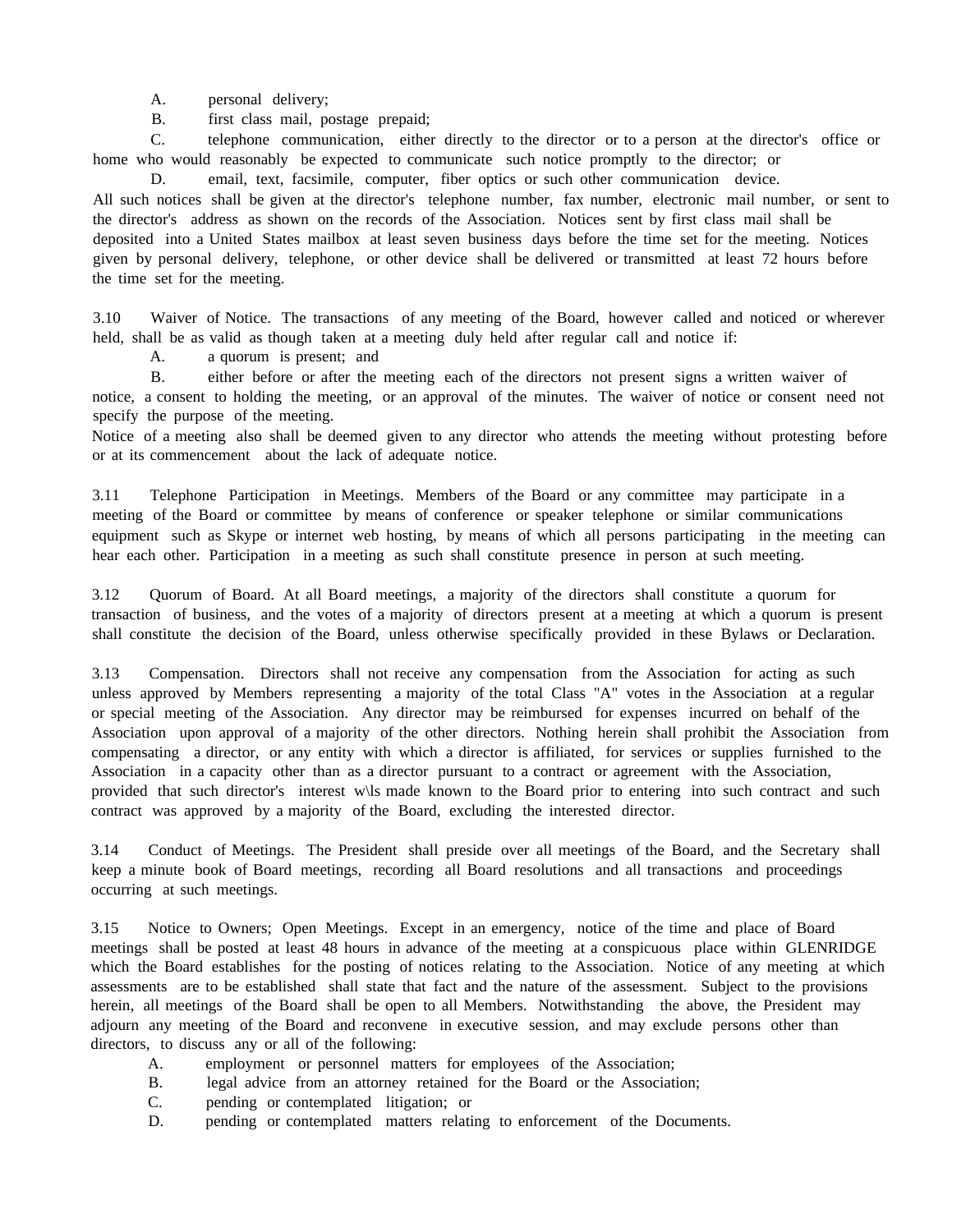A. personal delivery;

B. first class mail, postage prepaid;

C. telephone communication, either directly to the director or to a person at the director's office or home who would reasonably be expected to communicate such notice promptly to the director; or

D. email, text, facsimile, computer, fiber optics or such other communication device.

All such notices shall be given at the director's telephone number, fax number, electronic mail number, or sent to the director's address as shown on the records of the Association. Notices sent by first class mail shall be deposited into a United States mailbox at least seven business days before the time set for the meeting. Notices given by personal delivery, telephone, or other device shall be delivered or transmitted at least 72 hours before the time set for the meeting.

3.10 Waiver of Notice. The transactions of any meeting of the Board, however called and noticed or wherever held, shall be as valid as though taken at a meeting duly held after regular call and notice if:

A. a quorum is present; and

B. either before or after the meeting each of the directors not present signs a written waiver of notice, a consent to holding the meeting, or an approval of the minutes. The waiver of notice or consent need not specify the purpose of the meeting.

Notice of a meeting also shall be deemed given to any director who attends the meeting without protesting before or at its commencement about the lack of adequate notice.

3.11 Telephone Participation in Meetings. Members of the Board or any committee may participate in a meeting of the Board or committee by means of conference or speaker telephone or similar communications equipment such as Skype or internet web hosting, by means of which all persons participating in the meeting can hear each other. Participation in a meeting as such shall constitute presence in person at such meeting.

3.12 Quorum of Board. At all Board meetings, a majority of the directors shall constitute a quorum for transaction of business, and the votes of a majority of directors present at a meeting at which a quorum is present shall constitute the decision of the Board, unless otherwise specifically provided in these Bylaws or Declaration.

3.13 Compensation. Directors shall not receive any compensation from the Association for acting as such unless approved by Members representing a majority of the total Class "A" votes in the Association at a regular or special meeting of the Association. Any director may be reimbursed for expenses incurred on behalf of the Association upon approval of a majority of the other directors. Nothing herein shall prohibit the Association from compensating a director, or any entity with which a director is affiliated, for services or supplies furnished to the Association in a capacity other than as a director pursuant to a contract or agreement with the Association, provided that such director's interest w\ls made known to the Board prior to entering into such contract and such contract was approved by a majority of the Board, excluding the interested director.

3.14 Conduct of Meetings. The President shall preside over all meetings of the Board, and the Secretary shall keep a minute book of Board meetings, recording all Board resolutions and all transactions and proceedings occurring at such meetings.

3.15 Notice to Owners; Open Meetings. Except in an emergency, notice of the time and place of Board meetings shall be posted at least 48 hours in advance of the meeting at a conspicuous place within GLENRIDGE which the Board establishes for the posting of notices relating to the Association. Notice of any meeting at which assessments are to be established shall state that fact and the nature of the assessment. Subject to the provisions herein, all meetings of the Board shall be open to all Members. Notwithstanding the above, the President may adjourn any meeting of the Board and reconvene in executive session, and may exclude persons other than directors, to discuss any or all of the following:

A. employment or personnel matters for employees of the Association;

B. legal advice from an attorney retained for the Board or the Association;

C. pending or contemplated litigation; or

D. pending or contemplated matters relating to enforcement of the Documents.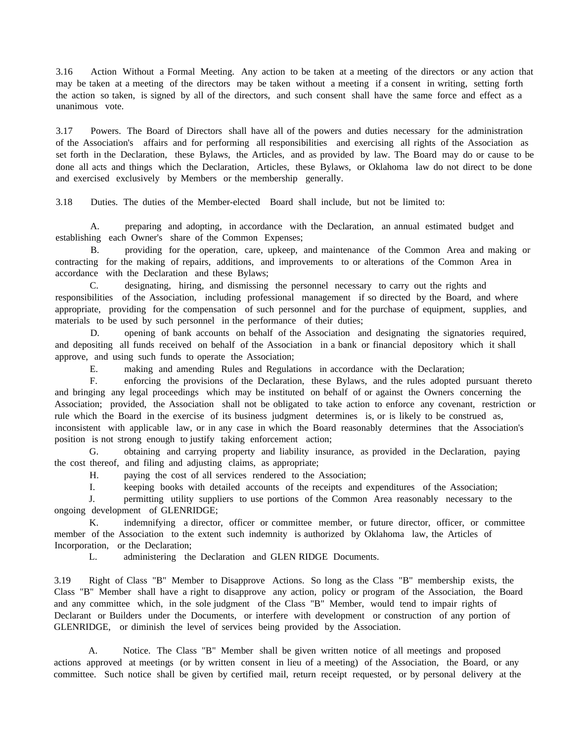3.16 Action Without a Formal Meeting. Any action to be taken at a meeting of the directors or any action that may be taken at a meeting of the directors may be taken without a meeting if a consent in writing, setting forth the action so taken, is signed by all of the directors, and such consent shall have the same force and effect as a unanimous vote.

3.17 Powers. The Board of Directors shall have all of the powers and duties necessary for the administration of the Association's affairs and for performing all responsibilities and exercising all rights of the Association as set forth in the Declaration, these Bylaws, the Articles, and as provided by law. The Board may do or cause to be done all acts and things which the Declaration, Articles, these Bylaws, or Oklahoma law do not direct to be done and exercised exclusively by Members or the membership generally.

3.18 Duties. The duties of the Member-elected Board shall include, but not be limited to:

A. preparing and adopting, in accordance with the Declaration, an annual estimated budget and establishing each Owner's share of the Common Expenses;

B. providing for the operation, care, upkeep, and maintenance of the Common Area and making or contracting for the making of repairs, additions, and improvements to or alterations of the Common Area in accordance with the Declaration and these Bylaws;

C. designating, hiring, and dismissing the personnel necessary to carry out the rights and responsibilities of the Association, including professional management if so directed by the Board, and where appropriate, providing for the compensation of such personnel and for the purchase of equipment, supplies, and materials to be used by such personnel in the performance of their duties;

D. opening of bank accounts on behalf of the Association and designating the signatories required, and depositing all funds received on behalf of the Association in a bank or financial depository which it shall approve, and using such funds to operate the Association;

E. making and amending Rules and Regulations in accordance with the Declaration;

F. enforcing the provisions of the Declaration, these Bylaws, and the rules adopted pursuant thereto and bringing any legal proceedings which may be instituted on behalf of or against the Owners concerning the Association; provided, the Association shall not be obligated to take action to enforce any covenant, restriction or rule which the Board in the exercise of its business judgment determines is, or is likely to be construed as, inconsistent with applicable law, or in any case in which the Board reasonably determines that the Association's position is not strong enough to justify taking enforcement action;

G. obtaining and carrying property and liability insurance, as provided in the Declaration, paying the cost thereof, and filing and adjusting claims, as appropriate;

H. paying the cost of all services rendered to the Association;

I. keeping books with detailed accounts of the receipts and expenditures of the Association;

J. permitting utility suppliers to use portions of the Common Area reasonably necessary to the ongoing development of GLENRIDGE;

K. indemnifying a director, officer or committee member, or future director, officer, or committee member of the Association to the extent such indemnity is authorized by Oklahoma law, the Articles of Incorporation, or the Declaration;

L. administering the Declaration and GLEN RIDGE Documents.

3.19 Right of Class "B" Member to Disapprove Actions. So long as the Class "B" membership exists, the Class "B" Member shall have a right to disapprove any action, policy or program of the Association, the Board and any committee which, in the sole judgment of the Class "B" Member, would tend to impair rights of Declarant or Builders under the Documents, or interfere with development or construction of any portion of GLENRIDGE, or diminish the level of services being provided by the Association.

A. Notice. The Class "B" Member shall be given written notice of all meetings and proposed actions approved at meetings (or by written consent in lieu of a meeting) of the Association, the Board, or any committee. Such notice shall be given by certified mail, return receipt requested, or by personal delivery at the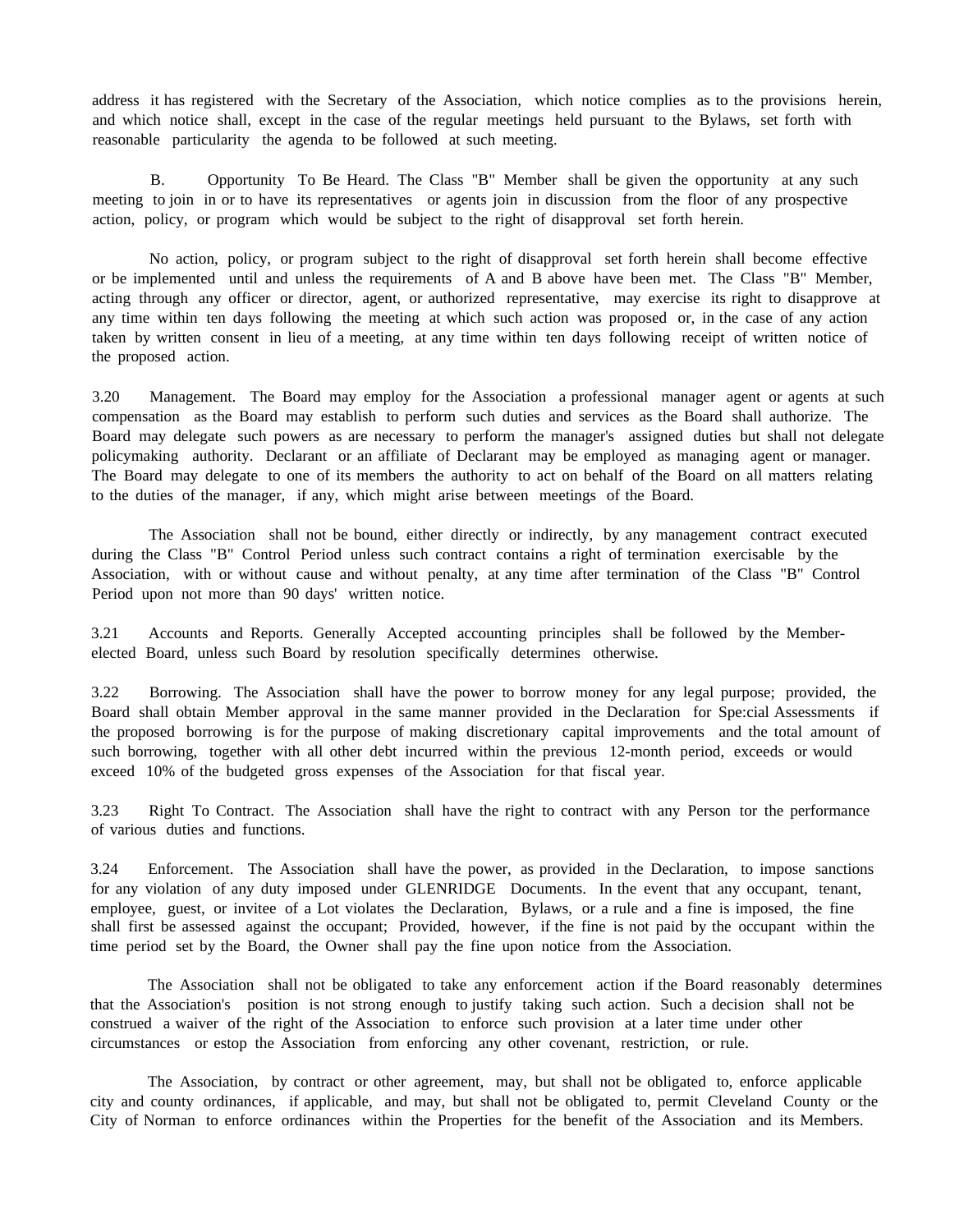address it has registered with the Secretary of the Association, which notice complies as to the provisions herein, and which notice shall, except in the case of the regular meetings held pursuant to the Bylaws, set forth with reasonable particularity the agenda to be followed at such meeting.

B. Opportunity To Be Heard. The Class "B" Member shall be given the opportunity at any such meeting to join in or to have its representatives or agents join in discussion from the floor of any prospective action, policy, or program which would be subject to the right of disapproval set forth herein.

No action, policy, or program subject to the right of disapproval set forth herein shall become effective or be implemented until and unless the requirements of A and B above have been met. The Class "B" Member, acting through any officer or director, agent, or authorized representative, may exercise its right to disapprove at any time within ten days following the meeting at which such action was proposed or, in the case of any action taken by written consent in lieu of a meeting, at any time within ten days following receipt of written notice of the proposed action.

3.20 Management. The Board may employ for the Association a professional manager agent or agents at such compensation as the Board may establish to perform such duties and services as the Board shall authorize. The Board may delegate such powers as are necessary to perform the manager's assigned duties but shall not delegate policymaking authority. Declarant or an affiliate of Declarant may be employed as managing agent or manager. The Board may delegate to one of its members the authority to act on behalf of the Board on all matters relating to the duties of the manager, if any, which might arise between meetings of the Board.

The Association shall not be bound, either directly or indirectly, by any management contract executed during the Class "B" Control Period unless such contract contains a right of termination exercisable by the Association, with or without cause and without penalty, at any time after termination of the Class "B" Control Period upon not more than 90 days' written notice.

3.21 Accounts and Reports. Generally Accepted accounting principles shall be followed by the Member-elected Board, unless such Board by resolution specifically determines otherwise.

3.22 Borrowing. The Association shall have the power to borrow money for any legal purpose; provided, the Board shall obtain Member approval in the same manner provided in the Declaration for Spe:cial Assessments if the proposed borrowing is for the purpose of making discretionary capital improvements and the total amount of such borrowing, together with all other debt incurred within the previous 12-month period, exceeds or would exceed 10% of the budgeted gross expenses of the Association for that fiscal year.

3.23 Right To Contract. The Association shall have the right to contract with any Person tor the performance of various duties and functions.

3.24 Enforcement. The Association shall have the power, as provided in the Declaration, to impose sanctions for any violation of any duty imposed under GLENRIDGE Documents. In the event that any occupant, tenant, employee, guest, or invitee of a Lot violates the Declaration, Bylaws, or a rule and a fine is imposed, the fine shall first be assessed against the occupant; Provided, however, if the fine is not paid by the occupant within the time period set by the Board, the Owner shall pay the fine upon notice from the Association.

The Association shall not be obligated to take any enforcement action if the Board reasonably determines that the Association's position is not strong enough to justify taking such action. Such a decision shall not be construed a waiver of the right of the Association to enforce such provision at a later time under other circumstances or estop the Association from enforcing any other covenant, restriction, or rule.

The Association, by contract or other agreement, may, but shall not be obligated to, enforce applicable city and county ordinances, if applicable, and may, but shall not be obligated to, permit Cleveland County or the City of Norman to enforce ordinances within the Properties for the benefit of the Association and its Members.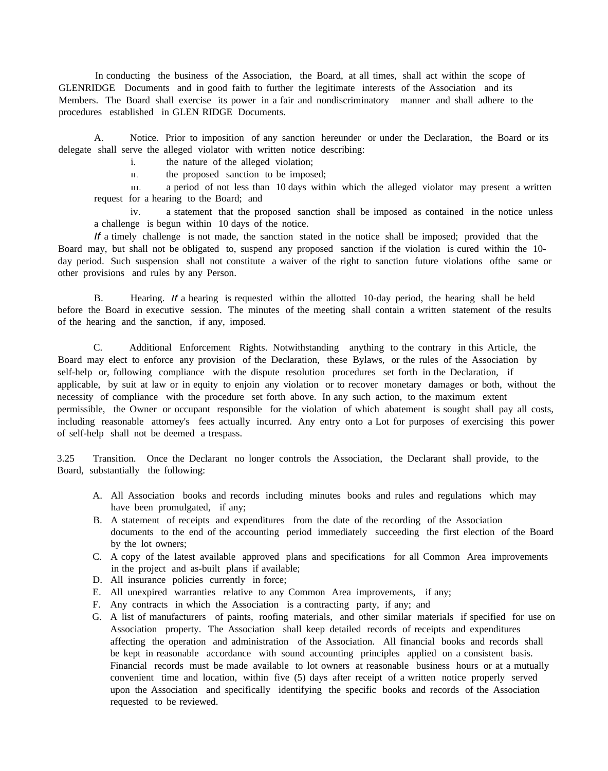In conducting the business of the Association, the Board, at all times, shall act within the scope of GLENRIDGE Documents and in good faith to further the legitimate interests of the Association and its Members. The Board shall exercise its power in a fair and nondiscriminatory manner and shall adhere to the procedures established in GLEN RIDGE Documents.

A. Notice. Prior to imposition of any sanction hereunder or under the Declaration, the Board or its delegate shall serve the alleged violator with written notice describing:

i. the nature of the alleged violation;

ii. the proposed sanction to be imposed;

iii. a period of not less than 10 days within which the alleged violator may present a written request for a hearing to the Board; and

iv. a statement that the proposed sanction shall be imposed as contained in the notice unless a challenge is begun within 10 days of the notice.

*If* a timely challenge is not made, the sanction stated in the notice shall be imposed; provided that the Board may, but shall not be obligated to, suspend any proposed sanction if the violation is cured within the 10-day period. Such suspension shall not constitute a waiver of the right to sanction future violations ofthe same or other provisions and rules by any Person.

B. Hearing. *If* a hearing is requested within the allotted 10-day period, the hearing shall be held before the Board in executive session. The minutes of the meeting shall contain a written statement of the results of the hearing and the sanction, if any, imposed.

C. Additional Enforcement Rights. Notwithstanding anything to the contrary in this Article, the Board may elect to enforce any provision of the Declaration, these Bylaws, or the rules of the Association by self-help or, following compliance with the dispute resolution procedures set forth in the Declaration, if applicable, by suit at law or in equity to enjoin any violation or to recover monetary damages or both, without the necessity of compliance with the procedure set forth above. In any such action, to the maximum extent permissible, the Owner or occupant responsible for the violation of which abatement is sought shall pay all costs, including reasonable attorney's fees actually incurred. Any entry onto a Lot for purposes of exercising this power of self-help shall not be deemed a trespass.

3.25 Transition. Once the Declarant no longer controls the Association, the Declarant shall provide, to the Board, substantially the following:

A. All Association books and records including minutes books and rules and regulations which may have been promulgated, if any;
B. A statement of receipts and expenditures from the date of the recording of the Association documents to the end of the accounting period immediately succeeding the first election of the Board by the lot owners;
C. A copy of the latest available approved plans and specifications for all Common Area improvements in the project and as-built plans if available;
D. All insurance policies currently in force;
E. All unexpired warranties relative to any Common Area improvements, if any;
F. Any contracts in which the Association is a contracting party, if any; and
G. A list of manufacturers of paints, roofing materials, and other similar materials if specified for use on Association property. The Association shall keep detailed records of receipts and expenditures affecting the operation and administration of the Association. All financial books and records shall be kept in reasonable accordance with sound accounting principles applied on a consistent basis. Financial records must be made available to lot owners at reasonable business hours or at a mutually convenient time and location, within five (5) days after receipt of a written notice properly served upon the Association and specifically identifying the specific books and records of the Association requested to be reviewed.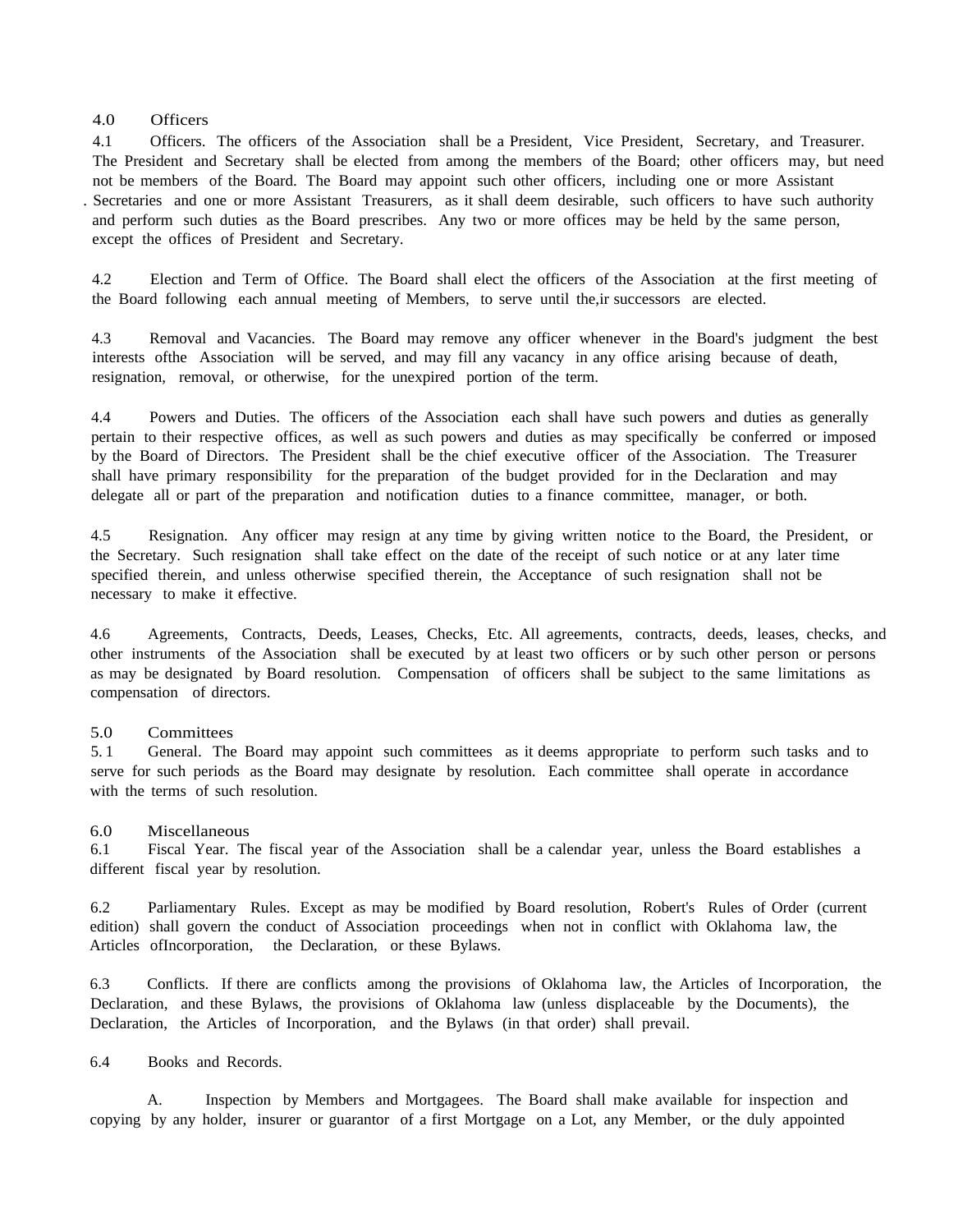## 4.0 Officers

4.1 Officers. The officers of the Association shall be a President, Vice President, Secretary, and Treasurer. The President and Secretary shall be elected from among the members of the Board; other officers may, but need not be members of the Board. The Board may appoint such other officers, including one or more Assistant Secretaries and one or more Assistant Treasurers, as it shall deem desirable, such officers to have such authority and perform such duties as the Board prescribes. Any two or more offices may be held by the same person, except the offices of President and Secretary.

4.2 Election and Term of Office. The Board shall elect the officers of the Association at the first meeting of the Board following each annual meeting of Members, to serve until the,ir successors are elected.

4.3 Removal and Vacancies. The Board may remove any officer whenever in the Board's judgment the best interests ofthe Association will be served, and may fill any vacancy in any office arising because of death, resignation, removal, or otherwise, for the unexpired portion of the term.

4.4 Powers and Duties. The officers of the Association each shall have such powers and duties as generally pertain to their respective offices, as well as such powers and duties as may specifically be conferred or imposed by the Board of Directors. The President shall be the chief executive officer of the Association. The Treasurer shall have primary responsibility for the preparation of the budget provided for in the Declaration and may delegate all or part of the preparation and notification duties to a finance committee, manager, or both.

4.5 Resignation. Any officer may resign at any time by giving written notice to the Board, the President, or the Secretary. Such resignation shall take effect on the date of the receipt of such notice or at any later time specified therein, and unless otherwise specified therein, the Acceptance of such resignation shall not be necessary to make it effective.

4.6 Agreements, Contracts, Deeds, Leases, Checks, Etc. All agreements, contracts, deeds, leases, checks, and other instruments of the Association shall be executed by at least two officers or by such other person or persons as may be designated by Board resolution. Compensation of officers shall be subject to the same limitations as compensation of directors.

## 5.0 Committees

5.1 General. The Board may appoint such committees as it deems appropriate to perform such tasks and to serve for such periods as the Board may designate by resolution. Each committee shall operate in accordance with the terms of such resolution.

## 6.0 Miscellaneous

6.1 Fiscal Year. The fiscal year of the Association shall be a calendar year, unless the Board establishes a different fiscal year by resolution.

6.2 Parliamentary Rules. Except as may be modified by Board resolution, Robert's Rules of Order (current edition) shall govern the conduct of Association proceedings when not in conflict with Oklahoma law, the Articles ofIncorporation, the Declaration, or these Bylaws.

6.3 Conflicts. If there are conflicts among the provisions of Oklahoma law, the Articles of Incorporation, the Declaration, and these Bylaws, the provisions of Oklahoma law (unless displaceable by the Documents), the Declaration, the Articles of Incorporation, and the Bylaws (in that order) shall prevail.

6.4 Books and Records.

A. Inspection by Members and Mortgagees. The Board shall make available for inspection and copying by any holder, insurer or guarantor of a first Mortgage on a Lot, any Member, or the duly appointed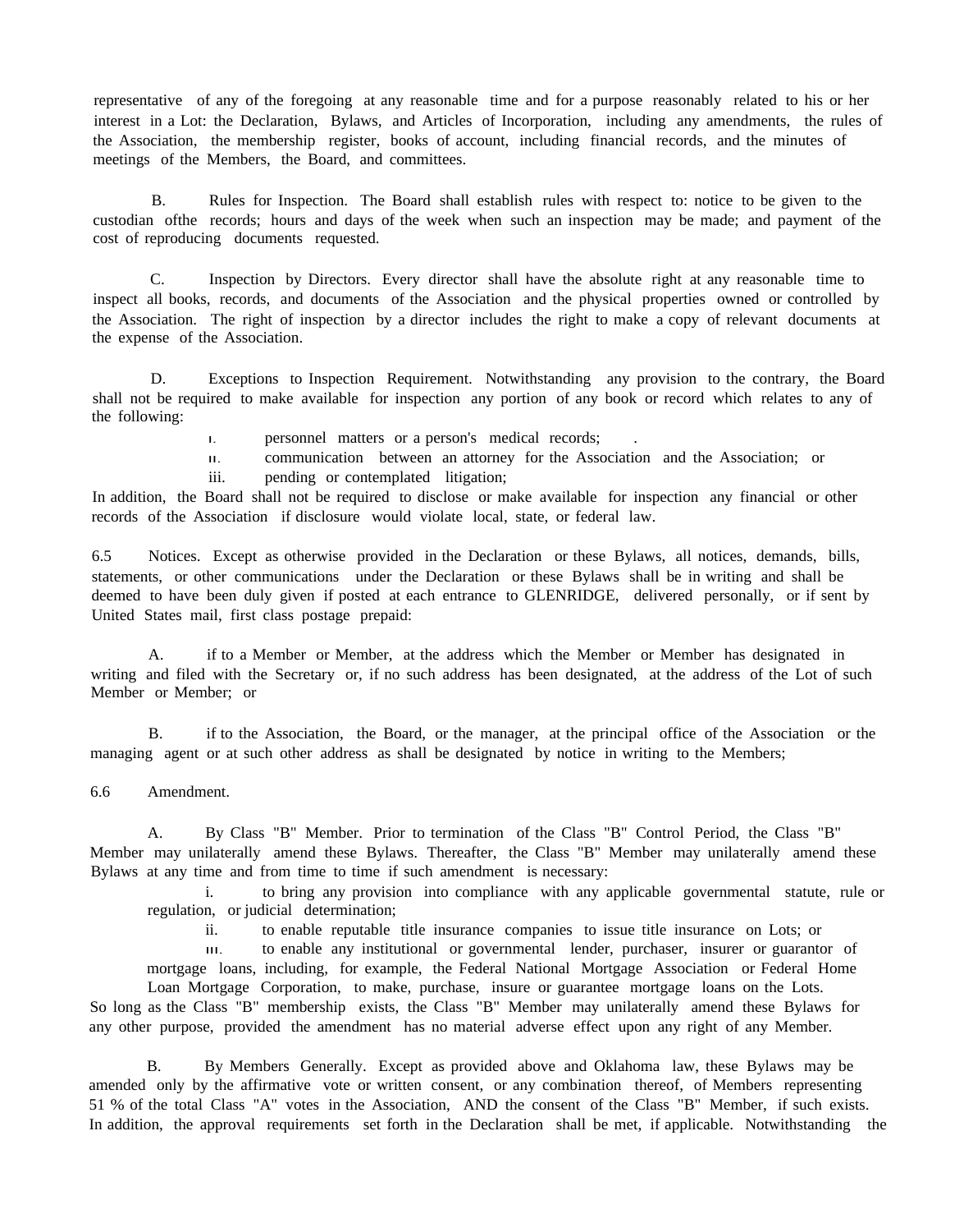representative of any of the foregoing at any reasonable time and for a purpose reasonably related to his or her interest in a Lot: the Declaration, Bylaws, and Articles of Incorporation, including any amendments, the rules of the Association, the membership register, books of account, including financial records, and the minutes of meetings of the Members, the Board, and committees.

B. Rules for Inspection. The Board shall establish rules with respect to: notice to be given to the custodian ofthe records; hours and days of the week when such an inspection may be made; and payment of the cost of reproducing documents requested.

C. Inspection by Directors. Every director shall have the absolute right at any reasonable time to inspect all books, records, and documents of the Association and the physical properties owned or controlled by the Association. The right of inspection by a director includes the right to make a copy of relevant documents at the expense of the Association.

D. Exceptions to Inspection Requirement. Notwithstanding any provision to the contrary, the Board shall not be required to make available for inspection any portion of any book or record which relates to any of the following:

i. personnel matters or a person's medical records; .
ii. communication between an attorney for the Association and the Association; or
iii. pending or contemplated litigation;

In addition, the Board shall not be required to disclose or make available for inspection any financial or other records of the Association if disclosure would violate local, state, or federal law.

6.5 Notices. Except as otherwise provided in the Declaration or these Bylaws, all notices, demands, bills, statements, or other communications under the Declaration or these Bylaws shall be in writing and shall be deemed to have been duly given if posted at each entrance to GLENRIDGE, delivered personally, or if sent by United States mail, first class postage prepaid:

A. if to a Member or Member, at the address which the Member or Member has designated in writing and filed with the Secretary or, if no such address has been designated, at the address of the Lot of such Member or Member; or

B. if to the Association, the Board, or the manager, at the principal office of the Association or the managing agent or at such other address as shall be designated by notice in writing to the Members;

6.6 Amendment.

A. By Class "B" Member. Prior to termination of the Class "B" Control Period, the Class "B" Member may unilaterally amend these Bylaws. Thereafter, the Class "B" Member may unilaterally amend these Bylaws at any time and from time to time if such amendment is necessary:

i. to bring any provision into compliance with any applicable governmental statute, rule or regulation, or judicial determination;
ii. to enable reputable title insurance companies to issue title insurance on Lots; or
iii. to enable any institutional or governmental lender, purchaser, insurer or guarantor of mortgage loans, including, for example, the Federal National Mortgage Association or Federal Home Loan Mortgage Corporation, to make, purchase, insure or guarantee mortgage loans on the Lots.

So long as the Class "B" membership exists, the Class "B" Member may unilaterally amend these Bylaws for any other purpose, provided the amendment has no material adverse effect upon any right of any Member.

B. By Members Generally. Except as provided above and Oklahoma law, these Bylaws may be amended only by the affirmative vote or written consent, or any combination thereof, of Members representing 51 % of the total Class "A" votes in the Association, AND the consent of the Class "B" Member, if such exists. In addition, the approval requirements set forth in the Declaration shall be met, if applicable. Notwithstanding the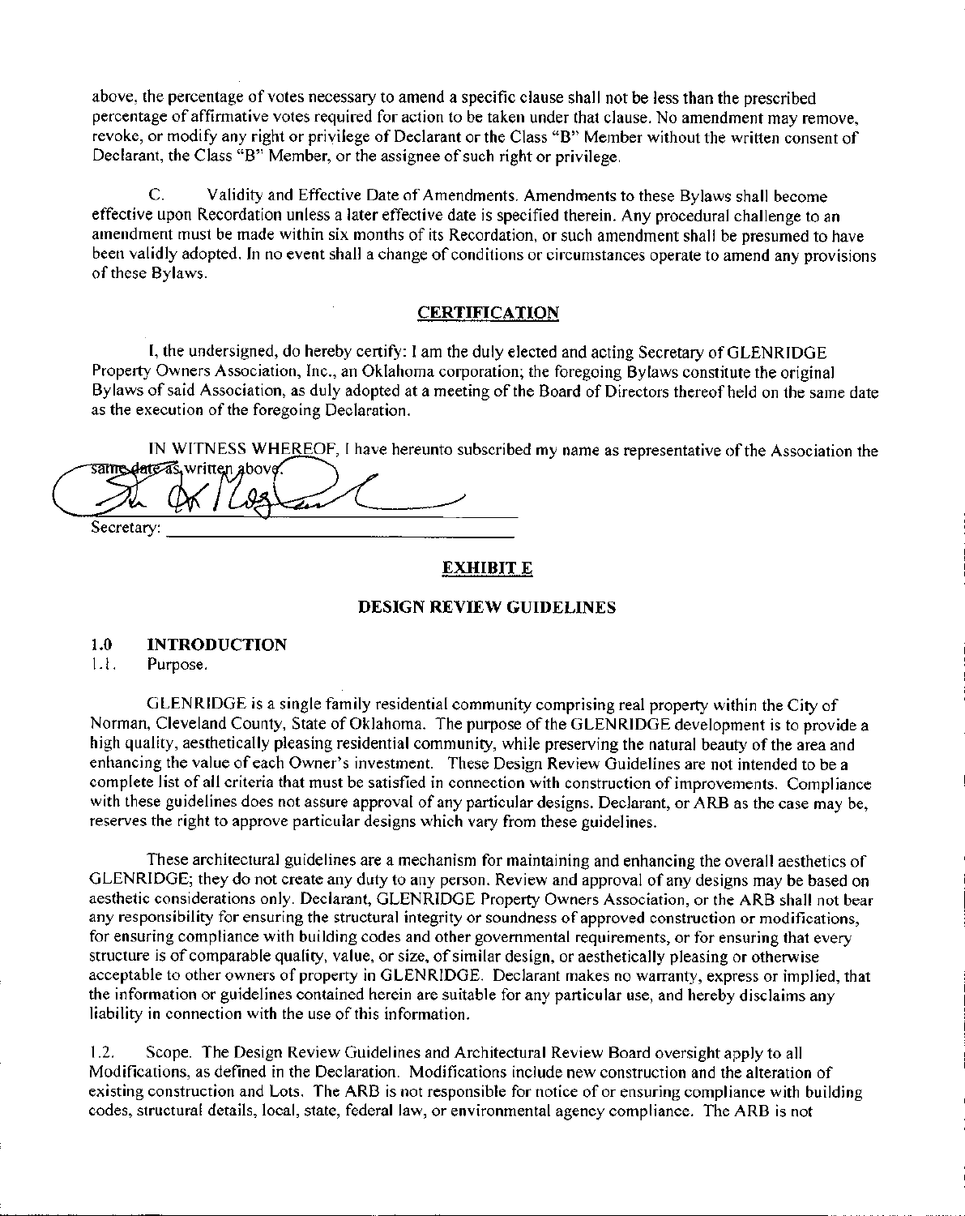above, the percentage of votes necessary to amend a specific clause shall not be less than the prescribed percentage of affirmative votes required for action to be taken under that clause. No amendment may remove, revoke, or modify any right or privilege of Declarant or the Class "B" Member without the written consent of Declarant, the Class "B" Member, or the assignee of such right or privilege.

C. Validity and Effective Date of Amendments. Amendments to these Bylaws shall become effective upon Recordation unless a later effective date is specified therein. Any procedural challenge to an amendment must be made within six months of its Recordation, or such amendment shall be presumed to have been validly adopted. In no event shall a change of conditions or circumstances operate to amend any provisions of these Bylaws.

## CERTIFICATION

I, the undersigned, do hereby certify: I am the duly elected and acting Secretary of GLENRIDGE Property Owners Association, Inc., an Oklahoma corporation; the foregoing Bylaws constitute the original Bylaws of said Association, as duly adopted at a meeting of the Board of Directors thereof held on the same date as the execution of the foregoing Declaration.

IN WITNESS WHEREOF, I have hereunto subscribed my name as representative of the Association the same date as written above.

Secretary: ______________________________

## EXHIBIT E

## DESIGN REVIEW GUIDELINES

### 1.0 INTRODUCTION

1.1. Purpose.

GLENRIDGE is a single family residential community comprising real property within the City of Norman, Cleveland County, State of Oklahoma. The purpose of the GLENRIDGE development is to provide a high quality, aesthetically pleasing residential community, while preserving the natural beauty of the area and enhancing the value of each Owner's investment. These Design Review Guidelines are not intended to be a complete list of all criteria that must be satisfied in connection with construction of improvements. Compliance with these guidelines does not assure approval of any particular designs. Declarant, or ARB as the case may be, reserves the right to approve particular designs which vary from these guidelines.

These architectural guidelines are a mechanism for maintaining and enhancing the overall aesthetics of GLENRIDGE; they do not create any duty to any person. Review and approval of any designs may be based on aesthetic considerations only. Declarant, GLENRIDGE Property Owners Association, or the ARB shall not bear any responsibility for ensuring the structural integrity or soundness of approved construction or modifications, for ensuring compliance with building codes and other governmental requirements, or for ensuring that every structure is of comparable quality, value, or size, of similar design, or aesthetically pleasing or otherwise acceptable to other owners of property in GLENRIDGE. Declarant makes no warranty, express or implied, that the information or guidelines contained herein are suitable for any particular use, and hereby disclaims any liability in connection with the use of this information.

1.2. Scope. The Design Review Guidelines and Architectural Review Board oversight apply to all Modifications, as defined in the Declaration. Modifications include new construction and the alteration of existing construction and Lots. The ARB is not responsible for notice of or ensuring compliance with building codes, structural details, local, state, federal law, or environmental agency compliance. The ARB is not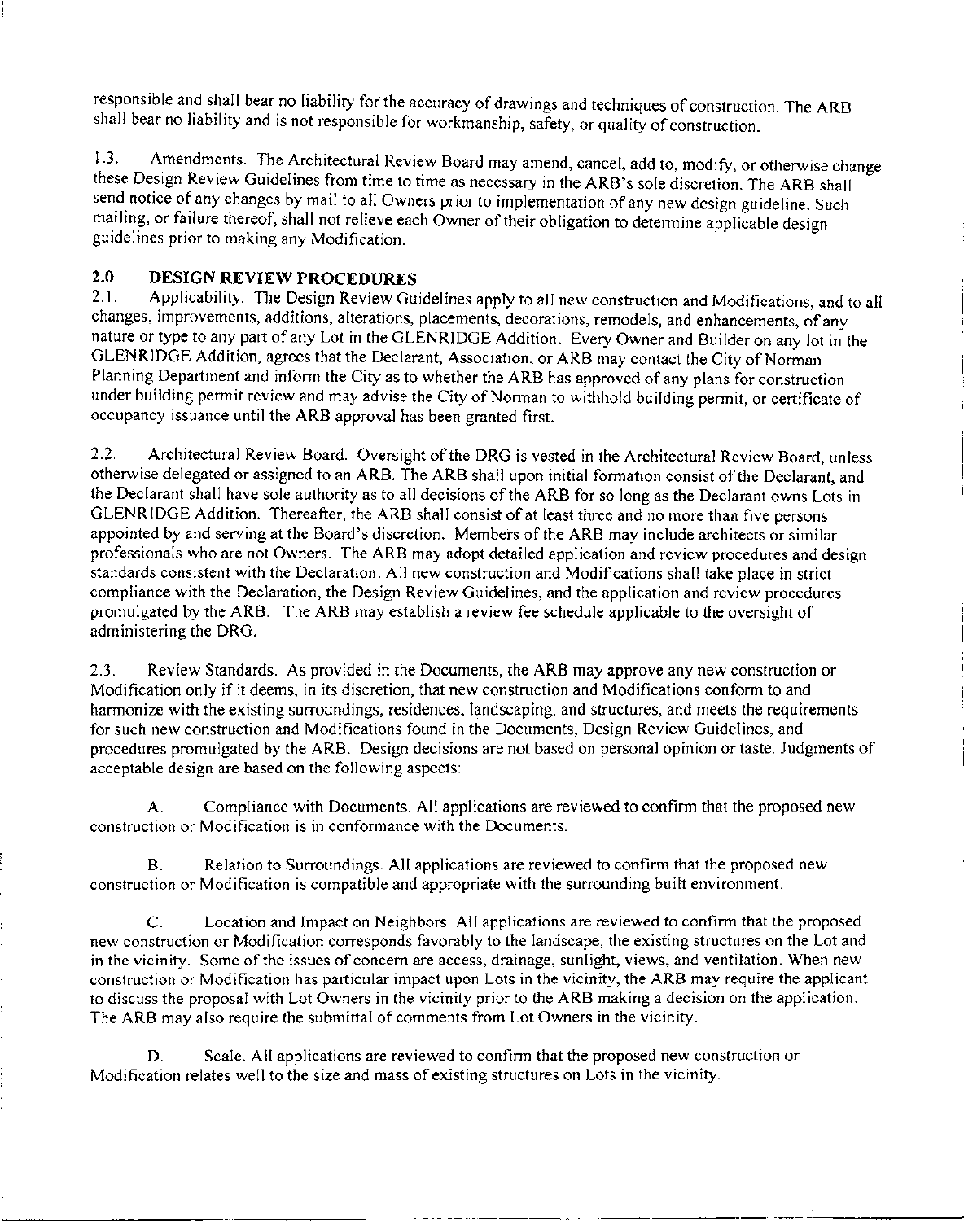responsible and shall bear no liability for the accuracy of drawings and techniques of construction. The ARB shall bear no liability and is not responsible for workmanship, safety, or quality of construction.

1.3. Amendments. The Architectural Review Board may amend, cancel, add to, modify, or otherwise change these Design Review Guidelines from time to time as necessary in the ARB's sole discretion. The ARB shall send notice of any changes by mail to all Owners prior to implementation of any new design guideline. Such mailing, or failure thereof, shall not relieve each Owner of their obligation to determine applicable design guidelines prior to making any Modification.

## 2.0 DESIGN REVIEW PROCEDURES

2.1. Applicability. The Design Review Guidelines apply to all new construction and Modifications, and to all changes, improvements, additions, alterations, placements, decorations, remodels, and enhancements, of any nature or type to any part of any Lot in the GLENRIDGE Addition. Every Owner and Builder on any lot in the GLENRIDGE Addition, agrees that the Declarant, Association, or ARB may contact the City of Norman Planning Department and inform the City as to whether the ARB has approved of any plans for construction under building permit review and may advise the City of Norman to withhold building permit, or certificate of occupancy issuance until the ARB approval has been granted first.

2.2. Architectural Review Board. Oversight of the DRG is vested in the Architectural Review Board, unless otherwise delegated or assigned to an ARB. The ARB shall upon initial formation consist of the Declarant, and the Declarant shall have sole authority as to all decisions of the ARB for so long as the Declarant owns Lots in GLENRIDGE Addition. Thereafter, the ARB shall consist of at least three and no more than five persons appointed by and serving at the Board's discretion. Members of the ARB may include architects or similar professionals who are not Owners. The ARB may adopt detailed application and review procedures and design standards consistent with the Declaration. All new construction and Modifications shall take place in strict compliance with the Declaration, the Design Review Guidelines, and the application and review procedures promulgated by the ARB. The ARB may establish a review fee schedule applicable to the oversight of administering the DRG.

2.3. Review Standards. As provided in the Documents, the ARB may approve any new construction or Modification only if it deems, in its discretion, that new construction and Modifications conform to and harmonize with the existing surroundings, residences, landscaping, and structures, and meets the requirements for such new construction and Modifications found in the Documents, Design Review Guidelines, and procedures promulgated by the ARB. Design decisions are not based on personal opinion or taste. Judgments of acceptable design are based on the following aspects:

A. Compliance with Documents. All applications are reviewed to confirm that the proposed new construction or Modification is in conformance with the Documents.

B. Relation to Surroundings. All applications are reviewed to confirm that the proposed new construction or Modification is compatible and appropriate with the surrounding built environment.

C. Location and Impact on Neighbors. All applications are reviewed to confirm that the proposed new construction or Modification corresponds favorably to the landscape, the existing structures on the Lot and in the vicinity. Some of the issues of concern are access, drainage, sunlight, views, and ventilation. When new construction or Modification has particular impact upon Lots in the vicinity, the ARB may require the applicant to discuss the proposal with Lot Owners in the vicinity prior to the ARB making a decision on the application. The ARB may also require the submittal of comments from Lot Owners in the vicinity.

D. Scale. All applications are reviewed to confirm that the proposed new construction or Modification relates well to the size and mass of existing structures on Lots in the vicinity.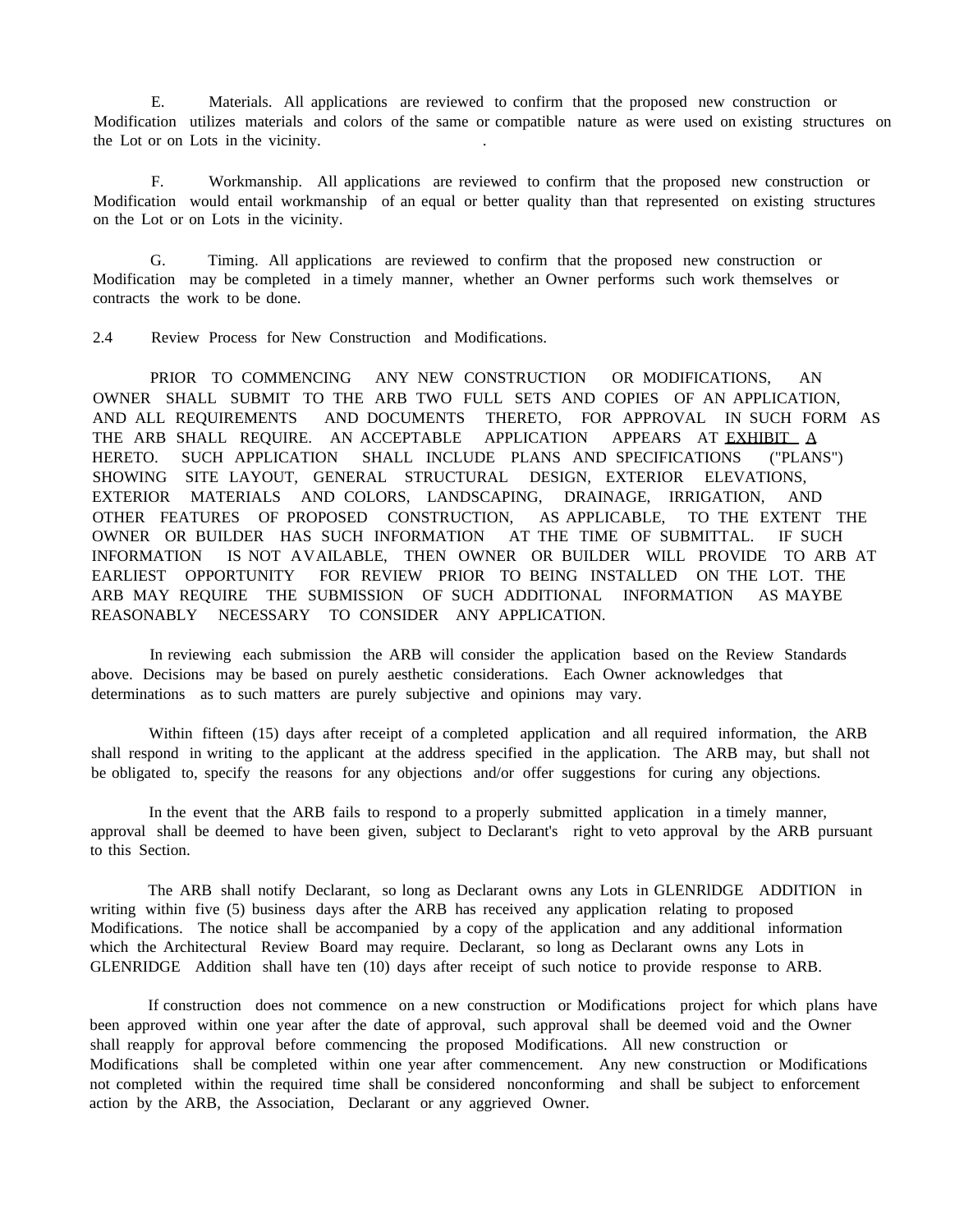E. Materials. All applications are reviewed to confirm that the proposed new construction or Modification utilizes materials and colors of the same or compatible nature as were used on existing structures on the Lot or on Lots in the vicinity.

F. Workmanship. All applications are reviewed to confirm that the proposed new construction or Modification would entail workmanship of an equal or better quality than that represented on existing structures on the Lot or on Lots in the vicinity.

G. Timing. All applications are reviewed to confirm that the proposed new construction or Modification may be completed in a timely manner, whether an Owner performs such work themselves or contracts the work to be done.

2.4 Review Process for New Construction and Modifications.

PRIOR TO COMMENCING ANY NEW CONSTRUCTION OR MODIFICATIONS, AN OWNER SHALL SUBMIT TO THE ARB TWO FULL SETS AND COPIES OF AN APPLICATION, AND ALL REQUIREMENTS AND DOCUMENTS THERETO, FOR APPROVAL IN SUCH FORM AS THE ARB SHALL REQUIRE. AN ACCEPTABLE APPLICATION APPEARS AT EXHIBIT A HERETO. SUCH APPLICATION SHALL INCLUDE PLANS AND SPECIFICATIONS ("PLANS") SHOWING SITE LAYOUT, GENERAL STRUCTURAL DESIGN, EXTERIOR ELEVATIONS, EXTERIOR MATERIALS AND COLORS, LANDSCAPING, DRAINAGE, IRRIGATION, AND OTHER FEATURES OF PROPOSED CONSTRUCTION, AS APPLICABLE, TO THE EXTENT THE OWNER OR BUILDER HAS SUCH INFORMATION AT THE TIME OF SUBMITTAL. IF SUCH INFORMATION IS NOT AVAILABLE, THEN OWNER OR BUILDER WILL PROVIDE TO ARB AT EARLIEST OPPORTUNITY FOR REVIEW PRIOR TO BEING INSTALLED ON THE LOT. THE ARB MAY REQUIRE THE SUBMISSION OF SUCH ADDITIONAL INFORMATION AS MAYBE REASONABLY NECESSARY TO CONSIDER ANY APPLICATION.

In reviewing each submission the ARB will consider the application based on the Review Standards above. Decisions may be based on purely aesthetic considerations. Each Owner acknowledges that determinations as to such matters are purely subjective and opinions may vary.

Within fifteen (15) days after receipt of a completed application and all required information, the ARB shall respond in writing to the applicant at the address specified in the application. The ARB may, but shall not be obligated to, specify the reasons for any objections and/or offer suggestions for curing any objections.

In the event that the ARB fails to respond to a properly submitted application in a timely manner, approval shall be deemed to have been given, subject to Declarant's right to veto approval by the ARB pursuant to this Section.

The ARB shall notify Declarant, so long as Declarant owns any Lots in GLENRIDGE ADDITION in writing within five (5) business days after the ARB has received any application relating to proposed Modifications. The notice shall be accompanied by a copy of the application and any additional information which the Architectural Review Board may require. Declarant, so long as Declarant owns any Lots in GLENRIDGE Addition shall have ten (10) days after receipt of such notice to provide response to ARB.

If construction does not commence on a new construction or Modifications project for which plans have been approved within one year after the date of approval, such approval shall be deemed void and the Owner shall reapply for approval before commencing the proposed Modifications. All new construction or Modifications shall be completed within one year after commencement. Any new construction or Modifications not completed within the required time shall be considered nonconforming and shall be subject to enforcement action by the ARB, the Association, Declarant or any aggrieved Owner.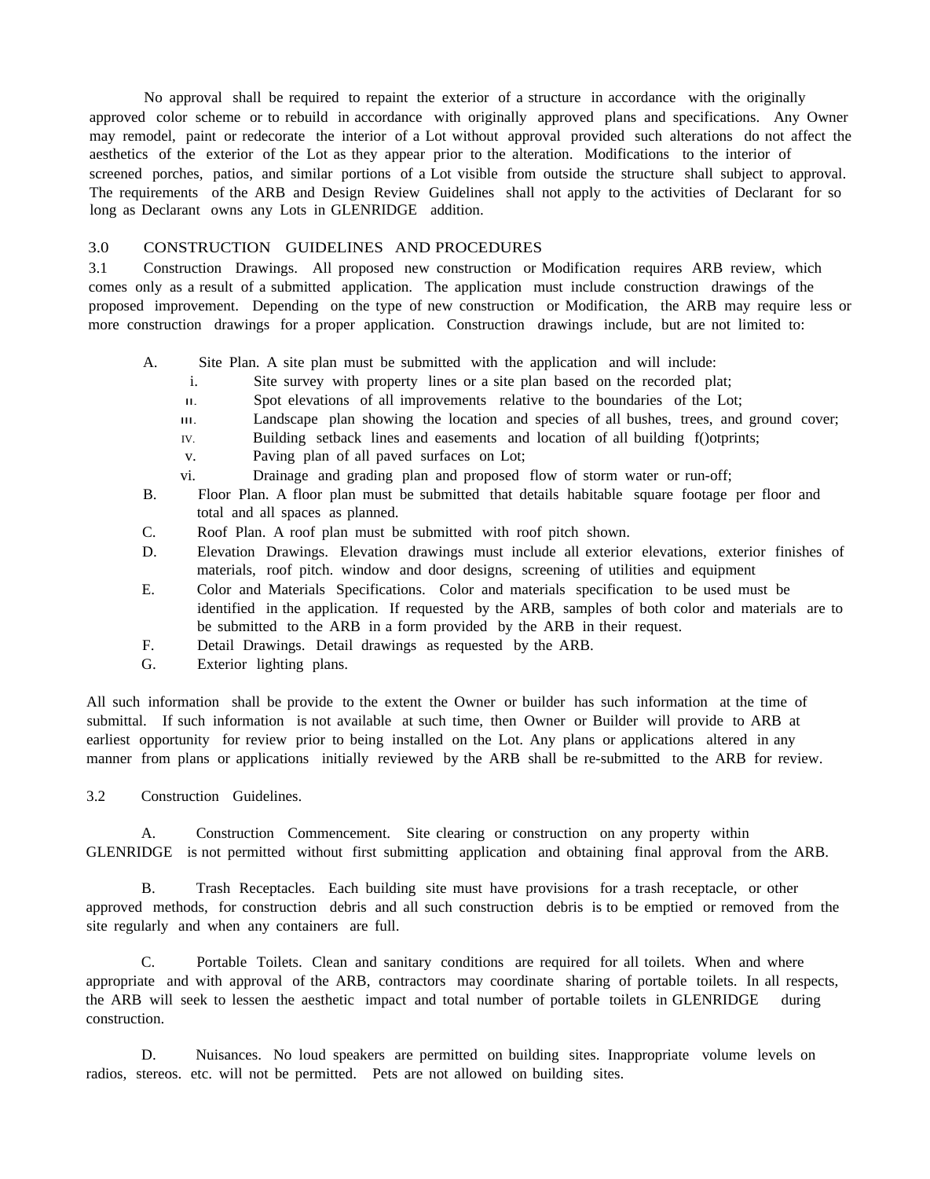No approval shall be required to repaint the exterior of a structure in accordance with the originally approved color scheme or to rebuild in accordance with originally approved plans and specifications. Any Owner may remodel, paint or redecorate the interior of a Lot without approval provided such alterations do not affect the aesthetics of the exterior of the Lot as they appear prior to the alteration. Modifications to the interior of screened porches, patios, and similar portions of a Lot visible from outside the structure shall subject to approval. The requirements of the ARB and Design Review Guidelines shall not apply to the activities of Declarant for so long as Declarant owns any Lots in GLENRIDGE addition.

## 3.0 CONSTRUCTION GUIDELINES AND PROCEDURES

3.1 Construction Drawings. All proposed new construction or Modification requires ARB review, which comes only as a result of a submitted application. The application must include construction drawings of the proposed improvement. Depending on the type of new construction or Modification, the ARB may require less or more construction drawings for a proper application. Construction drawings include, but are not limited to:

A. Site Plan. A site plan must be submitted with the application and will include:

- i. Site survey with property lines or a site plan based on the recorded plat;
- ii. Spot elevations of all improvements relative to the boundaries of the Lot;
- iii. Landscape plan showing the location and species of all bushes, trees, and ground cover;
- iv. Building setback lines and easements and location of all building f()otprints;
- v. Paving plan of all paved surfaces on Lot;
- vi. Drainage and grading plan and proposed flow of storm water or run-off;

B. Floor Plan. A floor plan must be submitted that details habitable square footage per floor and total and all spaces as planned.

C. Roof Plan. A roof plan must be submitted with roof pitch shown.

D. Elevation Drawings. Elevation drawings must include all exterior elevations, exterior finishes of materials, roof pitch. window and door designs, screening of utilities and equipment

E. Color and Materials Specifications. Color and materials specification to be used must be identified in the application. If requested by the ARB, samples of both color and materials are to be submitted to the ARB in a form provided by the ARB in their request.

F. Detail Drawings. Detail drawings as requested by the ARB.

G. Exterior lighting plans.

All such information shall be provide to the extent the Owner or builder has such information at the time of submittal. If such information is not available at such time, then Owner or Builder will provide to ARB at earliest opportunity for review prior to being installed on the Lot. Any plans or applications altered in any manner from plans or applications initially reviewed by the ARB shall be re-submitted to the ARB for review.

3.2 Construction Guidelines.

A. Construction Commencement. Site clearing or construction on any property within GLENRIDGE is not permitted without first submitting application and obtaining final approval from the ARB.

B. Trash Receptacles. Each building site must have provisions for a trash receptacle, or other approved methods, for construction debris and all such construction debris is to be emptied or removed from the site regularly and when any containers are full.

C. Portable Toilets. Clean and sanitary conditions are required for all toilets. When and where appropriate and with approval of the ARB, contractors may coordinate sharing of portable toilets. In all respects, the ARB will seek to lessen the aesthetic impact and total number of portable toilets in GLENRIDGE during construction.

D. Nuisances. No loud speakers are permitted on building sites. Inappropriate volume levels on radios, stereos. etc. will not be permitted. Pets are not allowed on building sites.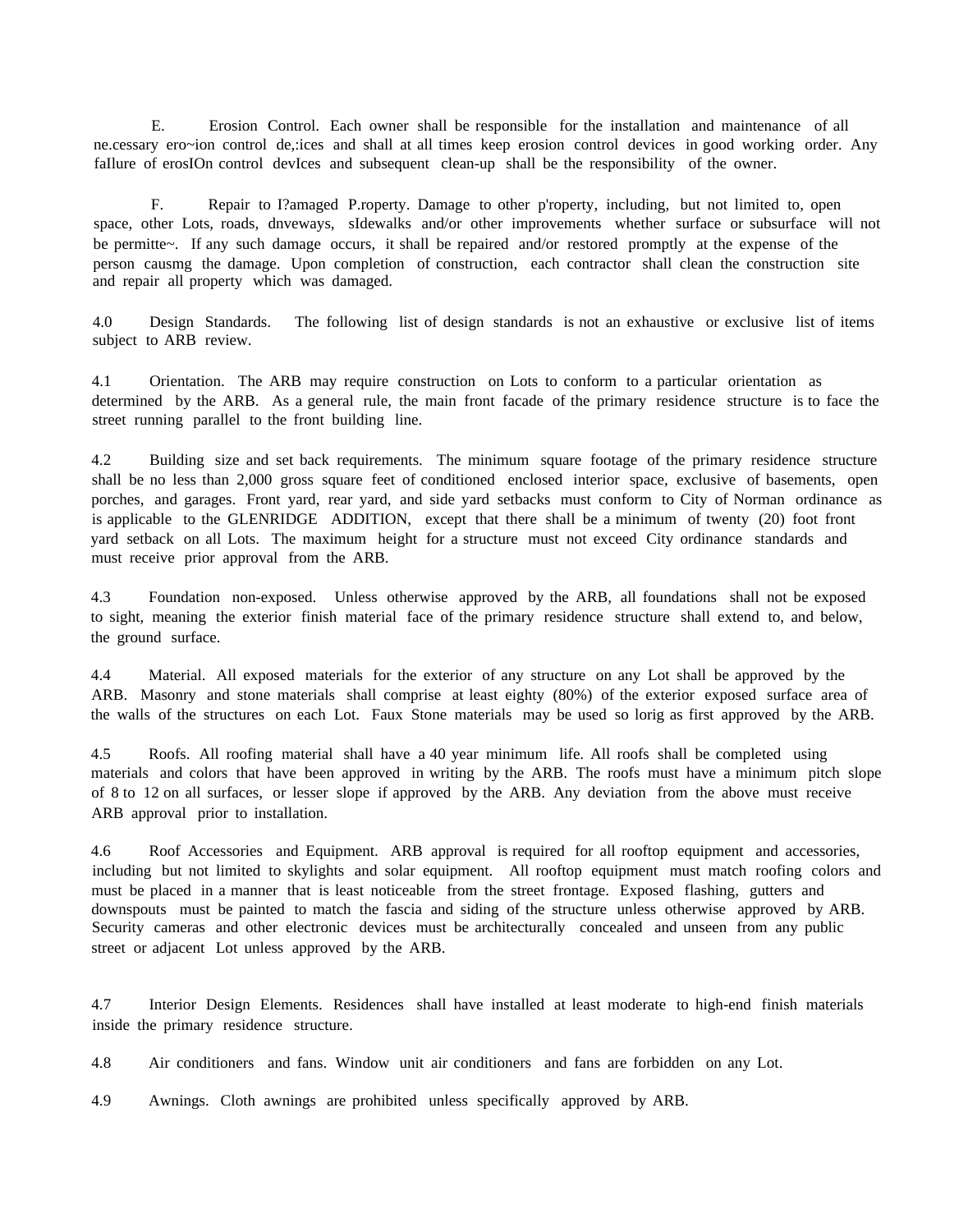E. Erosion Control. Each owner shall be responsible for the installation and maintenance of all ne.cessary ero~ion control de,:ices and shall at all times keep erosion control devices in good working order. Any faIlure of erosIOn control devIces and subsequent clean-up shall be the responsibility of the owner.

F. Repair to I?amaged P.roperty. Damage to other p'roperty, including, but not limited to, open space, other Lots, roads, dnveways, sIdewalks and/or other improvements whether surface or subsurface will not be permitte~. If any such damage occurs, it shall be repaired and/or restored promptly at the expense of the person causmg the damage. Upon completion of construction, each contractor shall clean the construction site and repair all property which was damaged.

4.0 Design Standards. The following list of design standards is not an exhaustive or exclusive list of items subject to ARB review.

4.1 Orientation. The ARB may require construction on Lots to conform to a particular orientation as determined by the ARB. As a general rule, the main front facade of the primary residence structure is to face the street running parallel to the front building line.

4.2 Building size and set back requirements. The minimum square footage of the primary residence structure shall be no less than 2,000 gross square feet of conditioned enclosed interior space, exclusive of basements, open porches, and garages. Front yard, rear yard, and side yard setbacks must conform to City of Norman ordinance as is applicable to the GLENRIDGE ADDITION, except that there shall be a minimum of twenty (20) foot front yard setback on all Lots. The maximum height for a structure must not exceed City ordinance standards and must receive prior approval from the ARB.

4.3 Foundation non-exposed. Unless otherwise approved by the ARB, all foundations shall not be exposed to sight, meaning the exterior finish material face of the primary residence structure shall extend to, and below, the ground surface.

4.4 Material. All exposed materials for the exterior of any structure on any Lot shall be approved by the ARB. Masonry and stone materials shall comprise at least eighty (80%) of the exterior exposed surface area of the walls of the structures on each Lot. Faux Stone materials may be used so lorig as first approved by the ARB.

4.5 Roofs. All roofing material shall have a 40 year minimum life. All roofs shall be completed using materials and colors that have been approved in writing by the ARB. The roofs must have a minimum pitch slope of 8 to 12 on all surfaces, or lesser slope if approved by the ARB. Any deviation from the above must receive ARB approval prior to installation.

4.6 Roof Accessories and Equipment. ARB approval is required for all rooftop equipment and accessories, including but not limited to skylights and solar equipment. All rooftop equipment must match roofing colors and must be placed in a manner that is least noticeable from the street frontage. Exposed flashing, gutters and downspouts must be painted to match the fascia and siding of the structure unless otherwise approved by ARB. Security cameras and other electronic devices must be architecturally concealed and unseen from any public street or adjacent Lot unless approved by the ARB.

4.7 Interior Design Elements. Residences shall have installed at least moderate to high-end finish materials inside the primary residence structure.

4.8 Air conditioners and fans. Window unit air conditioners and fans are forbidden on any Lot.

4.9 Awnings. Cloth awnings are prohibited unless specifically approved by ARB.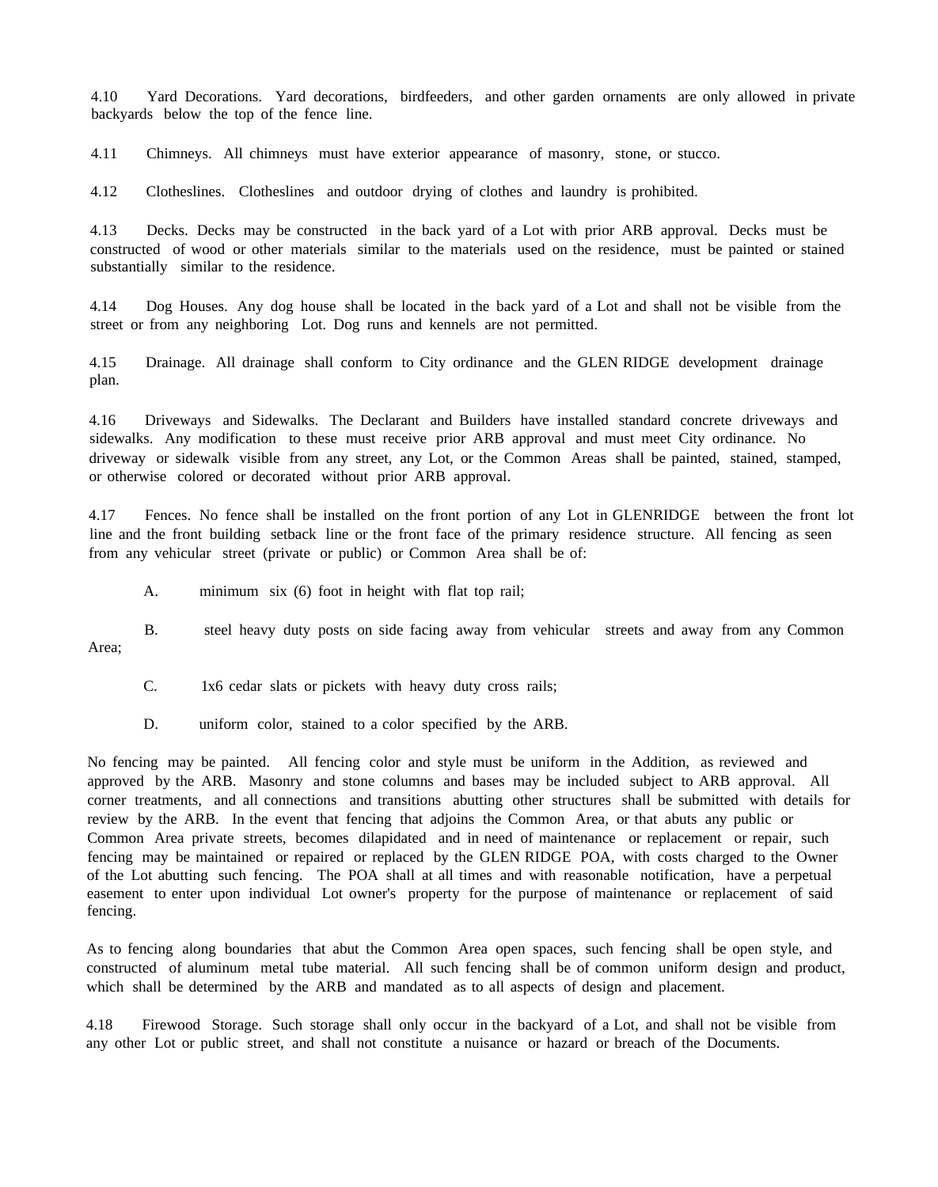4.10 Yard Decorations. Yard decorations, birdfeeders, and other garden ornaments are only allowed in private backyards below the top of the fence line.

4.11 Chimneys. All chimneys must have exterior appearance of masonry, stone, or stucco.

4.12 Clotheslines. Clotheslines and outdoor drying of clothes and laundry is prohibited.

4.13 Decks. Decks may be constructed in the back yard of a Lot with prior ARB approval. Decks must be constructed of wood or other materials similar to the materials used on the residence, must be painted or stained substantially similar to the residence.

4.14 Dog Houses. Any dog house shall be located in the back yard of a Lot and shall not be visible from the street or from any neighboring Lot. Dog runs and kennels are not permitted.

4.15 Drainage. All drainage shall conform to City ordinance and the GLEN RIDGE development drainage plan.

4.16 Driveways and Sidewalks. The Declarant and Builders have installed standard concrete driveways and sidewalks. Any modification to these must receive prior ARB approval and must meet City ordinance. No driveway or sidewalk visible from any street, any Lot, or the Common Areas shall be painted, stained, stamped, or otherwise colored or decorated without prior ARB approval.

4.17 Fences. No fence shall be installed on the front portion of any Lot in GLENRIDGE between the front lot line and the front building setback line or the front face of the primary residence structure. All fencing as seen from any vehicular street (private or public) or Common Area shall be of:

A. minimum six (6) foot in height with flat top rail;

B. steel heavy duty posts on side facing away from vehicular streets and away from any Common Area;

C. 1x6 cedar slats or pickets with heavy duty cross rails;

D. uniform color, stained to a color specified by the ARB.

No fencing may be painted. All fencing color and style must be uniform in the Addition, as reviewed and approved by the ARB. Masonry and stone columns and bases may be included subject to ARB approval. All corner treatments, and all connections and transitions abutting other structures shall be submitted with details for review by the ARB. In the event that fencing that adjoins the Common Area, or that abuts any public or Common Area private streets, becomes dilapidated and in need of maintenance or replacement or repair, such fencing may be maintained or repaired or replaced by the GLEN RIDGE POA, with costs charged to the Owner of the Lot abutting such fencing. The POA shall at all times and with reasonable notification, have a perpetual easement to enter upon individual Lot owner's property for the purpose of maintenance or replacement of said fencing.

As to fencing along boundaries that abut the Common Area open spaces, such fencing shall be open style, and constructed of aluminum metal tube material. All such fencing shall be of common uniform design and product, which shall be determined by the ARB and mandated as to all aspects of design and placement.

4.18 Firewood Storage. Such storage shall only occur in the backyard of a Lot, and shall not be visible from any other Lot or public street, and shall not constitute a nuisance or hazard or breach of the Documents.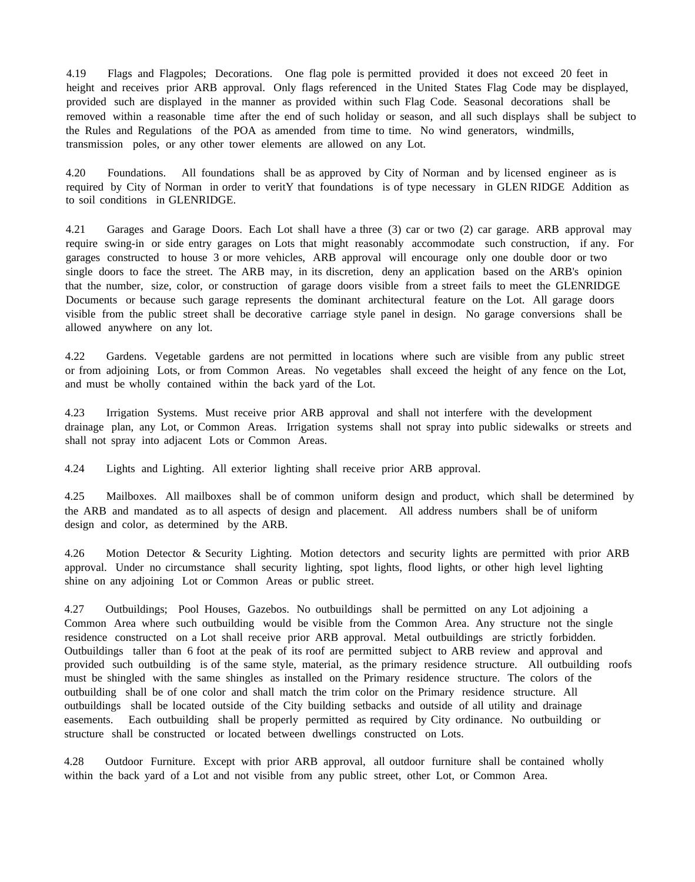4.19 Flags and Flagpoles; Decorations. One flag pole is permitted provided it does not exceed 20 feet in height and receives prior ARB approval. Only flags referenced in the United States Flag Code may be displayed, provided such are displayed in the manner as provided within such Flag Code. Seasonal decorations shall be removed within a reasonable time after the end of such holiday or season, and all such displays shall be subject to the Rules and Regulations of the POA as amended from time to time. No wind generators, windmills, transmission poles, or any other tower elements are allowed on any Lot.

4.20 Foundations. All foundations shall be as approved by City of Norman and by licensed engineer as is required by City of Norman in order to veritY that foundations is of type necessary in GLEN RIDGE Addition as to soil conditions in GLENRIDGE.

4.21 Garages and Garage Doors. Each Lot shall have a three (3) car or two (2) car garage. ARB approval may require swing-in or side entry garages on Lots that might reasonably accommodate such construction, if any. For garages constructed to house 3 or more vehicles, ARB approval will encourage only one double door or two single doors to face the street. The ARB may, in its discretion, deny an application based on the ARB's opinion that the number, size, color, or construction of garage doors visible from a street fails to meet the GLENRIDGE Documents or because such garage represents the dominant architectural feature on the Lot. All garage doors visible from the public street shall be decorative carriage style panel in design. No garage conversions shall be allowed anywhere on any lot.

4.22 Gardens. Vegetable gardens are not permitted in locations where such are visible from any public street or from adjoining Lots, or from Common Areas. No vegetables shall exceed the height of any fence on the Lot, and must be wholly contained within the back yard of the Lot.

4.23 Irrigation Systems. Must receive prior ARB approval and shall not interfere with the development drainage plan, any Lot, or Common Areas. Irrigation systems shall not spray into public sidewalks or streets and shall not spray into adjacent Lots or Common Areas.

4.24 Lights and Lighting. All exterior lighting shall receive prior ARB approval.

4.25 Mailboxes. All mailboxes shall be of common uniform design and product, which shall be determined by the ARB and mandated as to all aspects of design and placement. All address numbers shall be of uniform design and color, as determined by the ARB.

4.26 Motion Detector & Security Lighting. Motion detectors and security lights are permitted with prior ARB approval. Under no circumstance shall security lighting, spot lights, flood lights, or other high level lighting shine on any adjoining Lot or Common Areas or public street.

4.27 Outbuildings; Pool Houses, Gazebos. No outbuildings shall be permitted on any Lot adjoining a Common Area where such outbuilding would be visible from the Common Area. Any structure not the single residence constructed on a Lot shall receive prior ARB approval. Metal outbuildings are strictly forbidden. Outbuildings taller than 6 foot at the peak of its roof are permitted subject to ARB review and approval and provided such outbuilding is of the same style, material, as the primary residence structure. All outbuilding roofs must be shingled with the same shingles as installed on the Primary residence structure. The colors of the outbuilding shall be of one color and shall match the trim color on the Primary residence structure. All outbuildings shall be located outside of the City building setbacks and outside of all utility and drainage easements. Each outbuilding shall be properly permitted as required by City ordinance. No outbuilding or structure shall be constructed or located between dwellings constructed on Lots.

4.28 Outdoor Furniture. Except with prior ARB approval, all outdoor furniture shall be contained wholly within the back yard of a Lot and not visible from any public street, other Lot, or Common Area.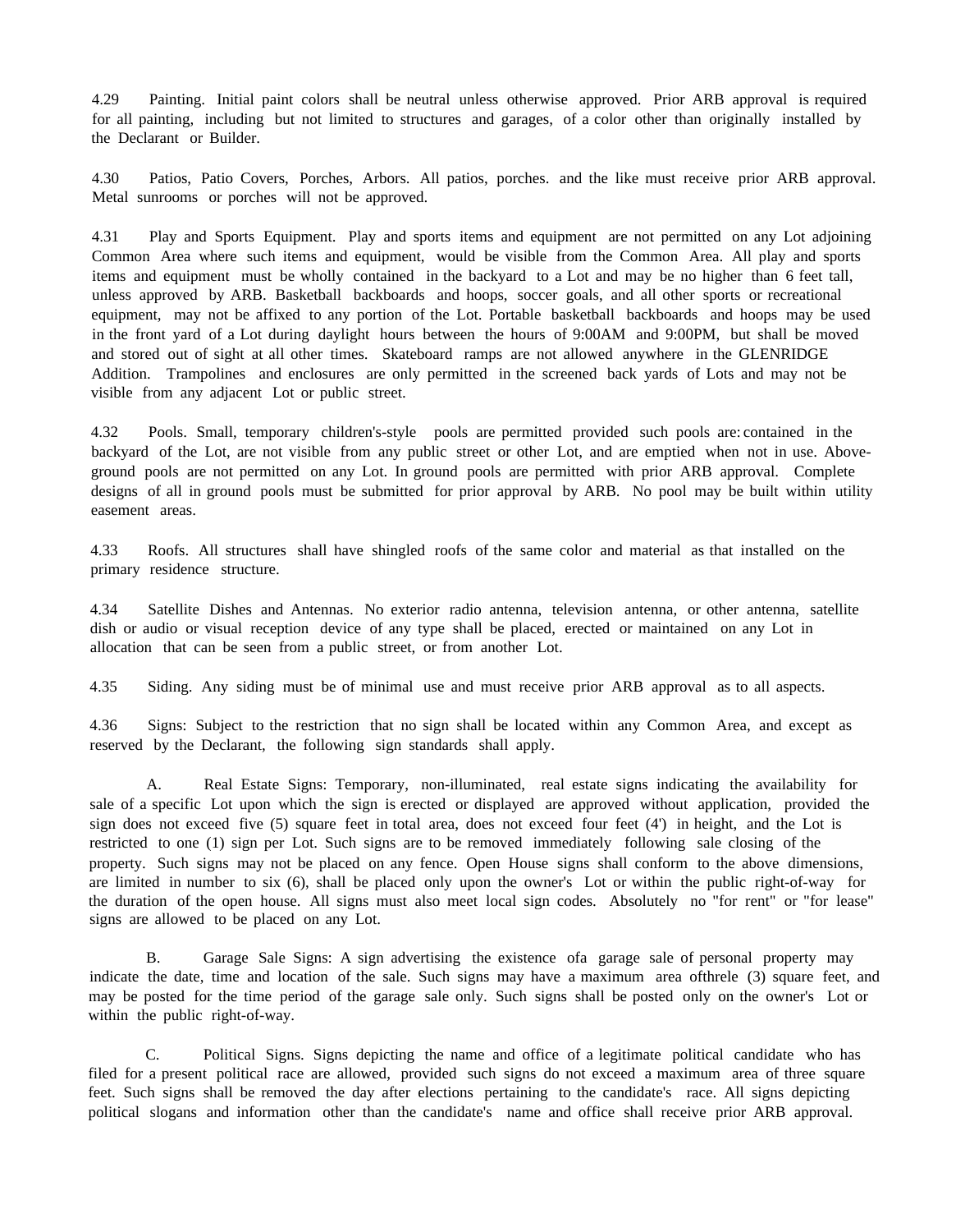4.29 Painting. Initial paint colors shall be neutral unless otherwise approved. Prior ARB approval is required for all painting, including but not limited to structures and garages, of a color other than originally installed by the Declarant or Builder.

4.30 Patios, Patio Covers, Porches, Arbors. All patios, porches. and the like must receive prior ARB approval. Metal sunrooms or porches will not be approved.

4.31 Play and Sports Equipment. Play and sports items and equipment are not permitted on any Lot adjoining Common Area where such items and equipment, would be visible from the Common Area. All play and sports items and equipment must be wholly contained in the backyard to a Lot and may be no higher than 6 feet tall, unless approved by ARB. Basketball backboards and hoops, soccer goals, and all other sports or recreational equipment, may not be affixed to any portion of the Lot. Portable basketball backboards and hoops may be used in the front yard of a Lot during daylight hours between the hours of 9:00AM and 9:00PM, but shall be moved and stored out of sight at all other times. Skateboard ramps are not allowed anywhere in the GLENRIDGE Addition. Trampolines and enclosures are only permitted in the screened back yards of Lots and may not be visible from any adjacent Lot or public street.

4.32 Pools. Small, temporary children's-style pools are permitted provided such pools are: contained in the backyard of the Lot, are not visible from any public street or other Lot, and are emptied when not in use. Above-ground pools are not permitted on any Lot. In ground pools are permitted with prior ARB approval. Complete designs of all in ground pools must be submitted for prior approval by ARB. No pool may be built within utility easement areas.

4.33 Roofs. All structures shall have shingled roofs of the same color and material as that installed on the primary residence structure.

4.34 Satellite Dishes and Antennas. No exterior radio antenna, television antenna, or other antenna, satellite dish or audio or visual reception device of any type shall be placed, erected or maintained on any Lot in allocation that can be seen from a public street, or from another Lot.

4.35 Siding. Any siding must be of minimal use and must receive prior ARB approval as to all aspects.

4.36 Signs: Subject to the restriction that no sign shall be located within any Common Area, and except as reserved by the Declarant, the following sign standards shall apply.

A. Real Estate Signs: Temporary, non-illuminated, real estate signs indicating the availability for sale of a specific Lot upon which the sign is erected or displayed are approved without application, provided the sign does not exceed five (5) square feet in total area, does not exceed four feet (4') in height, and the Lot is restricted to one (1) sign per Lot. Such signs are to be removed immediately following sale closing of the property. Such signs may not be placed on any fence. Open House signs shall conform to the above dimensions, are limited in number to six (6), shall be placed only upon the owner's Lot or within the public right-of-way for the duration of the open house. All signs must also meet local sign codes. Absolutely no "for rent" or "for lease" signs are allowed to be placed on any Lot.

B. Garage Sale Signs: A sign advertising the existence ofa garage sale of personal property may indicate the date, time and location of the sale. Such signs may have a maximum area ofthrele (3) square feet, and may be posted for the time period of the garage sale only. Such signs shall be posted only on the owner's Lot or within the public right-of-way.

C. Political Signs. Signs depicting the name and office of a legitimate political candidate who has filed for a present political race are allowed, provided such signs do not exceed a maximum area of three square feet. Such signs shall be removed the day after elections pertaining to the candidate's race. All signs depicting political slogans and information other than the candidate's name and office shall receive prior ARB approval.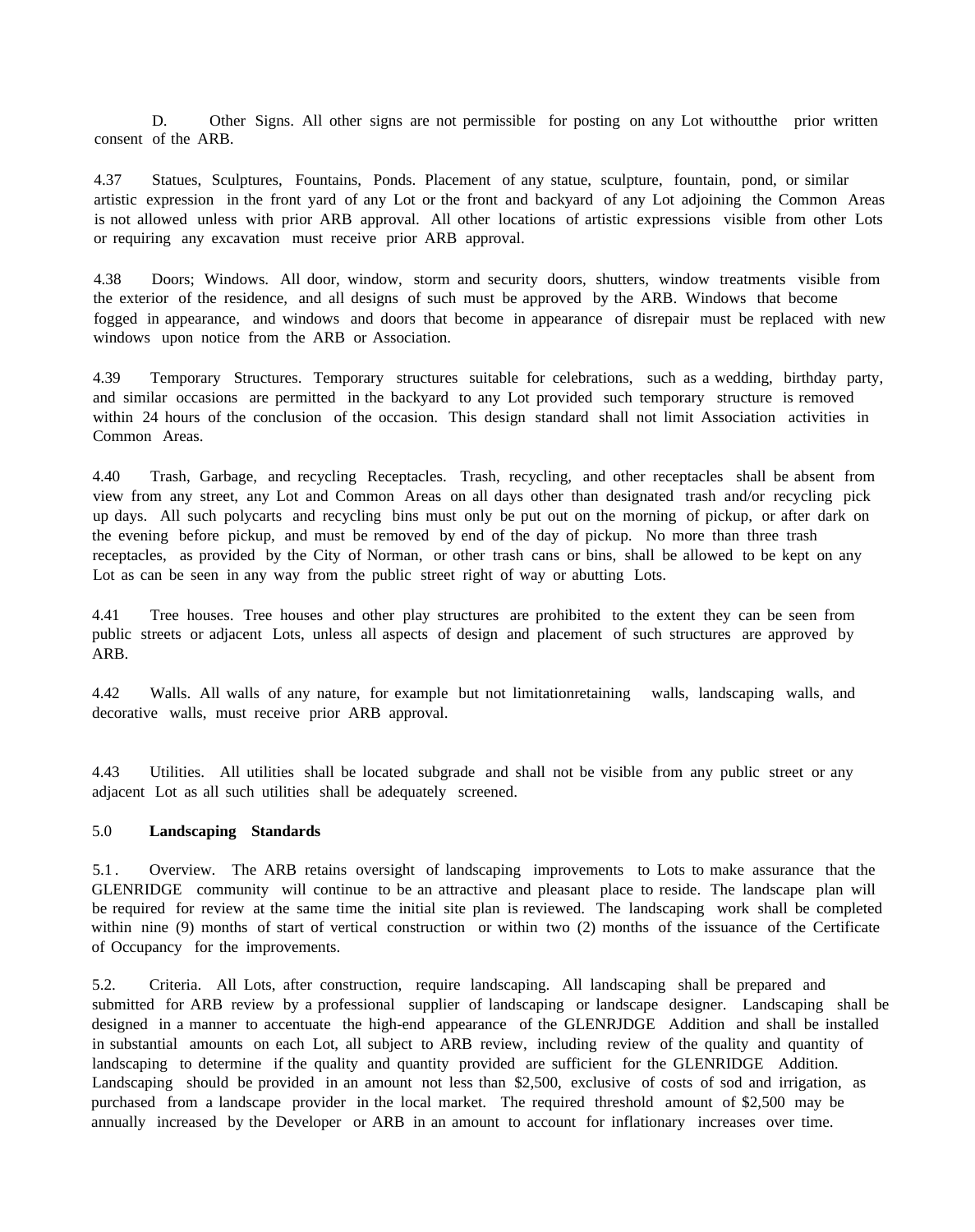D. Other Signs. All other signs are not permissible for posting on any Lot withoutthe prior written consent of the ARB.

4.37 Statues, Sculptures, Fountains, Ponds. Placement of any statue, sculpture, fountain, pond, or similar artistic expression in the front yard of any Lot or the front and backyard of any Lot adjoining the Common Areas is not allowed unless with prior ARB approval. All other locations of artistic expressions visible from other Lots or requiring any excavation must receive prior ARB approval.

4.38 Doors; Windows. All door, window, storm and security doors, shutters, window treatments visible from the exterior of the residence, and all designs of such must be approved by the ARB. Windows that become fogged in appearance, and windows and doors that become in appearance of disrepair must be replaced with new windows upon notice from the ARB or Association.

4.39 Temporary Structures. Temporary structures suitable for celebrations, such as a wedding, birthday party, and similar occasions are permitted in the backyard to any Lot provided such temporary structure is removed within 24 hours of the conclusion of the occasion. This design standard shall not limit Association activities in Common Areas.

4.40 Trash, Garbage, and recycling Receptacles. Trash, recycling, and other receptacles shall be absent from view from any street, any Lot and Common Areas on all days other than designated trash and/or recycling pick up days. All such polycarts and recycling bins must only be put out on the morning of pickup, or after dark on the evening before pickup, and must be removed by end of the day of pickup. No more than three trash receptacles, as provided by the City of Norman, or other trash cans or bins, shall be allowed to be kept on any Lot as can be seen in any way from the public street right of way or abutting Lots.

4.41 Tree houses. Tree houses and other play structures are prohibited to the extent they can be seen from public streets or adjacent Lots, unless all aspects of design and placement of such structures are approved by ARB.

4.42 Walls. All walls of any nature, for example but not limitationretaining walls, landscaping walls, and decorative walls, must receive prior ARB approval.

4.43 Utilities. All utilities shall be located subgrade and shall not be visible from any public street or any adjacent Lot as all such utilities shall be adequately screened.

5.0 **Landscaping Standards**

5.1. Overview. The ARB retains oversight of landscaping improvements to Lots to make assurance that the GLENRIDGE community will continue to be an attractive and pleasant place to reside. The landscape plan will be required for review at the same time the initial site plan is reviewed. The landscaping work shall be completed within nine (9) months of start of vertical construction or within two (2) months of the issuance of the Certificate of Occupancy for the improvements.

5.2. Criteria. All Lots, after construction, require landscaping. All landscaping shall be prepared and submitted for ARB review by a professional supplier of landscaping or landscape designer. Landscaping shall be designed in a manner to accentuate the high-end appearance of the GLENRJDGE Addition and shall be installed in substantial amounts on each Lot, all subject to ARB review, including review of the quality and quantity of landscaping to determine if the quality and quantity provided are sufficient for the GLENRIDGE Addition. Landscaping should be provided in an amount not less than $2,500, exclusive of costs of sod and irrigation, as purchased from a landscape provider in the local market. The required threshold amount of $2,500 may be annually increased by the Developer or ARB in an amount to account for inflationary increases over time.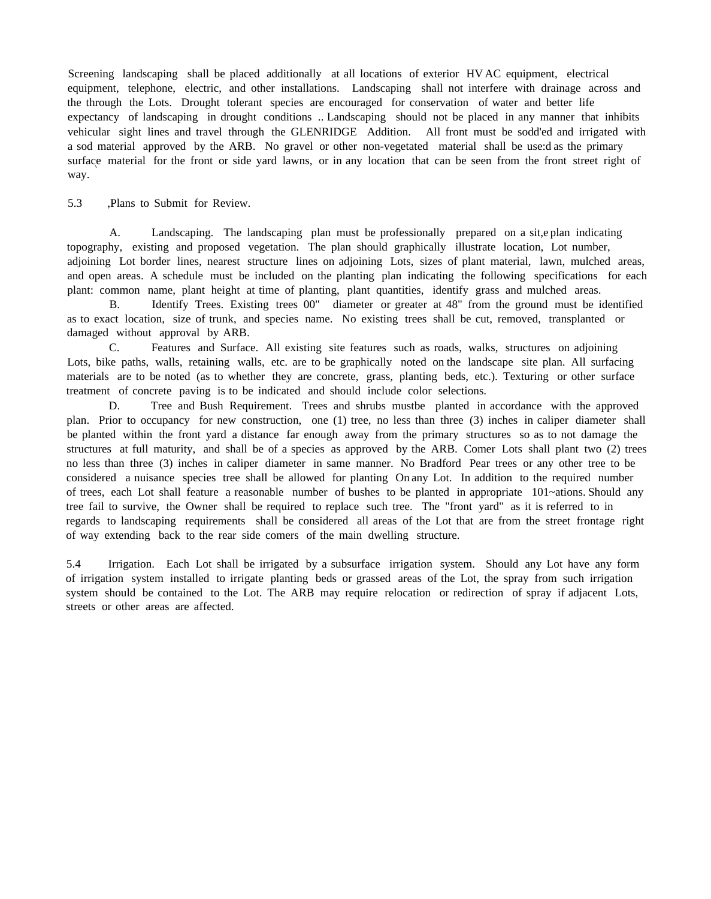Screening landscaping shall be placed additionally at all locations of exterior HVAC equipment, electrical equipment, telephone, electric, and other installations. Landscaping shall not interfere with drainage across and the through the Lots. Drought tolerant species are encouraged for conservation of water and better life expectancy of landscaping in drought conditions .. Landscaping should not be placed in any manner that inhibits vehicular sight lines and travel through the GLENRIDGE Addition. All front must be sodd'ed and irrigated with a sod material approved by the ARB. No gravel or other non-vegetated material shall be use:d as the primary surface material for the front or side yard lawns, or in any location that can be seen from the front street right of way.

5.3 ,Plans to Submit for Review.

A. Landscaping. The landscaping plan must be professionally prepared on a sit,e plan indicating topography, existing and proposed vegetation. The plan should graphically illustrate location, Lot number, adjoining Lot border lines, nearest structure lines on adjoining Lots, sizes of plant material, lawn, mulched areas, and open areas. A schedule must be included on the planting plan indicating the following specifications for each plant: common name, plant height at time of planting, plant quantities, identify grass and mulched areas.

B. Identify Trees. Existing trees 00" diameter or greater at 48" from the ground must be identified as to exact location, size of trunk, and species name. No existing trees shall be cut, removed, transplanted or damaged without approval by ARB.

C. Features and Surface. All existing site features such as roads, walks, structures on adjoining Lots, bike paths, walls, retaining walls, etc. are to be graphically noted on the landscape site plan. All surfacing materials are to be noted (as to whether they are concrete, grass, planting beds, etc.). Texturing or other surface treatment of concrete paving is to be indicated and should include color selections.

D. Tree and Bush Requirement. Trees and shrubs mustbe planted in accordance with the approved plan. Prior to occupancy for new construction, one (1) tree, no less than three (3) inches in caliper diameter shall be planted within the front yard a distance far enough away from the primary structures so as to not damage the structures at full maturity, and shall be of a species as approved by the ARB. Comer Lots shall plant two (2) trees no less than three (3) inches in caliper diameter in same manner. No Bradford Pear trees or any other tree to be considered a nuisance species tree shall be allowed for planting On any Lot. In addition to the required number of trees, each Lot shall feature a reasonable number of bushes to be planted in appropriate 101~ations. Should any tree fail to survive, the Owner shall be required to replace such tree. The "front yard" as it is referred to in regards to landscaping requirements shall be considered all areas of the Lot that are from the street frontage right of way extending back to the rear side comers of the main dwelling structure.

5.4 Irrigation. Each Lot shall be irrigated by a subsurface irrigation system. Should any Lot have any form of irrigation system installed to irrigate planting beds or grassed areas of the Lot, the spray from such irrigation system should be contained to the Lot. The ARB may require relocation or redirection of spray if adjacent Lots, streets or other areas are affected.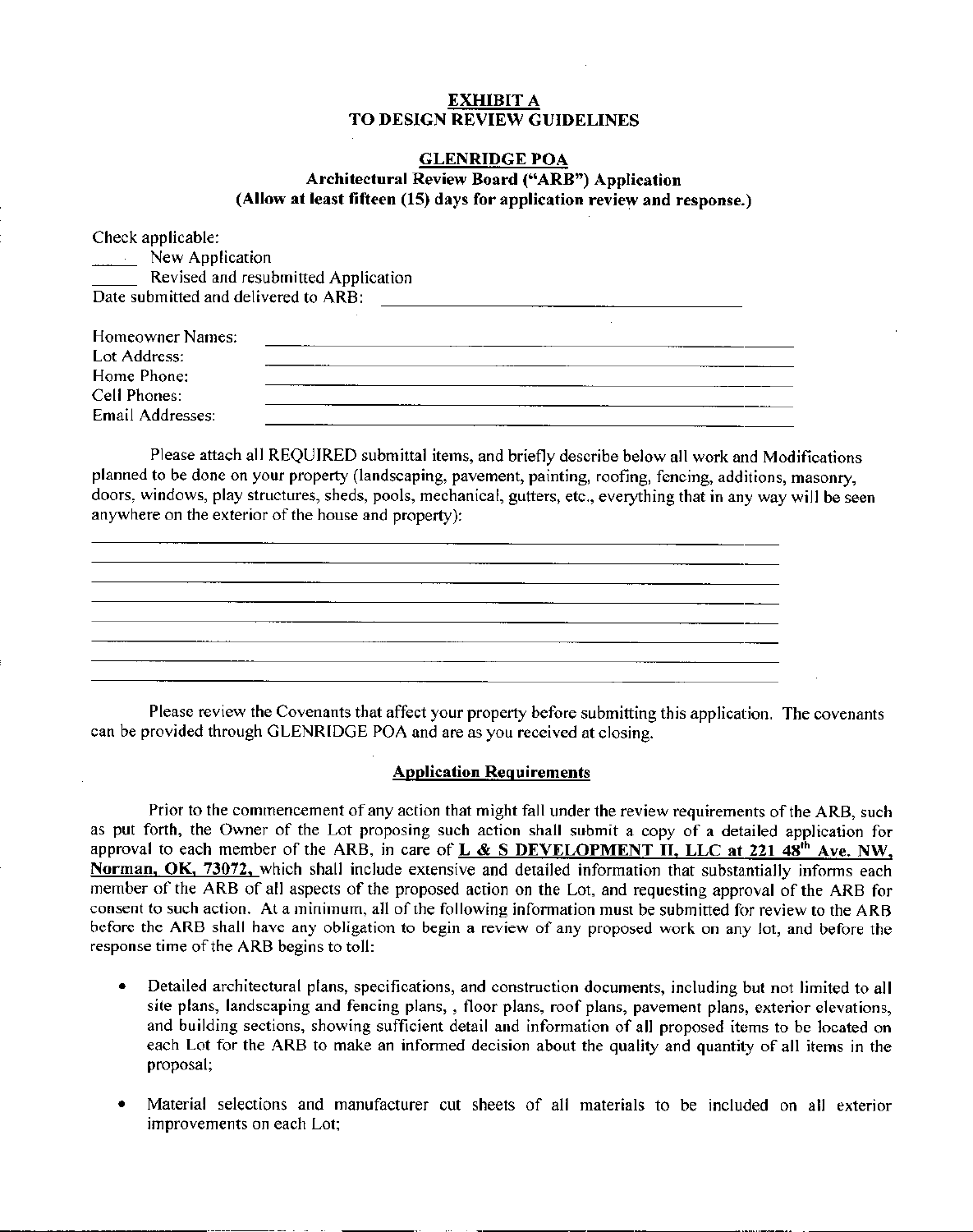**EXHIBIT A**
**TO DESIGN REVIEW GUIDELINES**

**GLENRIDGE POA**
**Architectural Review Board ("ARB") Application**
**(Allow at least fifteen (15) days for application review and response.)**

Check applicable:
_____ New Application
_____ Revised and resubmitted Application
Date submitted and delivered to ARB: ________________________________________

Homeowner Names: ________________________________________________
Lot Address: ________________________________________________
Home Phone: ________________________________________________
Cell Phones: ________________________________________________
Email Addresses: ________________________________________________

Please attach all REQUIRED submittal items, and briefly describe below all work and Modifications planned to be done on your property (landscaping, pavement, painting, roofing, fencing, additions, masonry, doors, windows, play structures, sheds, pools, mechanical, gutters, etc., everything that in any way will be seen anywhere on the exterior of the house and property):

____________________________________________________________________________
____________________________________________________________________________
____________________________________________________________________________
____________________________________________________________________________
____________________________________________________________________________
____________________________________________________________________________
____________________________________________________________________________
____________________________________________________________________________

Please review the Covenants that affect your property before submitting this application. The covenants can be provided through GLENRIDGE POA and are as you received at closing.

**Application Requirements**

Prior to the commencement of any action that might fall under the review requirements of the ARB, such as put forth, the Owner of the Lot proposing such action shall submit a copy of a detailed application for approval to each member of the ARB, in care of **L & S DEVELOPMENT II, LLC at 221 48th Ave. NW, Norman, OK, 73072,** which shall include extensive and detailed information that substantially informs each member of the ARB of all aspects of the proposed action on the Lot, and requesting approval of the ARB for consent to such action. At a minimum, all of the following information must be submitted for review to the ARB before the ARB shall have any obligation to begin a review of any proposed work on any lot, and before the response time of the ARB begins to toll:

- Detailed architectural plans, specifications, and construction documents, including but not limited to all site plans, landscaping and fencing plans, , floor plans, roof plans, pavement plans, exterior elevations, and building sections, showing sufficient detail and information of all proposed items to be located on each Lot for the ARB to make an informed decision about the quality and quantity of all items in the proposal;

- Material selections and manufacturer cut sheets of all materials to be included on all exterior improvements on each Lot;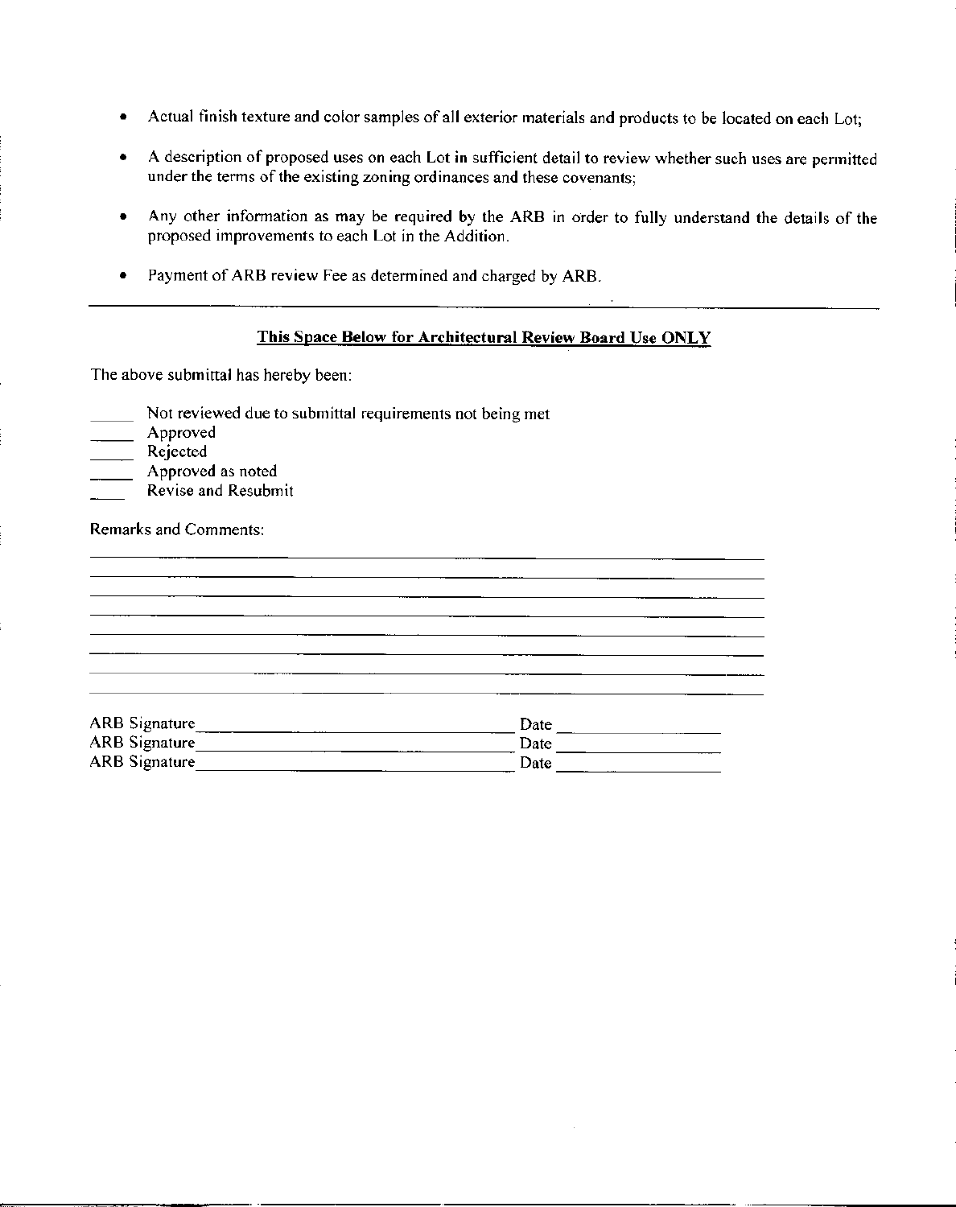- Actual finish texture and color samples of all exterior materials and products to be located on each Lot;
- A description of proposed uses on each Lot in sufficient detail to review whether such uses are permitted under the terms of the existing zoning ordinances and these covenants;
- Any other information as may be required by the ARB in order to fully understand the details of the proposed improvements to each Lot in the Addition.
- Payment of ARB review Fee as determined and charged by ARB.

---

**This Space Below for Architectural Review Board Use ONLY**

The above submittal has hereby been:

_____ Not reviewed due to submittal requirements not being met
_____ Approved
_____ Rejected
_____ Approved as noted
_____ Revise and Resubmit

Remarks and Comments:

______________________________________________________________________________
______________________________________________________________________________
______________________________________________________________________________
______________________________________________________________________________
______________________________________________________________________________
______________________________________________________________________________
______________________________________________________________________________
______________________________________________________________________________

ARB Signature______________________________ Date ______________
ARB Signature______________________________ Date ______________
ARB Signature______________________________ Date ______________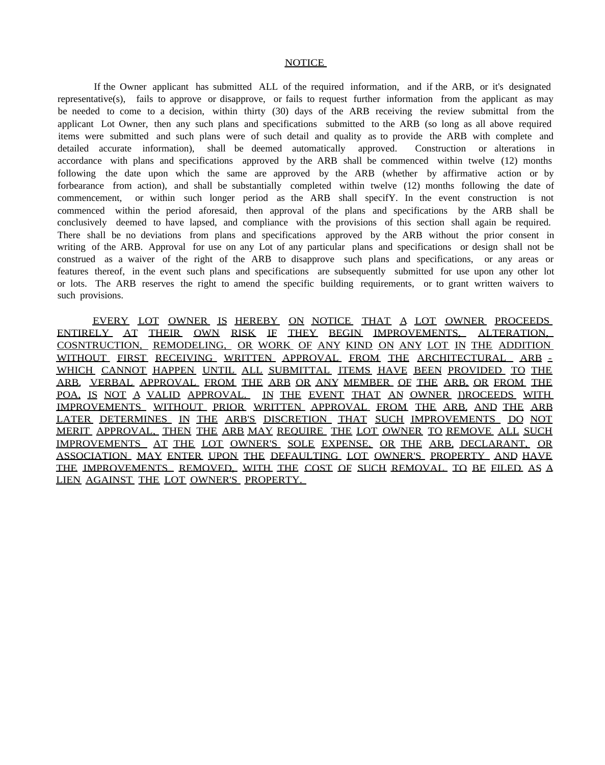# NOTICE

If the Owner applicant has submitted ALL of the required information, and if the ARB, or it's designated representative(s), fails to approve or disapprove, or fails to request further information from the applicant as may be needed to come to a decision, within thirty (30) days of the ARB receiving the review submittal from the applicant Lot Owner, then any such plans and specifications submitted to the ARB (so long as all above required items were submitted and such plans were of such detail and quality as to provide the ARB with complete and detailed accurate information), shall be deemed automatically approved. Construction or alterations in accordance with plans and specifications approved by the ARB shall be commenced within twelve (12) months following the date upon which the same are approved by the ARB (whether by affirmative action or by forbearance from action), and shall be substantially completed within twelve (12) months following the date of commencement, or within such longer period as the ARB shall specifY. In the event construction is not commenced within the period aforesaid, then approval of the plans and specifications by the ARB shall be conclusively deemed to have lapsed, and compliance with the provisions of this section shall again be required. There shall be no deviations from plans and specifications approved by the ARB without the prior consent in writing of the ARB. Approval for use on any Lot of any particular plans and specifications or design shall not be construed as a waiver of the right of the ARB to disapprove such plans and specifications, or any areas or features thereof, in the event such plans and specifications are subsequently submitted for use upon any other lot or lots. The ARB reserves the right to amend the specific building requirements, or to grant written waivers to such provisions.

EVERY LOT OWNER IS HEREBY ON NOTICE THAT A LOT OWNER PROCEEDS ENTIRELY AT THEIR OWN RISK IF THEY BEGIN IMPROVEMENTS, ALTERATION, COSNTRUCTION, REMODELING, OR WORK OF ANY KIND ON ANY LOT IN THE ADDITION WITHOUT FIRST RECEIVING WRITTEN APPROVAL FROM THE ARCHITECTURAL ARB - WHICH CANNOT HAPPEN UNTIL ALL SUBMITTAL ITEMS HAVE BEEN PROVIDED TO THE ARB. VERBAL APPROVAL FROM THE ARB OR ANY MEMBER OF THE ARB, OR FROM THE POA, IS NOT A VALID APPROVAL. IN THE EVENT THAT AN OWNER I)ROCEEDS WITH IMPROVEMENTS WITHOUT PRIOR WRITTEN APPROVAL FROM THE ARB, AND THE ARB LATER DETERMINES IN THE ARB'S DISCRETION THAT SUCH IMPROVEMENTS DO NOT MERIT APPROVAL, THEN THE ARB MAY REQUIRE THE LOT OWNER TO REMOVE ALL SUCH IMPROVEMENTS AT THE LOT OWNER'S SOLE EXPENSE, OR THE ARB, DECLARANT, OR ASSOCIATION MAY ENTER UPON THE DEFAULTING LOT OWNER'S PROPERTY AND HAVE THE IMPROVEMENTS REMOVED, WITH THE COST OF SUCH REMOVAL TO BE FILED AS A LIEN AGAINST THE LOT OWNER'S PROPERTY.